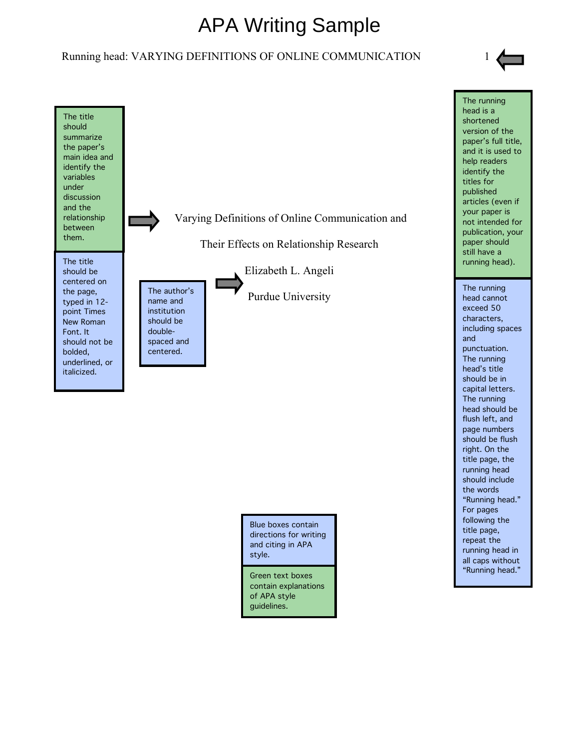# APA Writing Sample

Running head: VARYING DEFINITIONS OF ONLINE COMMUNICATION

The title should summarize the paper's main idea and identify the variables under discussion and the relationship between them.

The title should be centered on the page, typed in 12-point Times New Roman Font. It should not be bolded, underlined, or italicized.

Varying Definitions of Online Communication and

Their Effects on Relationship Research

Elizabeth L. Angeli

Purdue University

The author's name and institution should be double-spaced and centered.

The running head is a shortened version of the paper's full title, and it is used to help readers identify the titles for published articles (even if your paper is not intended for publication, your paper should still have a running head).

The running head cannot exceed 50 characters, including spaces and punctuation. The running head's title should be in capital letters. The running head should be flush left, and page numbers should be flush right. On the title page, the running head should include the words "Running head." For pages following the title page, repeat the running head in all caps without "Running head."

Blue boxes contain directions for writing and citing in APA style.

Green text boxes contain explanations of APA style guidelines.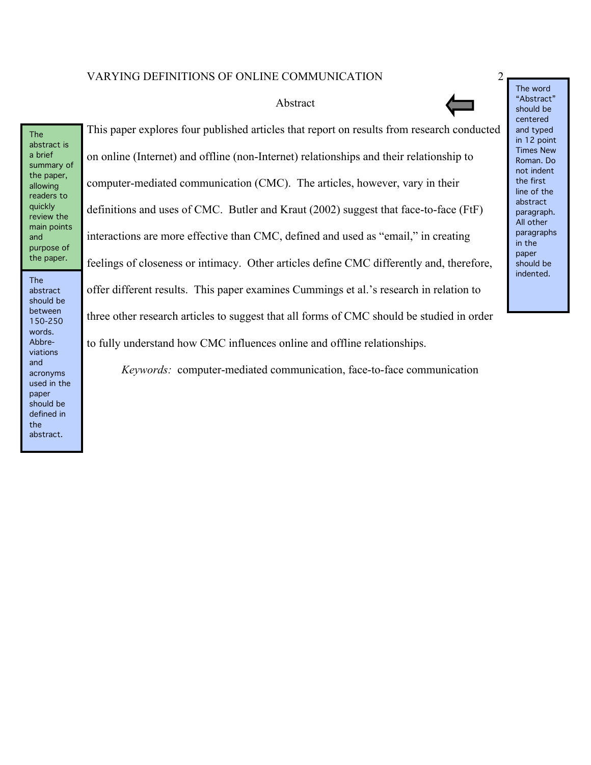# Abstract

This paper explores four published articles that report on results from research conducted on online (Internet) and offline (non-Internet) relationships and their relationship to computer-mediated communication (CMC). The articles, however, vary in their definitions and uses of CMC. Butler and Kraut (2002) suggest that face-to-face (FtF) interactions are more effective than CMC, defined and used as "email," in creating feelings of closeness or intimacy. Other articles define CMC differently and, therefore, offer different results. This paper examines Cummings et al.'s research in relation to three other research articles to suggest that all forms of CMC should be studied in order to fully understand how CMC influences online and offline relationships.

*Keywords:* computer-mediated communication, face-to-face communication

The abstract is a brief summary of the paper, allowing readers to quickly review the main points and purpose of the paper.

The abstract should be between 150-250 words. Abbreviations and acronyms used in the paper should be defined in the abstract.

The word "Abstract" should be centered and typed in 12 point Times New Roman. Do not indent the first line of the abstract paragraph. All other paragraphs in the paper should be indented.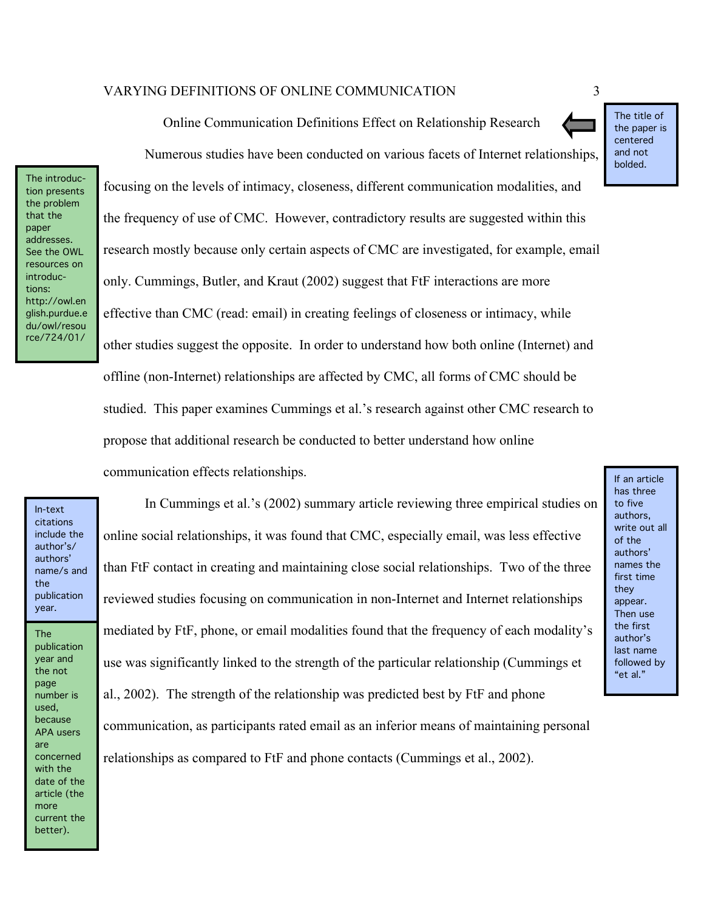Online Communication Definitions Effect on Relationship Research

> The title of the paper is centered and not bolded.

> The introduction presents the problem that the paper addresses. See the OWL resources on introductions: http://owl.english.purdue.edu/owl/resource/724/01/

Numerous studies have been conducted on various facets of Internet relationships, focusing on the levels of intimacy, closeness, different communication modalities, and the frequency of use of CMC. However, contradictory results are suggested within this research mostly because only certain aspects of CMC are investigated, for example, email only. Cummings, Butler, and Kraut (2002) suggest that FtF interactions are more effective than CMC (read: email) in creating feelings of closeness or intimacy, while other studies suggest the opposite. In order to understand how both online (Internet) and offline (non-Internet) relationships are affected by CMC, all forms of CMC should be studied. This paper examines Cummings et al.'s research against other CMC research to propose that additional research be conducted to better understand how online communication effects relationships.

> In-text citations include the author's/authors' name/s and the publication year.

> The publication year and the not page number is used, because APA users are concerned with the date of the article (the more current the better).

> If an article has three to five authors, write out all of the authors' names the first time they appear. Then use the first author's last name followed by "et al."

In Cummings et al.'s (2002) summary article reviewing three empirical studies on online social relationships, it was found that CMC, especially email, was less effective than FtF contact in creating and maintaining close social relationships. Two of the three reviewed studies focusing on communication in non-Internet and Internet relationships mediated by FtF, phone, or email modalities found that the frequency of each modality's use was significantly linked to the strength of the particular relationship (Cummings et al., 2002). The strength of the relationship was predicted best by FtF and phone communication, as participants rated email as an inferior means of maintaining personal relationships as compared to FtF and phone contacts (Cummings et al., 2002).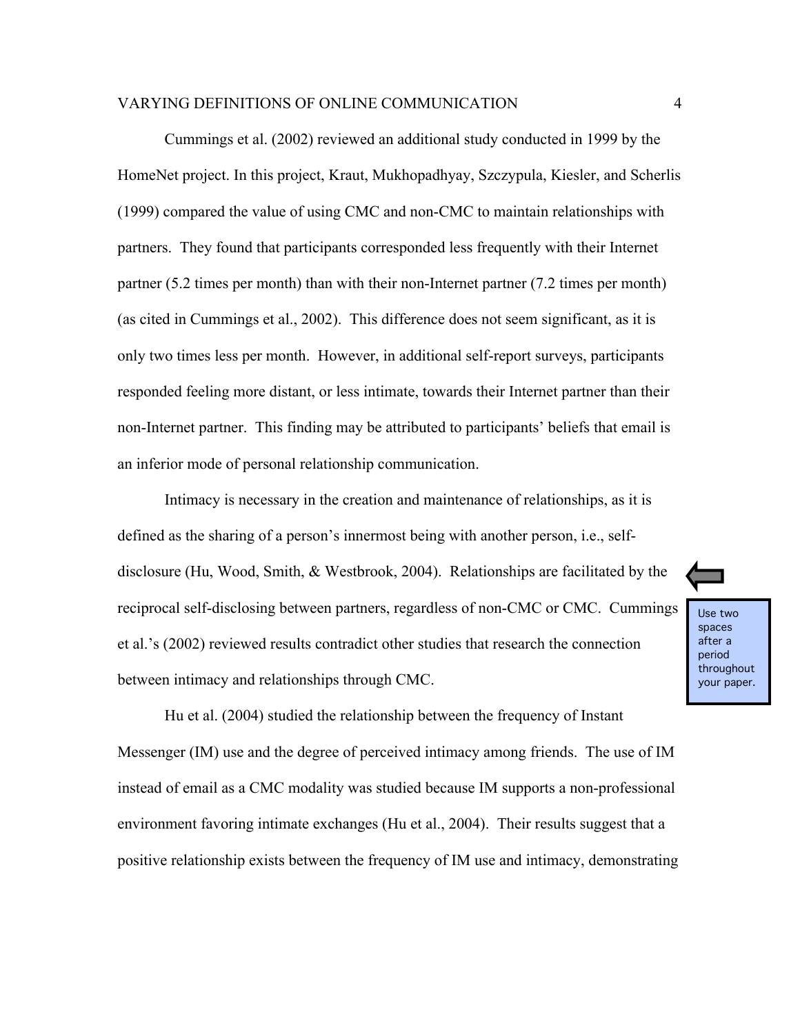Cummings et al. (2002) reviewed an additional study conducted in 1999 by the HomeNet project. In this project, Kraut, Mukhopadhyay, Szczypula, Kiesler, and Scherlis (1999) compared the value of using CMC and non-CMC to maintain relationships with partners.  They found that participants corresponded less frequently with their Internet partner (5.2 times per month) than with their non-Internet partner (7.2 times per month) (as cited in Cummings et al., 2002).  This difference does not seem significant, as it is only two times less per month.  However, in additional self-report surveys, participants responded feeling more distant, or less intimate, towards their Internet partner than their non-Internet partner.  This finding may be attributed to participants' beliefs that email is an inferior mode of personal relationship communication.

Intimacy is necessary in the creation and maintenance of relationships, as it is defined as the sharing of a person's innermost being with another person, i.e., self-disclosure (Hu, Wood, Smith, & Westbrook, 2004).  Relationships are facilitated by the reciprocal self-disclosing between partners, regardless of non-CMC or CMC.  Cummings et al.'s (2002) reviewed results contradict other studies that research the connection between intimacy and relationships through CMC.

Use two spaces after a period throughout your paper.

Hu et al. (2004) studied the relationship between the frequency of Instant Messenger (IM) use and the degree of perceived intimacy among friends.  The use of IM instead of email as a CMC modality was studied because IM supports a non-professional environment favoring intimate exchanges (Hu et al., 2004).  Their results suggest that a positive relationship exists between the frequency of IM use and intimacy, demonstrating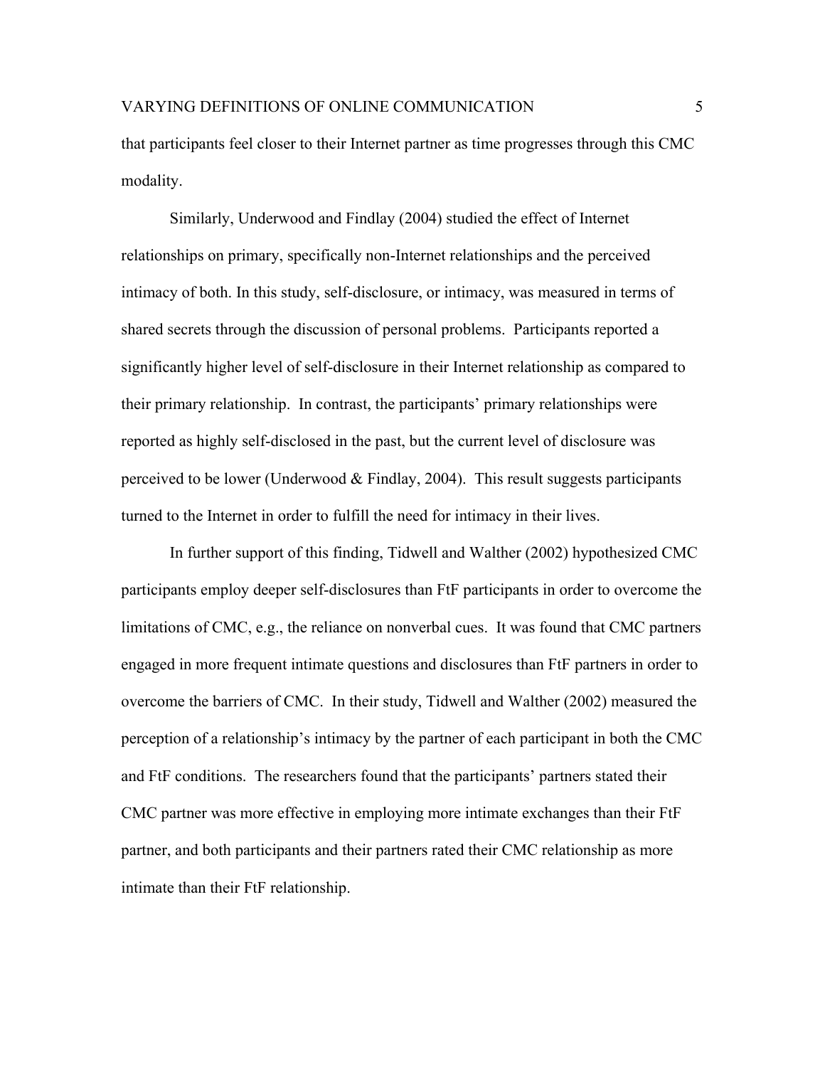that participants feel closer to their Internet partner as time progresses through this CMC modality.

Similarly, Underwood and Findlay (2004) studied the effect of Internet relationships on primary, specifically non-Internet relationships and the perceived intimacy of both. In this study, self-disclosure, or intimacy, was measured in terms of shared secrets through the discussion of personal problems. Participants reported a significantly higher level of self-disclosure in their Internet relationship as compared to their primary relationship. In contrast, the participants' primary relationships were reported as highly self-disclosed in the past, but the current level of disclosure was perceived to be lower (Underwood & Findlay, 2004). This result suggests participants turned to the Internet in order to fulfill the need for intimacy in their lives.

In further support of this finding, Tidwell and Walther (2002) hypothesized CMC participants employ deeper self-disclosures than FtF participants in order to overcome the limitations of CMC, e.g., the reliance on nonverbal cues. It was found that CMC partners engaged in more frequent intimate questions and disclosures than FtF partners in order to overcome the barriers of CMC. In their study, Tidwell and Walther (2002) measured the perception of a relationship's intimacy by the partner of each participant in both the CMC and FtF conditions. The researchers found that the participants' partners stated their CMC partner was more effective in employing more intimate exchanges than their FtF partner, and both participants and their partners rated their CMC relationship as more intimate than their FtF relationship.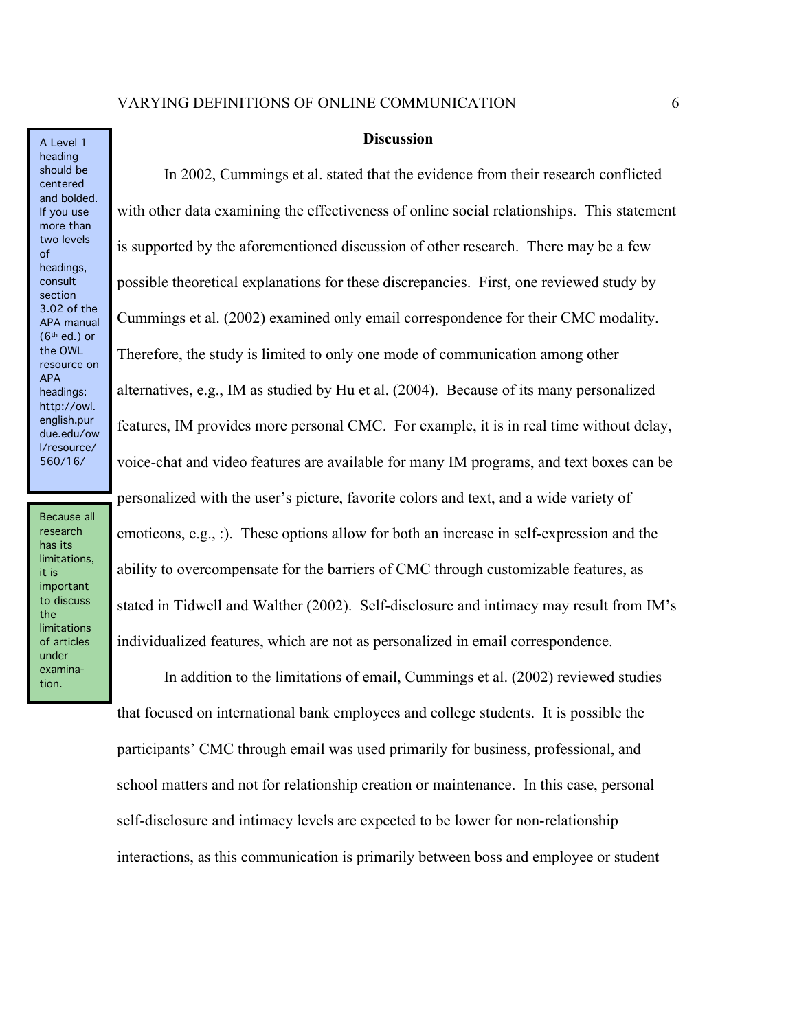> A Level 1 heading should be centered and bolded. If you use more than two levels of headings, consult section 3.02 of the APA manual (6th ed.) or the OWL resource on APA headings: http://owl.english.purdue.edu/owl/resource/560/16/

> Because all research has its limitations, it is important to discuss the limitations of articles under examination.

## Discussion

In 2002, Cummings et al. stated that the evidence from their research conflicted with other data examining the effectiveness of online social relationships. This statement is supported by the aforementioned discussion of other research. There may be a few possible theoretical explanations for these discrepancies. First, one reviewed study by Cummings et al. (2002) examined only email correspondence for their CMC modality. Therefore, the study is limited to only one mode of communication among other alternatives, e.g., IM as studied by Hu et al. (2004). Because of its many personalized features, IM provides more personal CMC. For example, it is in real time without delay, voice-chat and video features are available for many IM programs, and text boxes can be personalized with the user's picture, favorite colors and text, and a wide variety of emoticons, e.g., :). These options allow for both an increase in self-expression and the ability to overcompensate for the barriers of CMC through customizable features, as stated in Tidwell and Walther (2002). Self-disclosure and intimacy may result from IM's individualized features, which are not as personalized in email correspondence.

In addition to the limitations of email, Cummings et al. (2002) reviewed studies that focused on international bank employees and college students. It is possible the participants' CMC through email was used primarily for business, professional, and school matters and not for relationship creation or maintenance. In this case, personal self-disclosure and intimacy levels are expected to be lower for non-relationship interactions, as this communication is primarily between boss and employee or student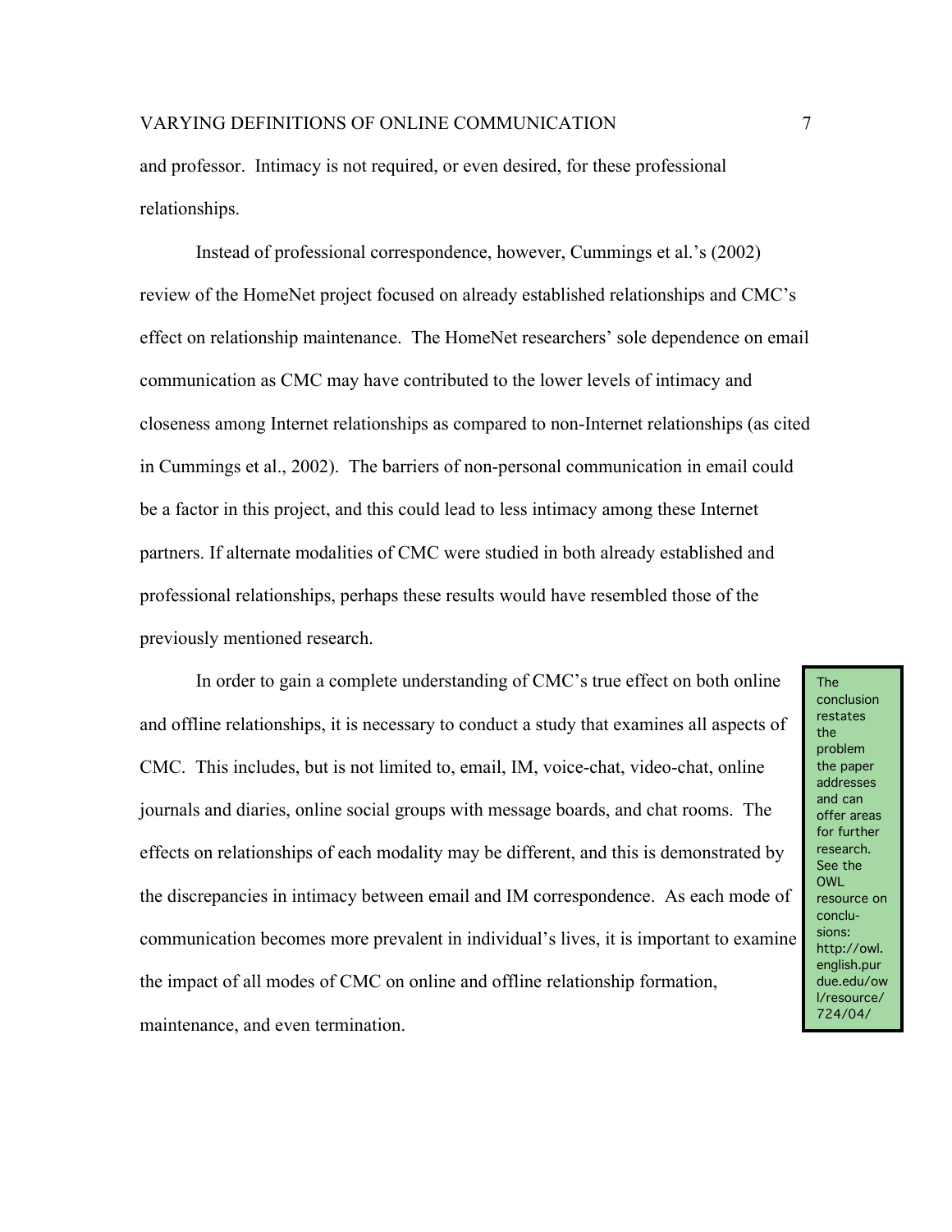and professor. Intimacy is not required, or even desired, for these professional relationships.

Instead of professional correspondence, however, Cummings et al.'s (2002) review of the HomeNet project focused on already established relationships and CMC's effect on relationship maintenance. The HomeNet researchers' sole dependence on email communication as CMC may have contributed to the lower levels of intimacy and closeness among Internet relationships as compared to non-Internet relationships (as cited in Cummings et al., 2002). The barriers of non-personal communication in email could be a factor in this project, and this could lead to less intimacy among these Internet partners. If alternate modalities of CMC were studied in both already established and professional relationships, perhaps these results would have resembled those of the previously mentioned research.

In order to gain a complete understanding of CMC's true effect on both online and offline relationships, it is necessary to conduct a study that examines all aspects of CMC. This includes, but is not limited to, email, IM, voice-chat, video-chat, online journals and diaries, online social groups with message boards, and chat rooms. The effects on relationships of each modality may be different, and this is demonstrated by the discrepancies in intimacy between email and IM correspondence. As each mode of communication becomes more prevalent in individual's lives, it is important to examine the impact of all modes of CMC on online and offline relationship formation, maintenance, and even termination.

> The conclusion restates the problem the paper addresses and can offer areas for further research. See the OWL resource on conclusions: http://owl.english.purdue.edu/owl/resource/724/04/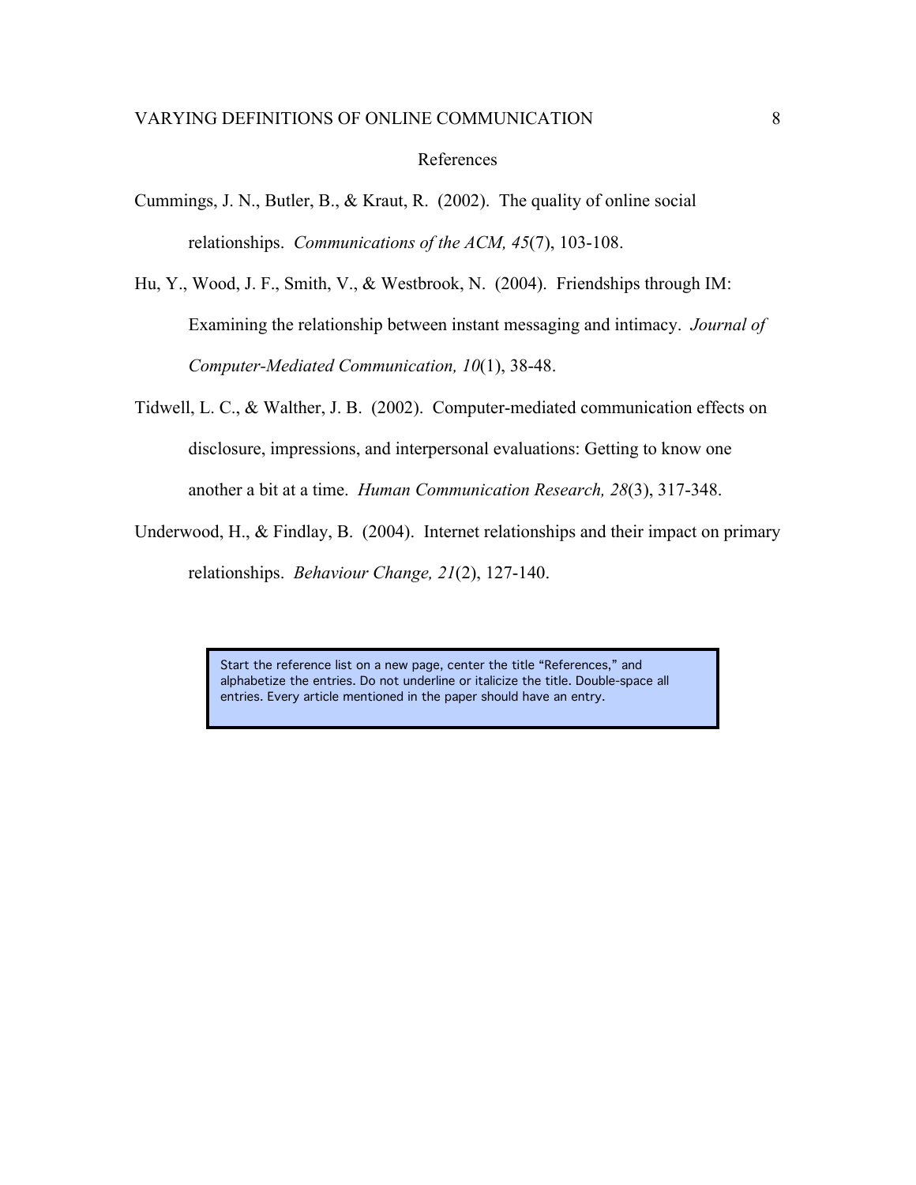# References

Cummings, J. N., Butler, B., & Kraut, R. (2002). The quality of online social relationships. *Communications of the ACM, 45*(7), 103-108.

Hu, Y., Wood, J. F., Smith, V., & Westbrook, N. (2004). Friendships through IM: Examining the relationship between instant messaging and intimacy. *Journal of Computer-Mediated Communication, 10*(1), 38-48.

Tidwell, L. C., & Walther, J. B. (2002). Computer-mediated communication effects on disclosure, impressions, and interpersonal evaluations: Getting to know one another a bit at a time. *Human Communication Research, 28*(3), 317-348.

Underwood, H., & Findlay, B. (2004). Internet relationships and their impact on primary relationships. *Behaviour Change, 21*(2), 127-140.

> Start the reference list on a new page, center the title "References," and alphabetize the entries. Do not underline or italicize the title. Double-space all entries. Every article mentioned in the paper should have an entry.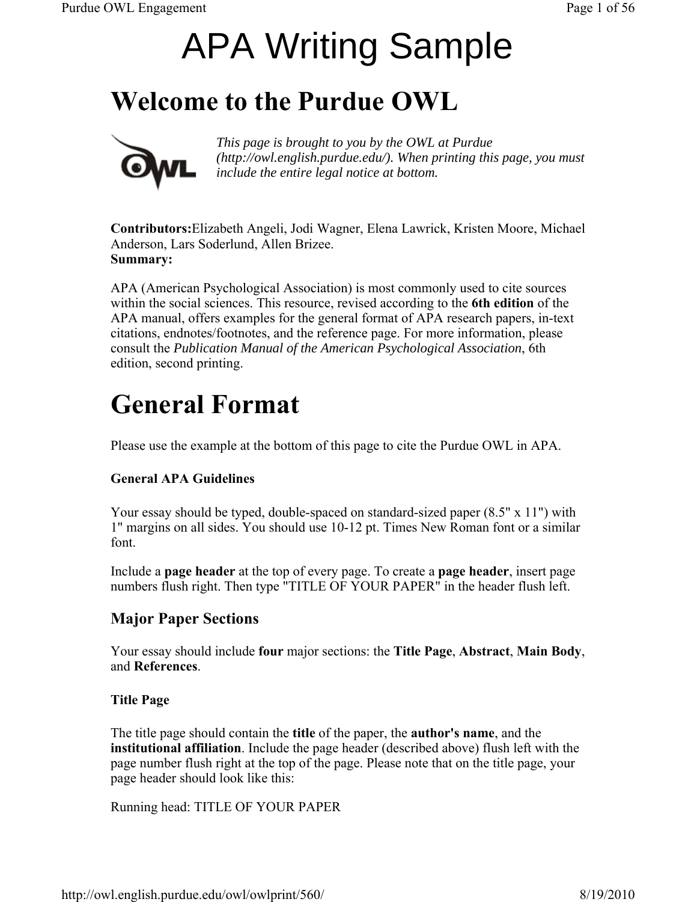# APA Writing Sample

# Welcome to the Purdue OWL

*This page is brought to you by the OWL at Purdue (http://owl.english.purdue.edu/). When printing this page, you must include the entire legal notice at bottom.*

**Contributors:**Elizabeth Angeli, Jodi Wagner, Elena Lawrick, Kristen Moore, Michael Anderson, Lars Soderlund, Allen Brizee.
**Summary:**

APA (American Psychological Association) is most commonly used to cite sources within the social sciences. This resource, revised according to the **6th edition** of the APA manual, offers examples for the general format of APA research papers, in-text citations, endnotes/footnotes, and the reference page. For more information, please consult the *Publication Manual of the American Psychological Association*, 6th edition, second printing.

# General Format

Please use the example at the bottom of this page to cite the Purdue OWL in APA.

**General APA Guidelines**

Your essay should be typed, double-spaced on standard-sized paper (8.5" x 11") with 1" margins on all sides. You should use 10-12 pt. Times New Roman font or a similar font.

Include a **page header** at the top of every page. To create a **page header**, insert page numbers flush right. Then type "TITLE OF YOUR PAPER" in the header flush left.

## Major Paper Sections

Your essay should include **four** major sections: the **Title Page**, **Abstract**, **Main Body**, and **References**.

**Title Page**

The title page should contain the **title** of the paper, the **author's name**, and the **institutional affiliation**. Include the page header (described above) flush left with the page number flush right at the top of the page. Please note that on the title page, your page header should look like this:

Running head: TITLE OF YOUR PAPER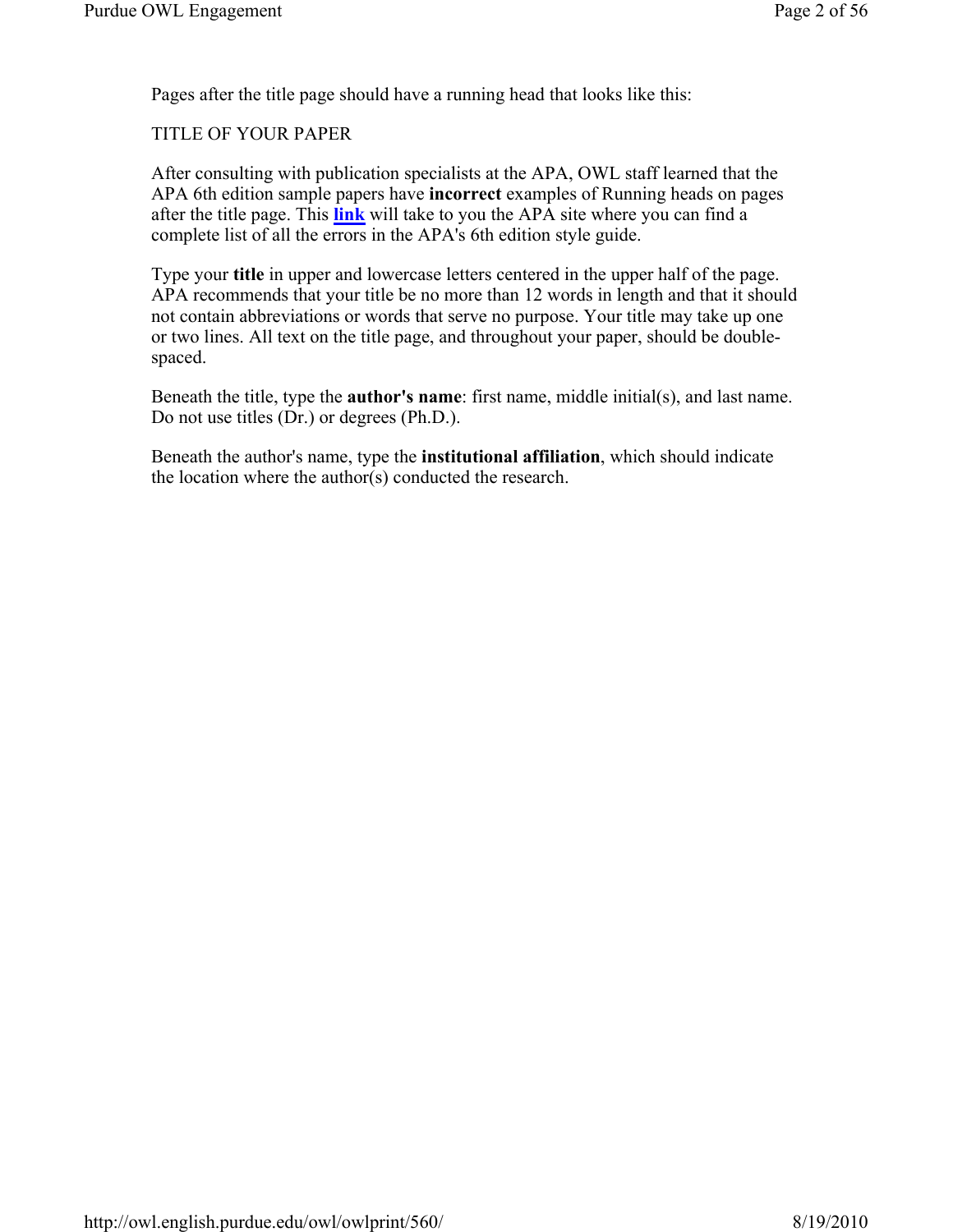Pages after the title page should have a running head that looks like this:

TITLE OF YOUR PAPER

After consulting with publication specialists at the APA, OWL staff learned that the APA 6th edition sample papers have **incorrect** examples of Running heads on pages after the title page. This **link** will take to you the APA site where you can find a complete list of all the errors in the APA's 6th edition style guide.

Type your **title** in upper and lowercase letters centered in the upper half of the page. APA recommends that your title be no more than 12 words in length and that it should not contain abbreviations or words that serve no purpose. Your title may take up one or two lines. All text on the title page, and throughout your paper, should be double-spaced.

Beneath the title, type the **author's name**: first name, middle initial(s), and last name. Do not use titles (Dr.) or degrees (Ph.D.).

Beneath the author's name, type the **institutional affiliation**, which should indicate the location where the author(s) conducted the research.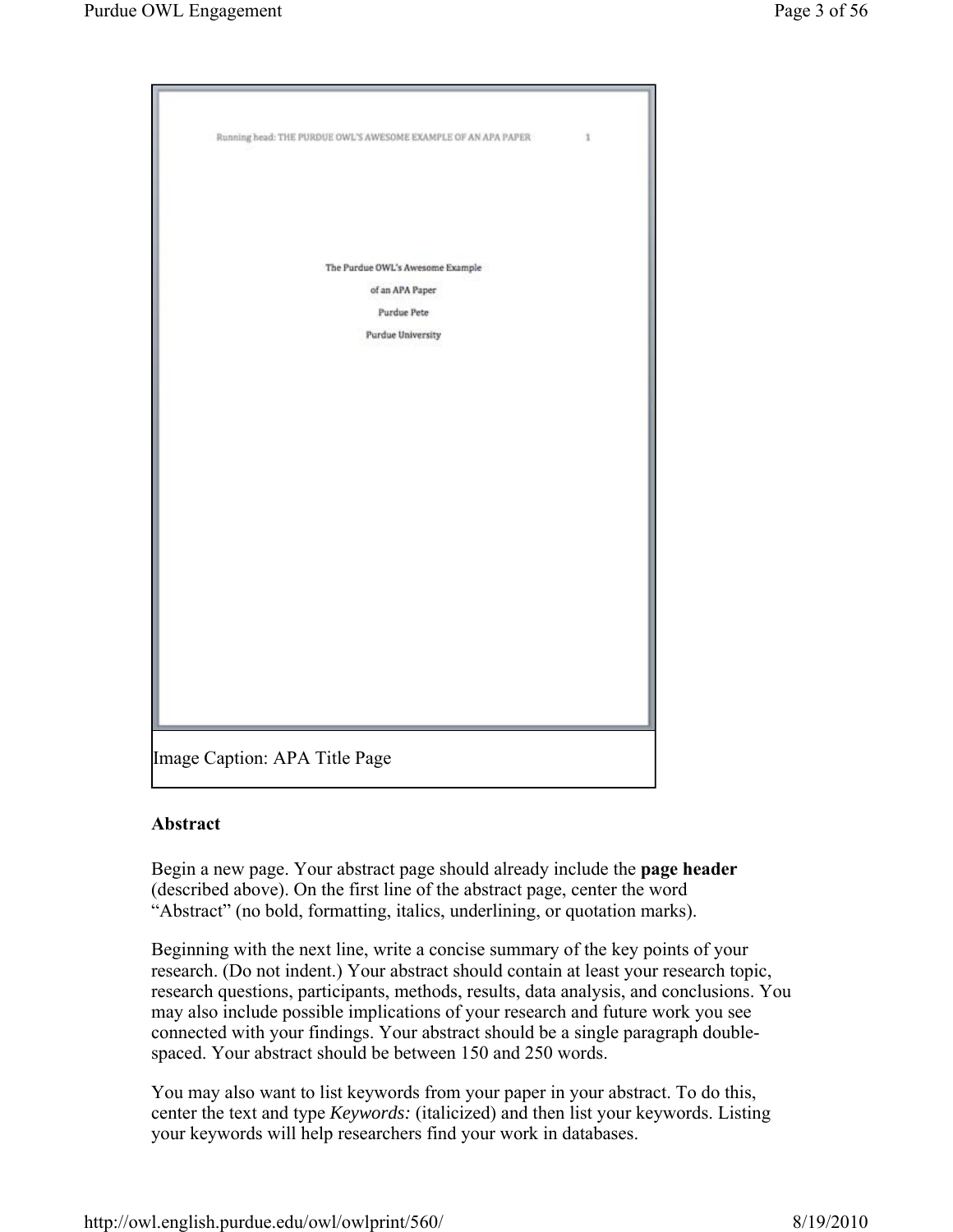Running head: THE PURDUE OWL'S AWESOME EXAMPLE OF AN APA PAPER 1

The Purdue OWL's Awesome Example

of an APA Paper

Purdue Pete

Purdue University

Image Caption: APA Title Page

**Abstract**

Begin a new page. Your abstract page should already include the **page header** (described above). On the first line of the abstract page, center the word "Abstract" (no bold, formatting, italics, underlining, or quotation marks).

Beginning with the next line, write a concise summary of the key points of your research. (Do not indent.) Your abstract should contain at least your research topic, research questions, participants, methods, results, data analysis, and conclusions. You may also include possible implications of your research and future work you see connected with your findings. Your abstract should be a single paragraph double-spaced. Your abstract should be between 150 and 250 words.

You may also want to list keywords from your paper in your abstract. To do this, center the text and type *Keywords:* (italicized) and then list your keywords. Listing your keywords will help researchers find your work in databases.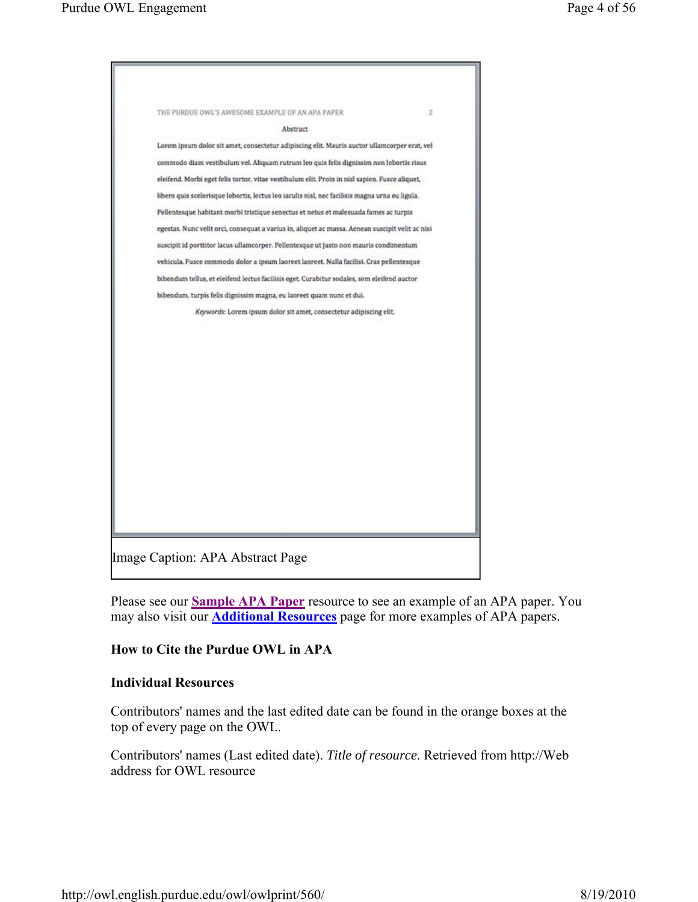THE PURDUE OWL'S AWESOME EXAMPLE OF AN APA PAPER 2

Abstract

Lorem ipsum dolor sit amet, consectetur adipiscing elit. Mauris auctor ullamcorper erat, vel commodo diam vestibulum vel. Aliquam rutrum leo quis felis dignissim non lobortis risus eleifend. Morbi eget felis tortor, vitae vestibulum elit. Proin in nisl sapien. Fusce aliquet, libero quis scelerisque lobortis, lectus leo iaculis nisl, nec facilisis magna urna eu ligula. Pellentesque habitant morbi tristique senectus et netus et malesuada fames ac turpis egestas. Nunc velit orci, consequat a varius in, aliquet ac massa. Aenean suscipit velit ac nisi suscipit id porttitor lacus ullamcorper. Pellentesque ut justo non mauris condimentum vehicula. Fusce commodo dolor a ipsum laoreet laoreet. Nulla facilisi. Cras pellentesque bibendum tellus, et eleifend lectus facilisis eget. Curabitur sodales, sem eleifend auctor bibendum, turpis felis dignissim magna, eu laoreet quam nunc et dui.

*Keywords*: Lorem ipsum dolor sit amet, consectetur adipiscing elit.

Image Caption: APA Abstract Page

Please see our **Sample APA Paper** resource to see an example of an APA paper. You may also visit our **Additional Resources** page for more examples of APA papers.

**How to Cite the Purdue OWL in APA**

**Individual Resources**

Contributors' names and the last edited date can be found in the orange boxes at the top of every page on the OWL.

Contributors' names (Last edited date). *Title of resource*. Retrieved from http://Web address for OWL resource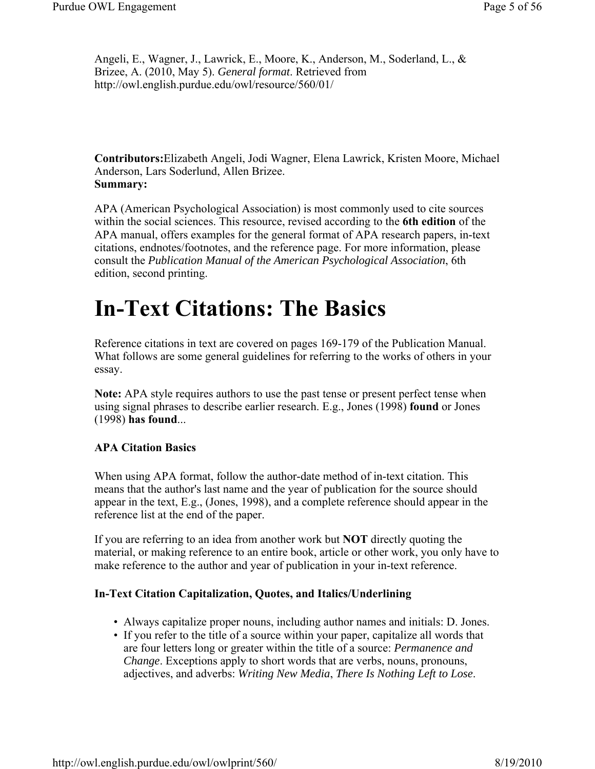Angeli, E., Wagner, J., Lawrick, E., Moore, K., Anderson, M., Soderland, L., & Brizee, A. (2010, May 5). *General format*. Retrieved from http://owl.english.purdue.edu/owl/resource/560/01/

**Contributors:**Elizabeth Angeli, Jodi Wagner, Elena Lawrick, Kristen Moore, Michael Anderson, Lars Soderlund, Allen Brizee.
**Summary:**

APA (American Psychological Association) is most commonly used to cite sources within the social sciences. This resource, revised according to the **6th edition** of the APA manual, offers examples for the general format of APA research papers, in-text citations, endnotes/footnotes, and the reference page. For more information, please consult the *Publication Manual of the American Psychological Association*, 6th edition, second printing.

# In-Text Citations: The Basics

Reference citations in text are covered on pages 169-179 of the Publication Manual. What follows are some general guidelines for referring to the works of others in your essay.

**Note:** APA style requires authors to use the past tense or present perfect tense when using signal phrases to describe earlier research. E.g., Jones (1998) **found** or Jones (1998) **has found**...

### APA Citation Basics

When using APA format, follow the author-date method of in-text citation. This means that the author's last name and the year of publication for the source should appear in the text, E.g., (Jones, 1998), and a complete reference should appear in the reference list at the end of the paper.

If you are referring to an idea from another work but **NOT** directly quoting the material, or making reference to an entire book, article or other work, you only have to make reference to the author and year of publication in your in-text reference.

### In-Text Citation Capitalization, Quotes, and Italics/Underlining

- Always capitalize proper nouns, including author names and initials: D. Jones.
- If you refer to the title of a source within your paper, capitalize all words that are four letters long or greater within the title of a source: *Permanence and Change*. Exceptions apply to short words that are verbs, nouns, pronouns, adjectives, and adverbs: *Writing New Media*, *There Is Nothing Left to Lose*.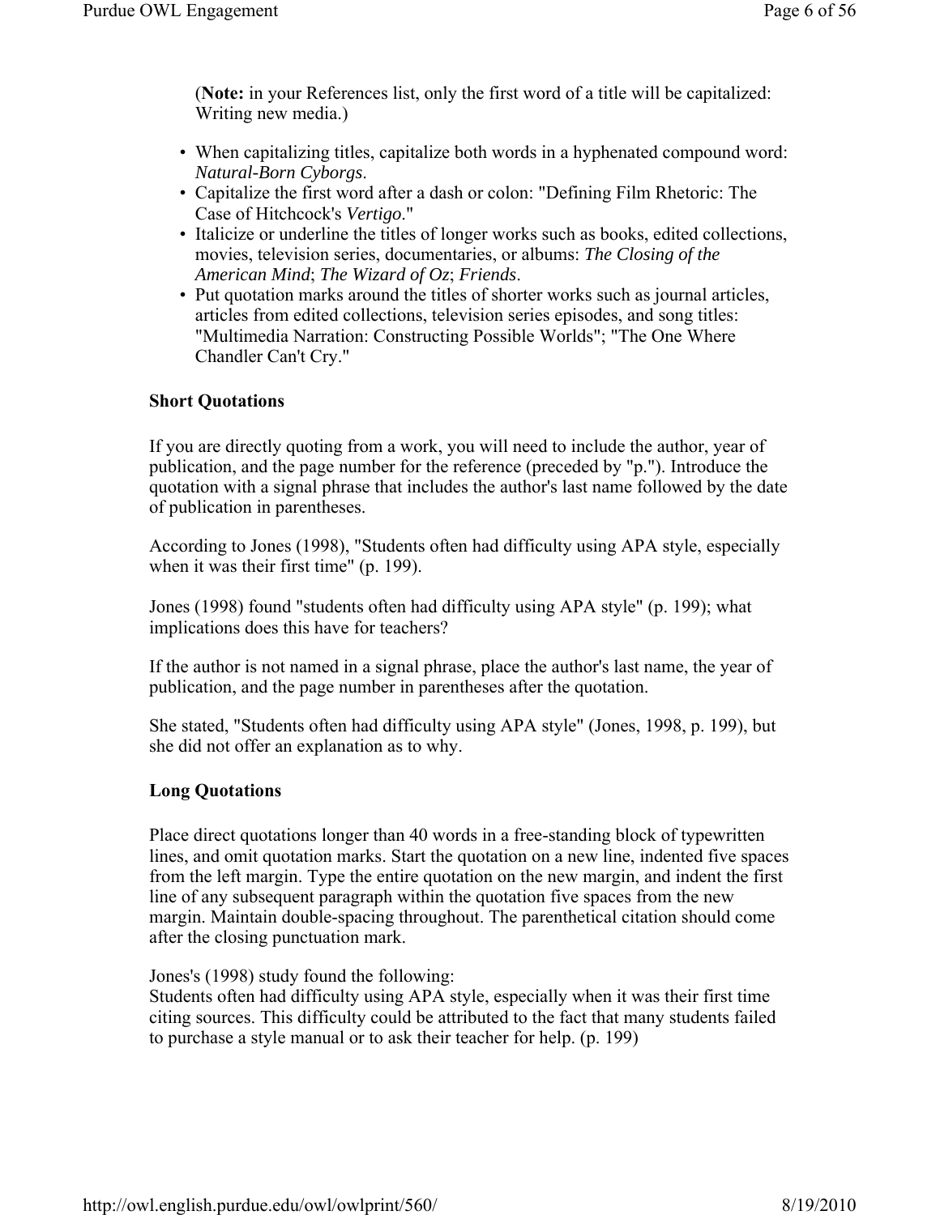(**Note:** in your References list, only the first word of a title will be capitalized: Writing new media.)

- When capitalizing titles, capitalize both words in a hyphenated compound word: *Natural-Born Cyborgs*.
- Capitalize the first word after a dash or colon: "Defining Film Rhetoric: The Case of Hitchcock's *Vertigo*."
- Italicize or underline the titles of longer works such as books, edited collections, movies, television series, documentaries, or albums: *The Closing of the American Mind*; *The Wizard of Oz*; *Friends*.
- Put quotation marks around the titles of shorter works such as journal articles, articles from edited collections, television series episodes, and song titles: "Multimedia Narration: Constructing Possible Worlds"; "The One Where Chandler Can't Cry."

**Short Quotations**

If you are directly quoting from a work, you will need to include the author, year of publication, and the page number for the reference (preceded by "p."). Introduce the quotation with a signal phrase that includes the author's last name followed by the date of publication in parentheses.

According to Jones (1998), "Students often had difficulty using APA style, especially when it was their first time" (p. 199).

Jones (1998) found "students often had difficulty using APA style" (p. 199); what implications does this have for teachers?

If the author is not named in a signal phrase, place the author's last name, the year of publication, and the page number in parentheses after the quotation.

She stated, "Students often had difficulty using APA style" (Jones, 1998, p. 199), but she did not offer an explanation as to why.

**Long Quotations**

Place direct quotations longer than 40 words in a free-standing block of typewritten lines, and omit quotation marks. Start the quotation on a new line, indented five spaces from the left margin. Type the entire quotation on the new margin, and indent the first line of any subsequent paragraph within the quotation five spaces from the new margin. Maintain double-spacing throughout. The parenthetical citation should come after the closing punctuation mark.

Jones's (1998) study found the following:
Students often had difficulty using APA style, especially when it was their first time citing sources. This difficulty could be attributed to the fact that many students failed to purchase a style manual or to ask their teacher for help. (p. 199)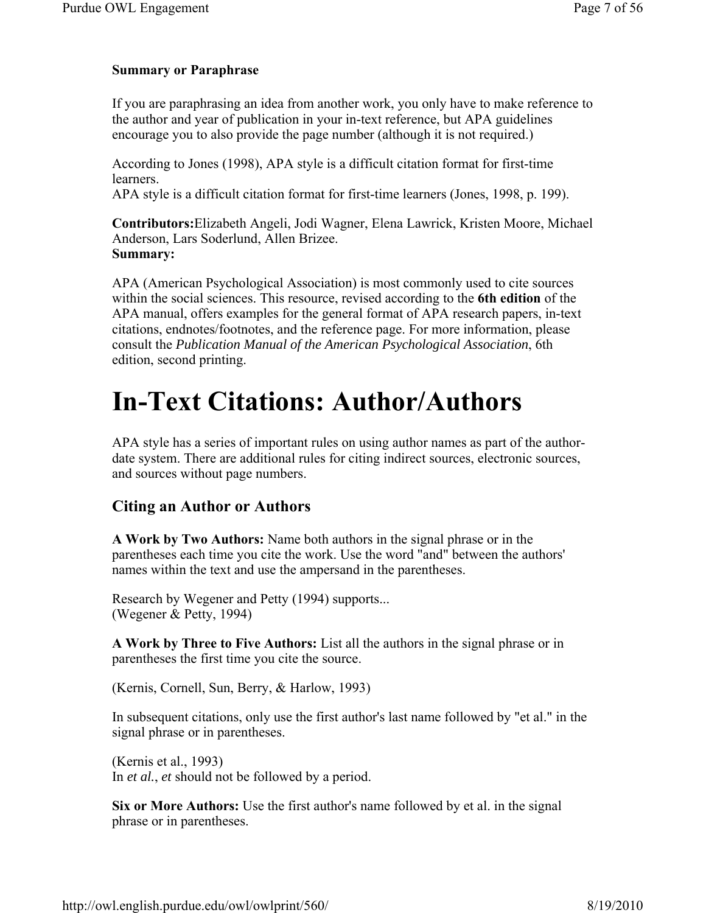**Summary or Paraphrase**

If you are paraphrasing an idea from another work, you only have to make reference to the author and year of publication in your in-text reference, but APA guidelines encourage you to also provide the page number (although it is not required.)

According to Jones (1998), APA style is a difficult citation format for first-time learners.
APA style is a difficult citation format for first-time learners (Jones, 1998, p. 199).

**Contributors:**Elizabeth Angeli, Jodi Wagner, Elena Lawrick, Kristen Moore, Michael Anderson, Lars Soderlund, Allen Brizee.
**Summary:**

APA (American Psychological Association) is most commonly used to cite sources within the social sciences. This resource, revised according to the **6th edition** of the APA manual, offers examples for the general format of APA research papers, in-text citations, endnotes/footnotes, and the reference page. For more information, please consult the *Publication Manual of the American Psychological Association*, 6th edition, second printing.

# In-Text Citations: Author/Authors

APA style has a series of important rules on using author names as part of the author-date system. There are additional rules for citing indirect sources, electronic sources, and sources without page numbers.

## Citing an Author or Authors

**A Work by Two Authors:** Name both authors in the signal phrase or in the parentheses each time you cite the work. Use the word "and" between the authors' names within the text and use the ampersand in the parentheses.

Research by Wegener and Petty (1994) supports...
(Wegener & Petty, 1994)

**A Work by Three to Five Authors:** List all the authors in the signal phrase or in parentheses the first time you cite the source.

(Kernis, Cornell, Sun, Berry, & Harlow, 1993)

In subsequent citations, only use the first author's last name followed by "et al." in the signal phrase or in parentheses.

(Kernis et al., 1993)
In *et al.*, *et* should not be followed by a period.

**Six or More Authors:** Use the first author's name followed by et al. in the signal phrase or in parentheses.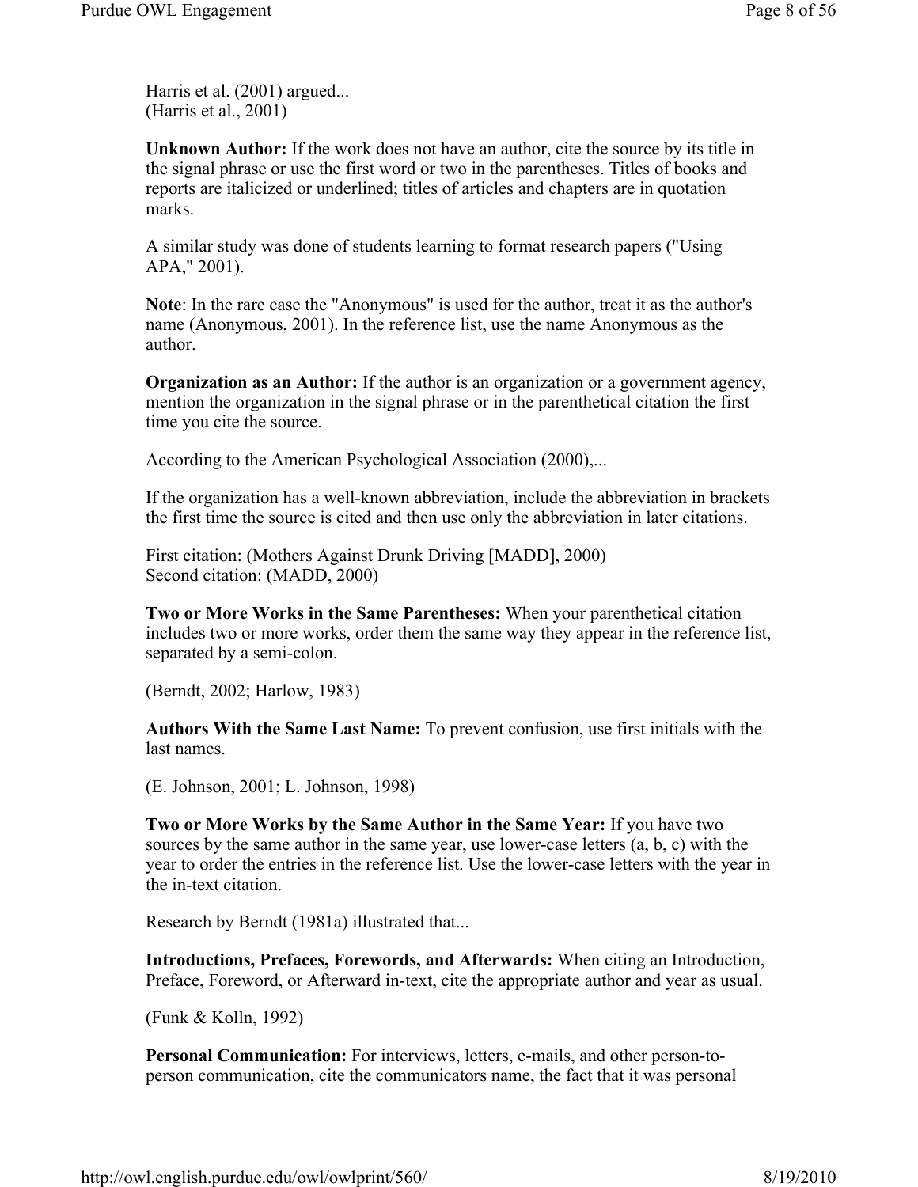Harris et al. (2001) argued...
(Harris et al., 2001)

**Unknown Author:** If the work does not have an author, cite the source by its title in the signal phrase or use the first word or two in the parentheses. Titles of books and reports are italicized or underlined; titles of articles and chapters are in quotation marks.

A similar study was done of students learning to format research papers ("Using APA," 2001).

**Note**: In the rare case the "Anonymous" is used for the author, treat it as the author's name (Anonymous, 2001). In the reference list, use the name Anonymous as the author.

**Organization as an Author:** If the author is an organization or a government agency, mention the organization in the signal phrase or in the parenthetical citation the first time you cite the source.

According to the American Psychological Association (2000),...

If the organization has a well-known abbreviation, include the abbreviation in brackets the first time the source is cited and then use only the abbreviation in later citations.

First citation: (Mothers Against Drunk Driving [MADD], 2000)
Second citation: (MADD, 2000)

**Two or More Works in the Same Parentheses:** When your parenthetical citation includes two or more works, order them the same way they appear in the reference list, separated by a semi-colon.

(Berndt, 2002; Harlow, 1983)

**Authors With the Same Last Name:** To prevent confusion, use first initials with the last names.

(E. Johnson, 2001; L. Johnson, 1998)

**Two or More Works by the Same Author in the Same Year:** If you have two sources by the same author in the same year, use lower-case letters (a, b, c) with the year to order the entries in the reference list. Use the lower-case letters with the year in the in-text citation.

Research by Berndt (1981a) illustrated that...

**Introductions, Prefaces, Forewords, and Afterwards:** When citing an Introduction, Preface, Foreword, or Afterward in-text, cite the appropriate author and year as usual.

(Funk & Kolln, 1992)

**Personal Communication:** For interviews, letters, e-mails, and other person-to-person communication, cite the communicators name, the fact that it was personal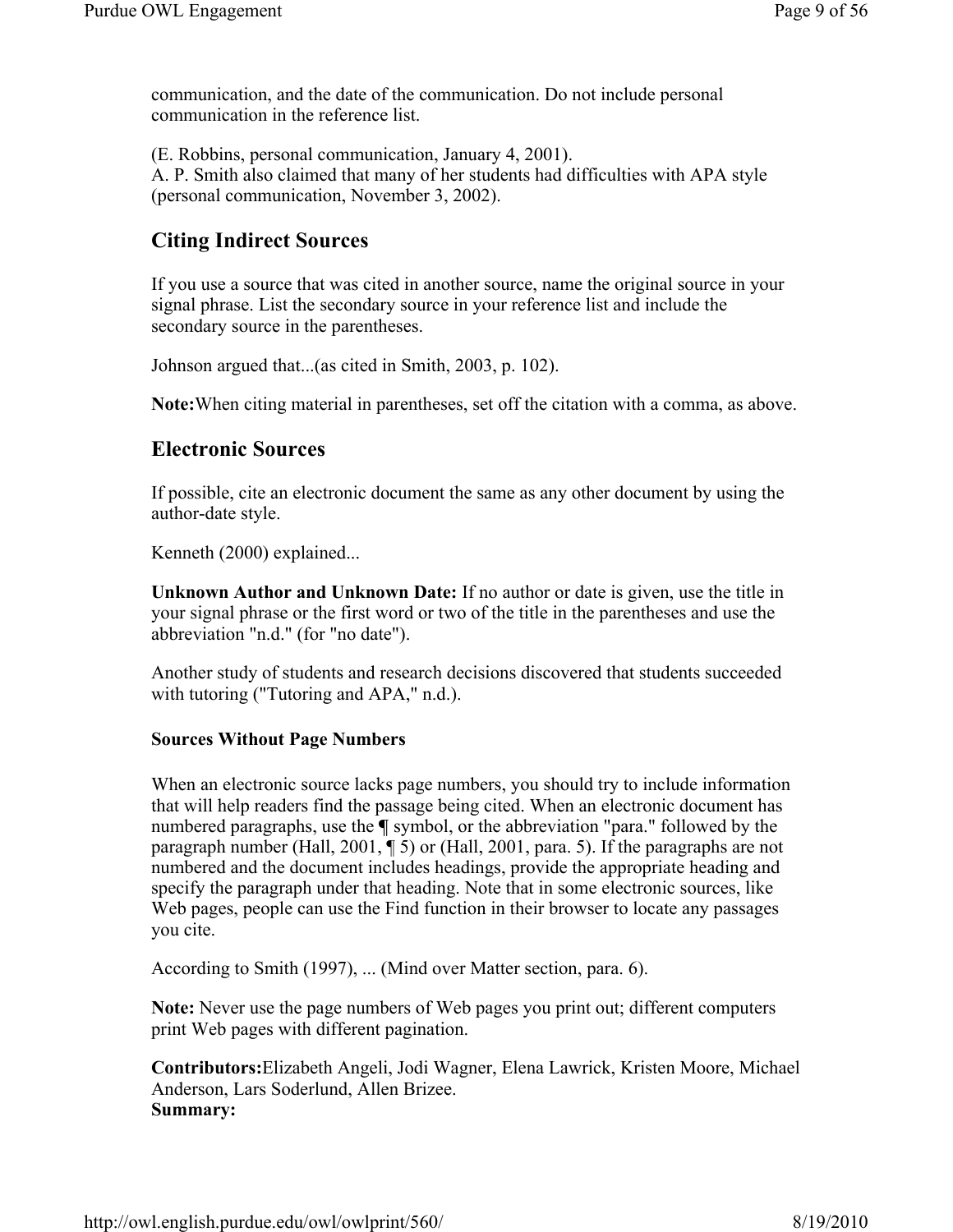communication, and the date of the communication. Do not include personal communication in the reference list.

(E. Robbins, personal communication, January 4, 2001).
A. P. Smith also claimed that many of her students had difficulties with APA style (personal communication, November 3, 2002).

## Citing Indirect Sources

If you use a source that was cited in another source, name the original source in your signal phrase. List the secondary source in your reference list and include the secondary source in the parentheses.

Johnson argued that...(as cited in Smith, 2003, p. 102).

**Note:**When citing material in parentheses, set off the citation with a comma, as above.

## Electronic Sources

If possible, cite an electronic document the same as any other document by using the author-date style.

Kenneth (2000) explained...

**Unknown Author and Unknown Date:** If no author or date is given, use the title in your signal phrase or the first word or two of the title in the parentheses and use the abbreviation "n.d." (for "no date").

Another study of students and research decisions discovered that students succeeded with tutoring ("Tutoring and APA," n.d.).

### Sources Without Page Numbers

When an electronic source lacks page numbers, you should try to include information that will help readers find the passage being cited. When an electronic document has numbered paragraphs, use the **¶** symbol, or the abbreviation "para." followed by the paragraph number (Hall, 2001, ¶ 5) or (Hall, 2001, para. 5). If the paragraphs are not numbered and the document includes headings, provide the appropriate heading and specify the paragraph under that heading. Note that in some electronic sources, like Web pages, people can use the Find function in their browser to locate any passages you cite.

According to Smith (1997), ... (Mind over Matter section, para. 6).

**Note:** Never use the page numbers of Web pages you print out; different computers print Web pages with different pagination.

**Contributors:**Elizabeth Angeli, Jodi Wagner, Elena Lawrick, Kristen Moore, Michael Anderson, Lars Soderlund, Allen Brizee.
**Summary:**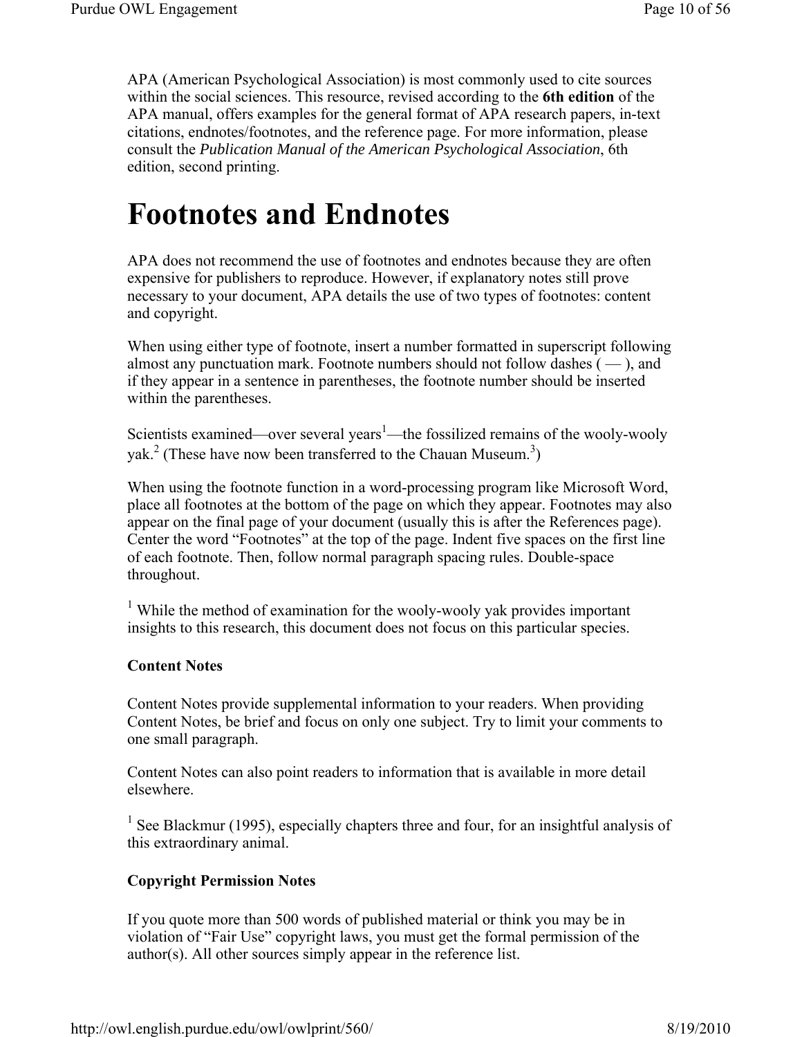APA (American Psychological Association) is most commonly used to cite sources within the social sciences. This resource, revised according to the **6th edition** of the APA manual, offers examples for the general format of APA research papers, in-text citations, endnotes/footnotes, and the reference page. For more information, please consult the *Publication Manual of the American Psychological Association*, 6th edition, second printing.

# Footnotes and Endnotes

APA does not recommend the use of footnotes and endnotes because they are often expensive for publishers to reproduce. However, if explanatory notes still prove necessary to your document, APA details the use of two types of footnotes: content and copyright.

When using either type of footnote, insert a number formatted in superscript following almost any punctuation mark. Footnote numbers should not follow dashes ( — ), and if they appear in a sentence in parentheses, the footnote number should be inserted within the parentheses.

Scientists examined—over several years[1]—the fossilized remains of the wooly-wooly yak.[2] (These have now been transferred to the Chauan Museum.[3])

When using the footnote function in a word-processing program like Microsoft Word, place all footnotes at the bottom of the page on which they appear. Footnotes may also appear on the final page of your document (usually this is after the References page). Center the word "Footnotes" at the top of the page. Indent five spaces on the first line of each footnote. Then, follow normal paragraph spacing rules. Double-space throughout.

[1] While the method of examination for the wooly-wooly yak provides important insights to this research, this document does not focus on this particular species.

**Content Notes**

Content Notes provide supplemental information to your readers. When providing Content Notes, be brief and focus on only one subject. Try to limit your comments to one small paragraph.

Content Notes can also point readers to information that is available in more detail elsewhere.

[1] See Blackmur (1995), especially chapters three and four, for an insightful analysis of this extraordinary animal.

**Copyright Permission Notes**

If you quote more than 500 words of published material or think you may be in violation of "Fair Use" copyright laws, you must get the formal permission of the author(s). All other sources simply appear in the reference list.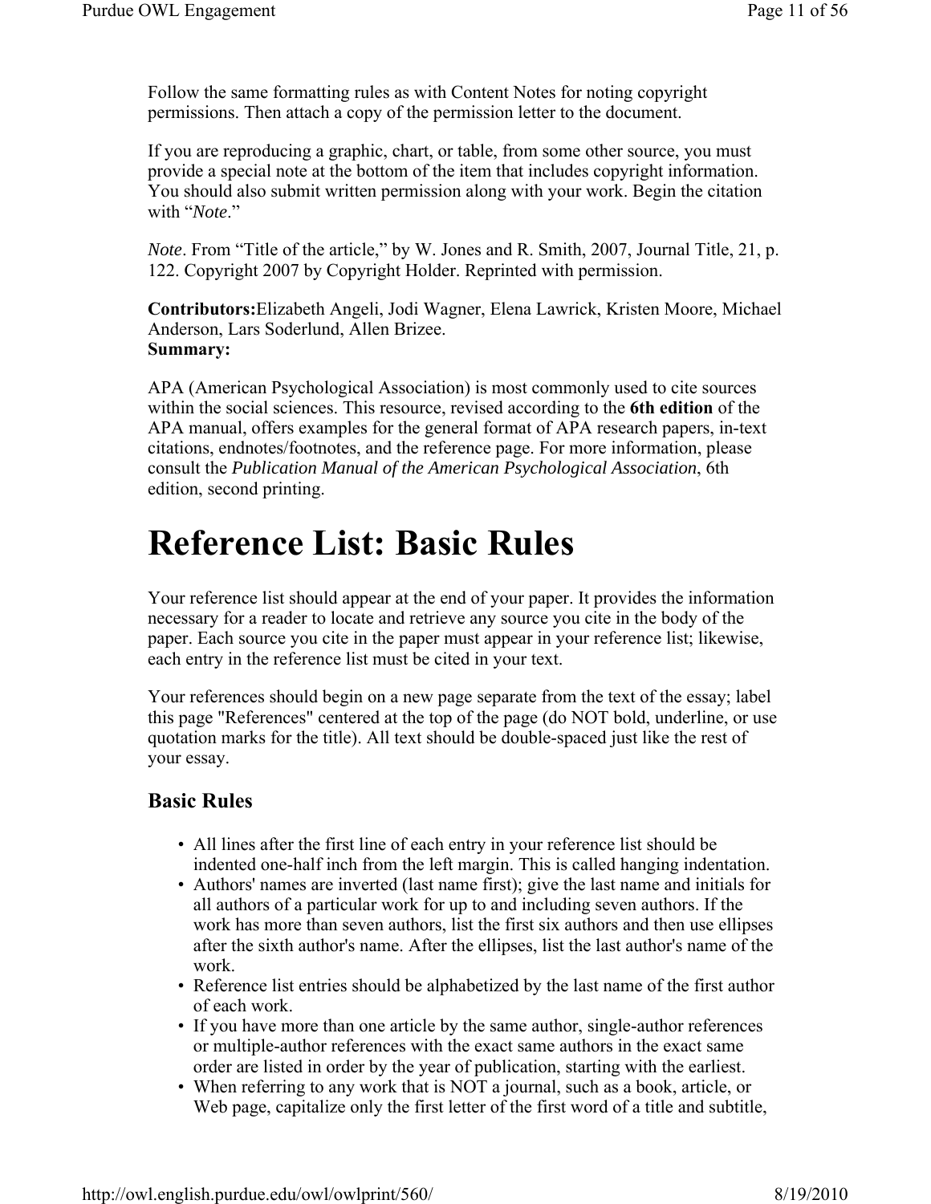Follow the same formatting rules as with Content Notes for noting copyright permissions. Then attach a copy of the permission letter to the document.

If you are reproducing a graphic, chart, or table, from some other source, you must provide a special note at the bottom of the item that includes copyright information. You should also submit written permission along with your work. Begin the citation with "*Note*."

*Note*. From "Title of the article," by W. Jones and R. Smith, 2007, Journal Title, 21, p. 122. Copyright 2007 by Copyright Holder. Reprinted with permission.

**Contributors:**Elizabeth Angeli, Jodi Wagner, Elena Lawrick, Kristen Moore, Michael Anderson, Lars Soderlund, Allen Brizee.
**Summary:**

APA (American Psychological Association) is most commonly used to cite sources within the social sciences. This resource, revised according to the **6th edition** of the APA manual, offers examples for the general format of APA research papers, in-text citations, endnotes/footnotes, and the reference page. For more information, please consult the *Publication Manual of the American Psychological Association*, 6th edition, second printing.

# Reference List: Basic Rules

Your reference list should appear at the end of your paper. It provides the information necessary for a reader to locate and retrieve any source you cite in the body of the paper. Each source you cite in the paper must appear in your reference list; likewise, each entry in the reference list must be cited in your text.

Your references should begin on a new page separate from the text of the essay; label this page "References" centered at the top of the page (do NOT bold, underline, or use quotation marks for the title). All text should be double-spaced just like the rest of your essay.

## Basic Rules

- All lines after the first line of each entry in your reference list should be indented one-half inch from the left margin. This is called hanging indentation.
- Authors' names are inverted (last name first); give the last name and initials for all authors of a particular work for up to and including seven authors. If the work has more than seven authors, list the first six authors and then use ellipses after the sixth author's name. After the ellipses, list the last author's name of the work.
- Reference list entries should be alphabetized by the last name of the first author of each work.
- If you have more than one article by the same author, single-author references or multiple-author references with the exact same authors in the exact same order are listed in order by the year of publication, starting with the earliest.
- When referring to any work that is NOT a journal, such as a book, article, or Web page, capitalize only the first letter of the first word of a title and subtitle,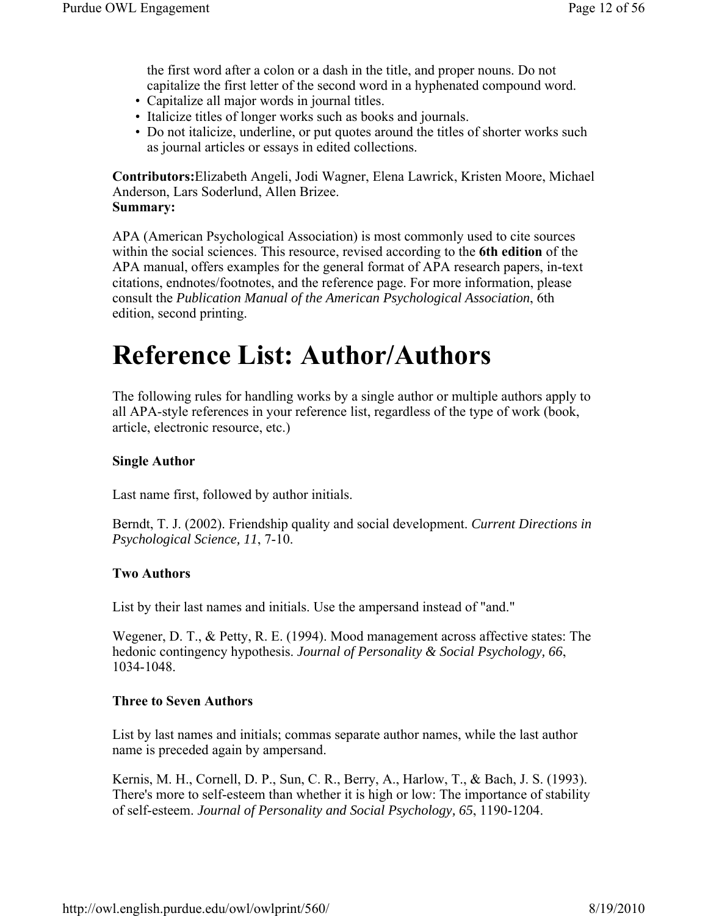the first word after a colon or a dash in the title, and proper nouns. Do not capitalize the first letter of the second word in a hyphenated compound word.

- Capitalize all major words in journal titles.
- Italicize titles of longer works such as books and journals.
- Do not italicize, underline, or put quotes around the titles of shorter works such as journal articles or essays in edited collections.

**Contributors:**Elizabeth Angeli, Jodi Wagner, Elena Lawrick, Kristen Moore, Michael Anderson, Lars Soderlund, Allen Brizee.
**Summary:**

APA (American Psychological Association) is most commonly used to cite sources within the social sciences. This resource, revised according to the **6th edition** of the APA manual, offers examples for the general format of APA research papers, in-text citations, endnotes/footnotes, and the reference page. For more information, please consult the *Publication Manual of the American Psychological Association*, 6th edition, second printing.

# Reference List: Author/Authors

The following rules for handling works by a single author or multiple authors apply to all APA-style references in your reference list, regardless of the type of work (book, article, electronic resource, etc.)

**Single Author**

Last name first, followed by author initials.

Berndt, T. J. (2002). Friendship quality and social development. *Current Directions in Psychological Science, 11*, 7-10.

**Two Authors**

List by their last names and initials. Use the ampersand instead of "and."

Wegener, D. T., & Petty, R. E. (1994). Mood management across affective states: The hedonic contingency hypothesis. *Journal of Personality & Social Psychology, 66*, 1034-1048.

**Three to Seven Authors**

List by last names and initials; commas separate author names, while the last author name is preceded again by ampersand.

Kernis, M. H., Cornell, D. P., Sun, C. R., Berry, A., Harlow, T., & Bach, J. S. (1993). There's more to self-esteem than whether it is high or low: The importance of stability of self-esteem. *Journal of Personality and Social Psychology, 65*, 1190-1204.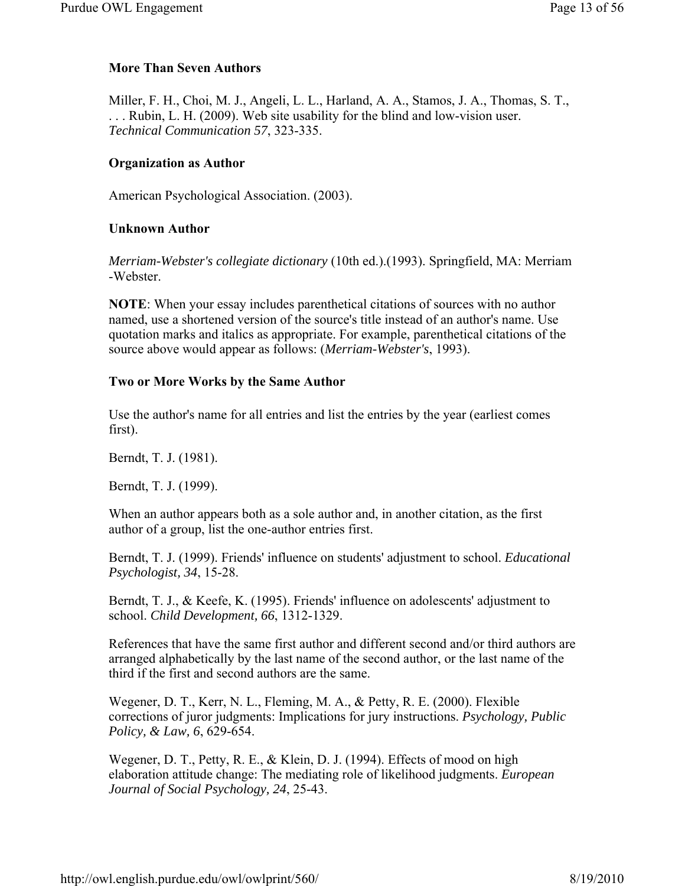### More Than Seven Authors

Miller, F. H., Choi, M. J., Angeli, L. L., Harland, A. A., Stamos, J. A., Thomas, S. T., . . . Rubin, L. H. (2009). Web site usability for the blind and low-vision user. *Technical Communication 57*, 323-335.

### Organization as Author

American Psychological Association. (2003).

### Unknown Author

*Merriam-Webster's collegiate dictionary* (10th ed.).(1993). Springfield, MA: Merriam -Webster.

**NOTE**: When your essay includes parenthetical citations of sources with no author named, use a shortened version of the source's title instead of an author's name. Use quotation marks and italics as appropriate. For example, parenthetical citations of the source above would appear as follows: (*Merriam-Webster's*, 1993).

### Two or More Works by the Same Author

Use the author's name for all entries and list the entries by the year (earliest comes first).

Berndt, T. J. (1981).

Berndt, T. J. (1999).

When an author appears both as a sole author and, in another citation, as the first author of a group, list the one-author entries first.

Berndt, T. J. (1999). Friends' influence on students' adjustment to school. *Educational Psychologist, 34*, 15-28.

Berndt, T. J., & Keefe, K. (1995). Friends' influence on adolescents' adjustment to school. *Child Development, 66*, 1312-1329.

References that have the same first author and different second and/or third authors are arranged alphabetically by the last name of the second author, or the last name of the third if the first and second authors are the same.

Wegener, D. T., Kerr, N. L., Fleming, M. A., & Petty, R. E. (2000). Flexible corrections of juror judgments: Implications for jury instructions. *Psychology, Public Policy, & Law, 6*, 629-654.

Wegener, D. T., Petty, R. E., & Klein, D. J. (1994). Effects of mood on high elaboration attitude change: The mediating role of likelihood judgments. *European Journal of Social Psychology, 24*, 25-43.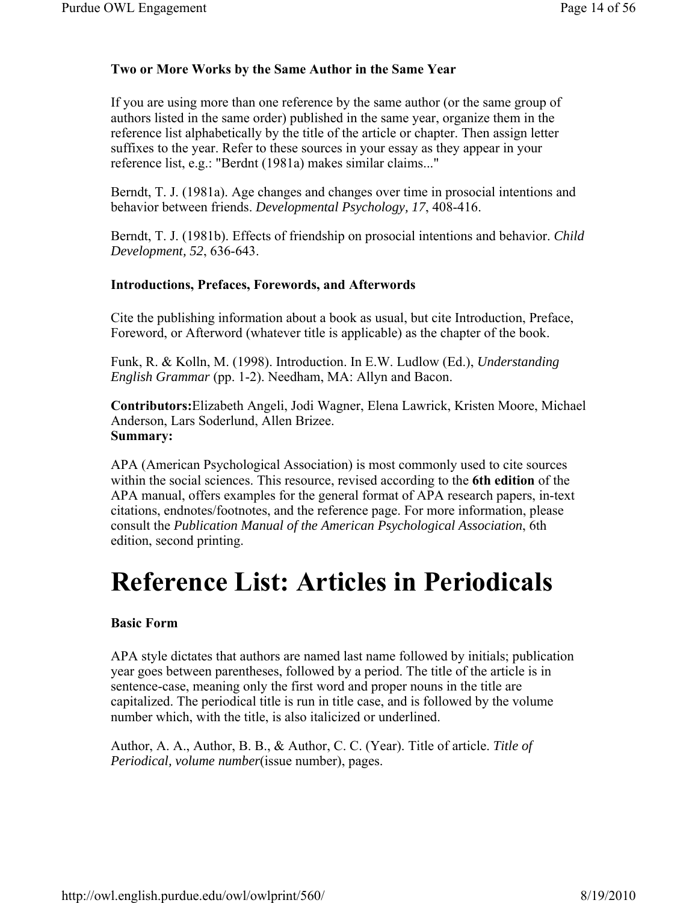### Two or More Works by the Same Author in the Same Year

If you are using more than one reference by the same author (or the same group of authors listed in the same order) published in the same year, organize them in the reference list alphabetically by the title of the article or chapter. Then assign letter suffixes to the year. Refer to these sources in your essay as they appear in your reference list, e.g.: "Berdnt (1981a) makes similar claims..."

Berndt, T. J. (1981a). Age changes and changes over time in prosocial intentions and behavior between friends. *Developmental Psychology, 17*, 408-416.

Berndt, T. J. (1981b). Effects of friendship on prosocial intentions and behavior. *Child Development, 52*, 636-643.

### Introductions, Prefaces, Forewords, and Afterwords

Cite the publishing information about a book as usual, but cite Introduction, Preface, Foreword, or Afterword (whatever title is applicable) as the chapter of the book.

Funk, R. & Kolln, M. (1998). Introduction. In E.W. Ludlow (Ed.), *Understanding English Grammar* (pp. 1-2). Needham, MA: Allyn and Bacon.

**Contributors:**Elizabeth Angeli, Jodi Wagner, Elena Lawrick, Kristen Moore, Michael Anderson, Lars Soderlund, Allen Brizee.
**Summary:**

APA (American Psychological Association) is most commonly used to cite sources within the social sciences. This resource, revised according to the **6th edition** of the APA manual, offers examples for the general format of APA research papers, in-text citations, endnotes/footnotes, and the reference page. For more information, please consult the *Publication Manual of the American Psychological Association*, 6th edition, second printing.

# Reference List: Articles in Periodicals

### Basic Form

APA style dictates that authors are named last name followed by initials; publication year goes between parentheses, followed by a period. The title of the article is in sentence-case, meaning only the first word and proper nouns in the title are capitalized. The periodical title is run in title case, and is followed by the volume number which, with the title, is also italicized or underlined.

Author, A. A., Author, B. B., & Author, C. C. (Year). Title of article. *Title of Periodical, volume number*(issue number), pages.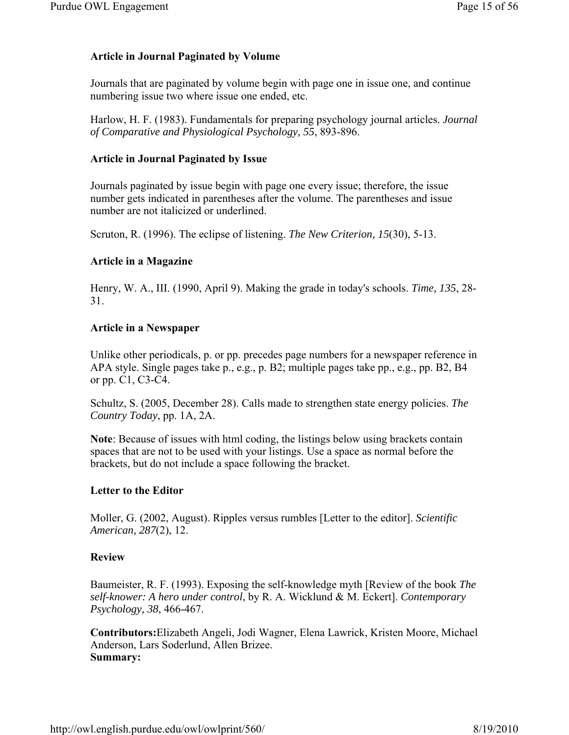### Article in Journal Paginated by Volume

Journals that are paginated by volume begin with page one in issue one, and continue numbering issue two where issue one ended, etc.

Harlow, H. F. (1983). Fundamentals for preparing psychology journal articles. *Journal of Comparative and Physiological Psychology, 55*, 893-896.

### Article in Journal Paginated by Issue

Journals paginated by issue begin with page one every issue; therefore, the issue number gets indicated in parentheses after the volume. The parentheses and issue number are not italicized or underlined.

Scruton, R. (1996). The eclipse of listening. *The New Criterion, 15*(30), 5-13.

### Article in a Magazine

Henry, W. A., III. (1990, April 9). Making the grade in today's schools. *Time, 135*, 28-31.

### Article in a Newspaper

Unlike other periodicals, p. or pp. precedes page numbers for a newspaper reference in APA style. Single pages take p., e.g., p. B2; multiple pages take pp., e.g., pp. B2, B4 or pp. C1, C3-C4.

Schultz, S. (2005, December 28). Calls made to strengthen state energy policies. *The Country Today*, pp. 1A, 2A.

**Note**: Because of issues with html coding, the listings below using brackets contain spaces that are not to be used with your listings. Use a space as normal before the brackets, but do not include a space following the bracket.

### Letter to the Editor

Moller, G. (2002, August). Ripples versus rumbles [Letter to the editor]. *Scientific American, 287*(2), 12.

### Review

Baumeister, R. F. (1993). Exposing the self-knowledge myth [Review of the book *The self-knower: A hero under control*, by R. A. Wicklund & M. Eckert]. *Contemporary Psychology, 38*, 466-467.

**Contributors:**Elizabeth Angeli, Jodi Wagner, Elena Lawrick, Kristen Moore, Michael Anderson, Lars Soderlund, Allen Brizee.
**Summary:**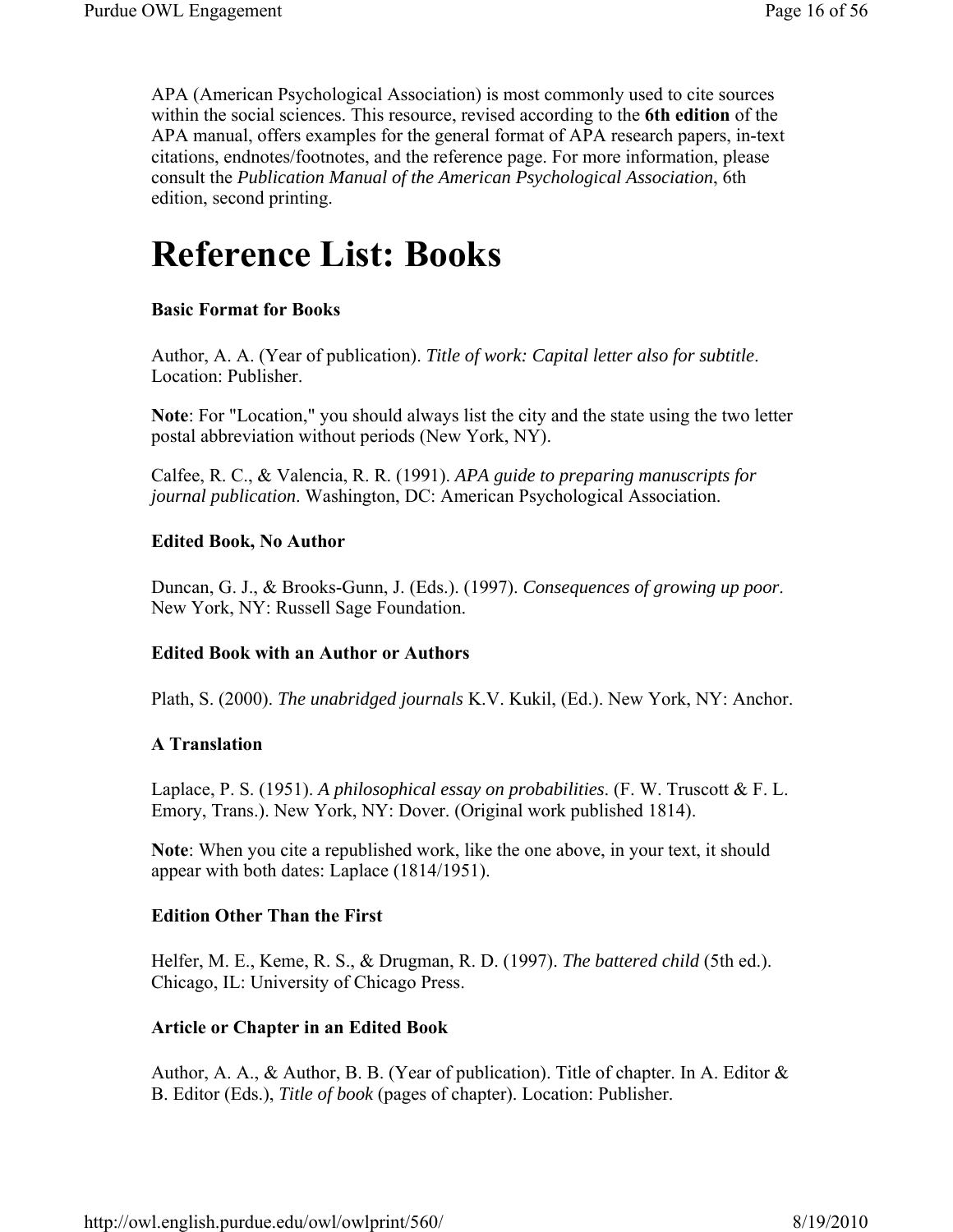APA (American Psychological Association) is most commonly used to cite sources within the social sciences. This resource, revised according to the **6th edition** of the APA manual, offers examples for the general format of APA research papers, in-text citations, endnotes/footnotes, and the reference page. For more information, please consult the *Publication Manual of the American Psychological Association*, 6th edition, second printing.

# Reference List: Books

**Basic Format for Books**

Author, A. A. (Year of publication). *Title of work: Capital letter also for subtitle*. Location: Publisher.

**Note**: For "Location," you should always list the city and the state using the two letter postal abbreviation without periods (New York, NY).

Calfee, R. C., & Valencia, R. R. (1991). *APA guide to preparing manuscripts for journal publication*. Washington, DC: American Psychological Association.

**Edited Book, No Author**

Duncan, G. J., & Brooks-Gunn, J. (Eds.). (1997). *Consequences of growing up poor*. New York, NY: Russell Sage Foundation.

**Edited Book with an Author or Authors**

Plath, S. (2000). *The unabridged journals* K.V. Kukil, (Ed.). New York, NY: Anchor.

**A Translation**

Laplace, P. S. (1951). *A philosophical essay on probabilities*. (F. W. Truscott & F. L. Emory, Trans.). New York, NY: Dover. (Original work published 1814).

**Note**: When you cite a republished work, like the one above, in your text, it should appear with both dates: Laplace (1814/1951).

**Edition Other Than the First**

Helfer, M. E., Keme, R. S., & Drugman, R. D. (1997). *The battered child* (5th ed.). Chicago, IL: University of Chicago Press.

**Article or Chapter in an Edited Book**

Author, A. A., & Author, B. B. (Year of publication). Title of chapter. In A. Editor & B. Editor (Eds.), *Title of book* (pages of chapter). Location: Publisher.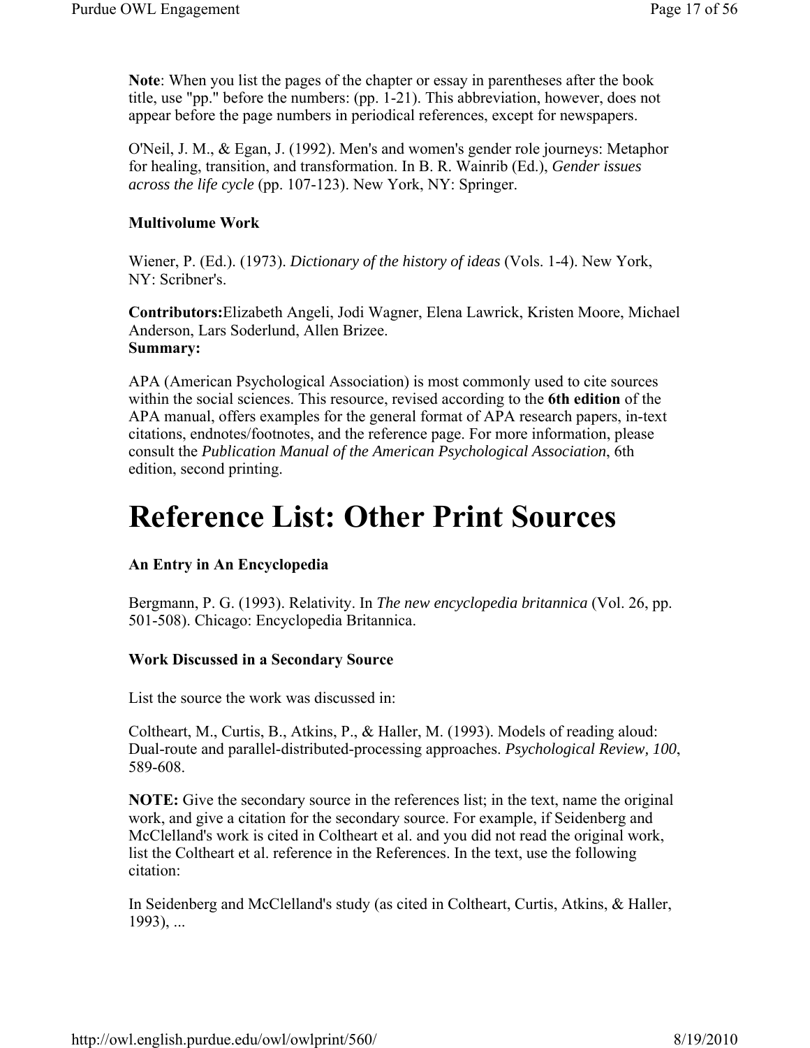**Note**: When you list the pages of the chapter or essay in parentheses after the book title, use "pp." before the numbers: (pp. 1-21). This abbreviation, however, does not appear before the page numbers in periodical references, except for newspapers.

O'Neil, J. M., & Egan, J. (1992). Men's and women's gender role journeys: Metaphor for healing, transition, and transformation. In B. R. Wainrib (Ed.), *Gender issues across the life cycle* (pp. 107-123). New York, NY: Springer.

**Multivolume Work**

Wiener, P. (Ed.). (1973). *Dictionary of the history of ideas* (Vols. 1-4). New York, NY: Scribner's.

**Contributors:**Elizabeth Angeli, Jodi Wagner, Elena Lawrick, Kristen Moore, Michael Anderson, Lars Soderlund, Allen Brizee.
**Summary:**

APA (American Psychological Association) is most commonly used to cite sources within the social sciences. This resource, revised according to the **6th edition** of the APA manual, offers examples for the general format of APA research papers, in-text citations, endnotes/footnotes, and the reference page. For more information, please consult the *Publication Manual of the American Psychological Association*, 6th edition, second printing.

# Reference List: Other Print Sources

**An Entry in An Encyclopedia**

Bergmann, P. G. (1993). Relativity. In *The new encyclopedia britannica* (Vol. 26, pp. 501-508). Chicago: Encyclopedia Britannica.

**Work Discussed in a Secondary Source**

List the source the work was discussed in:

Coltheart, M., Curtis, B., Atkins, P., & Haller, M. (1993). Models of reading aloud: Dual-route and parallel-distributed-processing approaches. *Psychological Review, 100*, 589-608.

**NOTE:** Give the secondary source in the references list; in the text, name the original work, and give a citation for the secondary source. For example, if Seidenberg and McClelland's work is cited in Coltheart et al. and you did not read the original work, list the Coltheart et al. reference in the References. In the text, use the following citation:

In Seidenberg and McClelland's study (as cited in Coltheart, Curtis, Atkins, & Haller, 1993), ...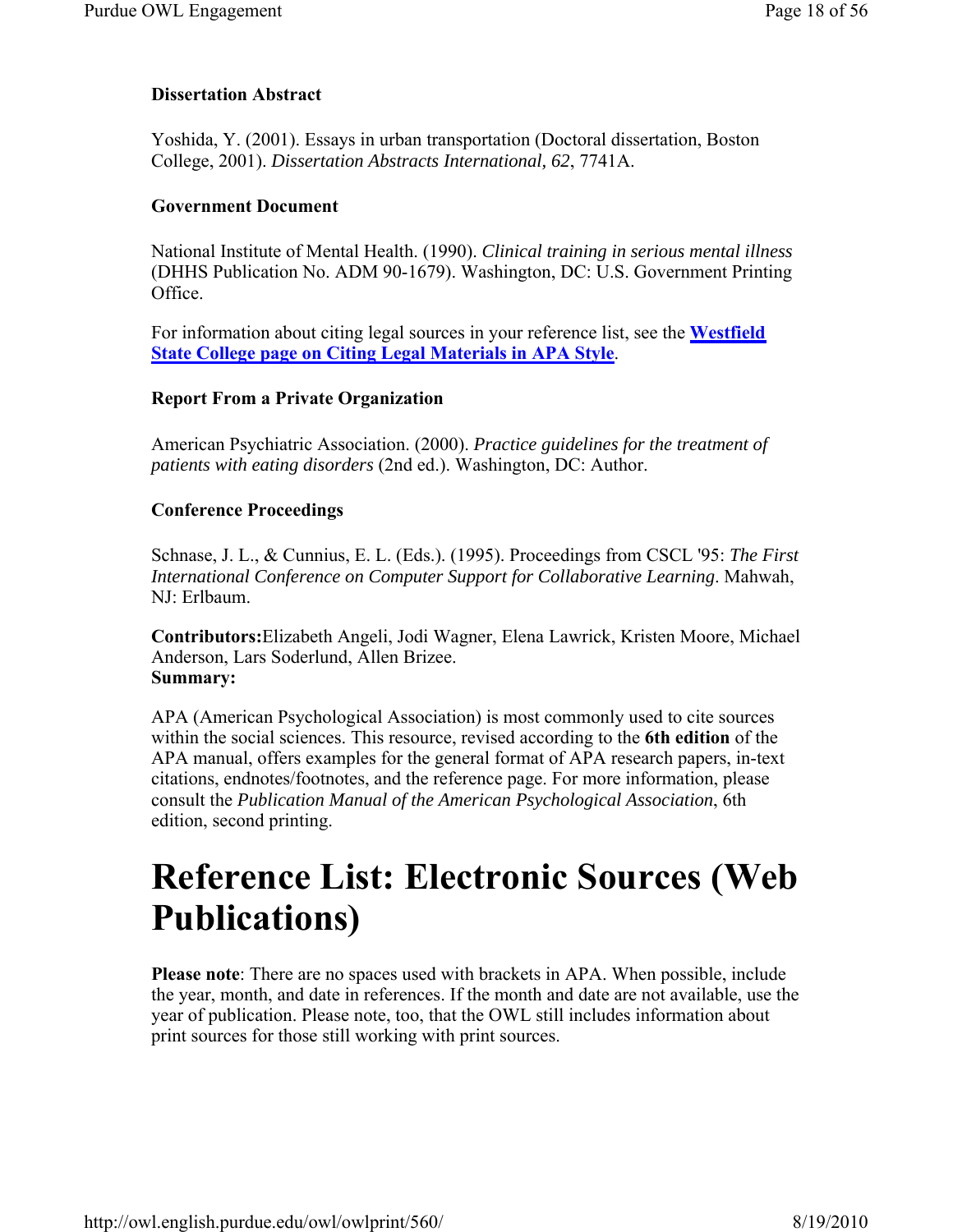### Dissertation Abstract

Yoshida, Y. (2001). Essays in urban transportation (Doctoral dissertation, Boston College, 2001). *Dissertation Abstracts International, 62*, 7741A.

### Government Document

National Institute of Mental Health. (1990). *Clinical training in serious mental illness* (DHHS Publication No. ADM 90-1679). Washington, DC: U.S. Government Printing Office.

For information about citing legal sources in your reference list, see the **Westfield State College page on Citing Legal Materials in APA Style**.

### Report From a Private Organization

American Psychiatric Association. (2000). *Practice guidelines for the treatment of patients with eating disorders* (2nd ed.). Washington, DC: Author.

### Conference Proceedings

Schnase, J. L., & Cunnius, E. L. (Eds.). (1995). Proceedings from CSCL '95: *The First International Conference on Computer Support for Collaborative Learning*. Mahwah, NJ: Erlbaum.

**Contributors:**Elizabeth Angeli, Jodi Wagner, Elena Lawrick, Kristen Moore, Michael Anderson, Lars Soderlund, Allen Brizee.
**Summary:**

APA (American Psychological Association) is most commonly used to cite sources within the social sciences. This resource, revised according to the **6th edition** of the APA manual, offers examples for the general format of APA research papers, in-text citations, endnotes/footnotes, and the reference page. For more information, please consult the *Publication Manual of the American Psychological Association*, 6th edition, second printing.

# Reference List: Electronic Sources (Web Publications)

**Please note**: There are no spaces used with brackets in APA. When possible, include the year, month, and date in references. If the month and date are not available, use the year of publication. Please note, too, that the OWL still includes information about print sources for those still working with print sources.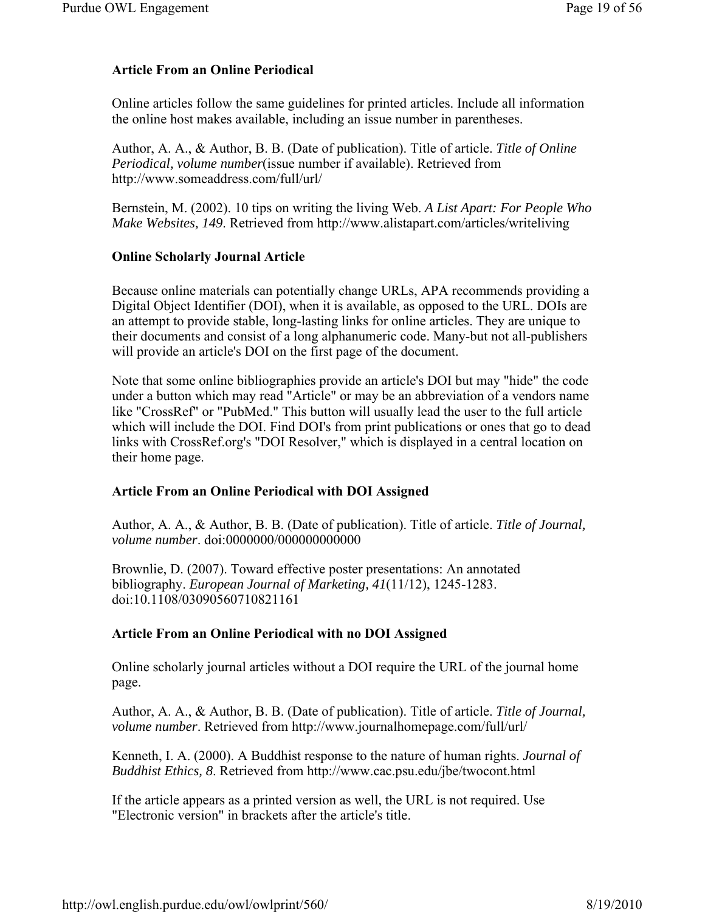**Article From an Online Periodical**

Online articles follow the same guidelines for printed articles. Include all information the online host makes available, including an issue number in parentheses.

Author, A. A., & Author, B. B. (Date of publication). Title of article. *Title of Online Periodical, volume number*(issue number if available). Retrieved from http://www.someaddress.com/full/url/

Bernstein, M. (2002). 10 tips on writing the living Web. *A List Apart: For People Who Make Websites, 149*. Retrieved from http://www.alistapart.com/articles/writeliving

**Online Scholarly Journal Article**

Because online materials can potentially change URLs, APA recommends providing a Digital Object Identifier (DOI), when it is available, as opposed to the URL. DOIs are an attempt to provide stable, long-lasting links for online articles. They are unique to their documents and consist of a long alphanumeric code. Many-but not all-publishers will provide an article's DOI on the first page of the document.

Note that some online bibliographies provide an article's DOI but may "hide" the code under a button which may read "Article" or may be an abbreviation of a vendors name like "CrossRef" or "PubMed." This button will usually lead the user to the full article which will include the DOI. Find DOI's from print publications or ones that go to dead links with CrossRef.org's "DOI Resolver," which is displayed in a central location on their home page.

**Article From an Online Periodical with DOI Assigned**

Author, A. A., & Author, B. B. (Date of publication). Title of article. *Title of Journal, volume number*. doi:0000000/000000000000

Brownlie, D. (2007). Toward effective poster presentations: An annotated bibliography. *European Journal of Marketing, 41*(11/12), 1245-1283. doi:10.1108/03090560710821161

**Article From an Online Periodical with no DOI Assigned**

Online scholarly journal articles without a DOI require the URL of the journal home page.

Author, A. A., & Author, B. B. (Date of publication). Title of article. *Title of Journal, volume number*. Retrieved from http://www.journalhomepage.com/full/url/

Kenneth, I. A. (2000). A Buddhist response to the nature of human rights. *Journal of Buddhist Ethics, 8*. Retrieved from http://www.cac.psu.edu/jbe/twocont.html

If the article appears as a printed version as well, the URL is not required. Use "Electronic version" in brackets after the article's title.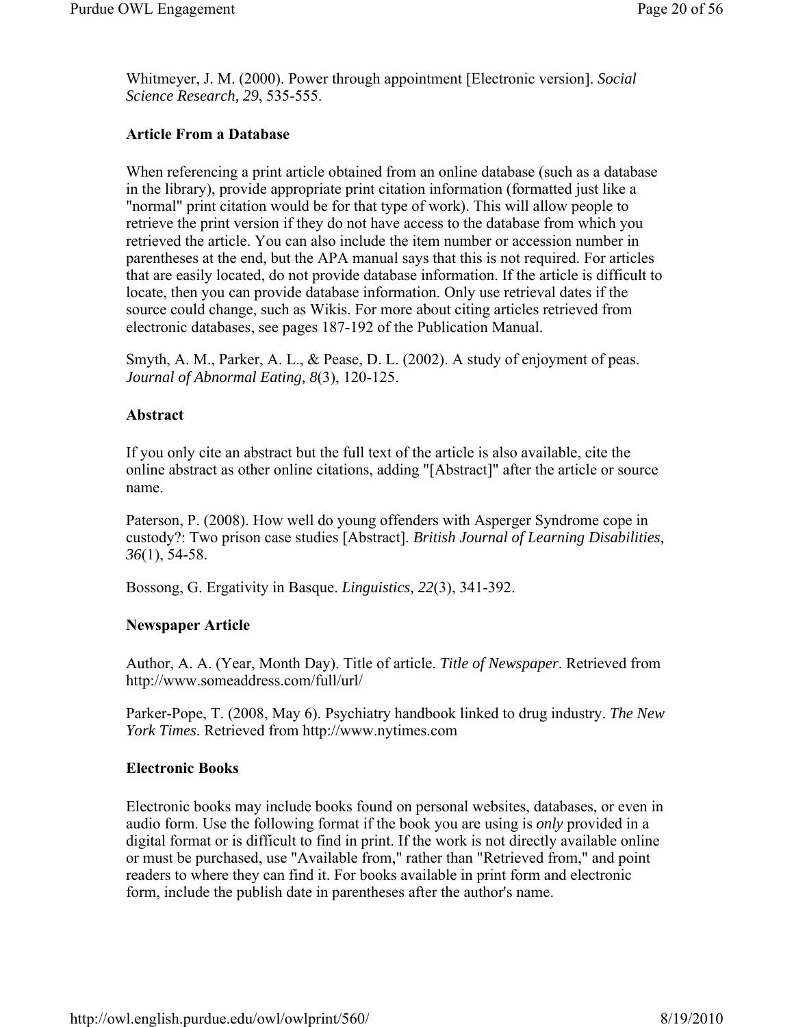Whitmeyer, J. M. (2000). Power through appointment [Electronic version]. *Social Science Research, 29*, 535-555.

### Article From a Database

When referencing a print article obtained from an online database (such as a database in the library), provide appropriate print citation information (formatted just like a "normal" print citation would be for that type of work). This will allow people to retrieve the print version if they do not have access to the database from which you retrieved the article. You can also include the item number or accession number in parentheses at the end, but the APA manual says that this is not required. For articles that are easily located, do not provide database information. If the article is difficult to locate, then you can provide database information. Only use retrieval dates if the source could change, such as Wikis. For more about citing articles retrieved from electronic databases, see pages 187-192 of the Publication Manual.

Smyth, A. M., Parker, A. L., & Pease, D. L. (2002). A study of enjoyment of peas. *Journal of Abnormal Eating, 8*(3), 120-125.

### Abstract

If you only cite an abstract but the full text of the article is also available, cite the online abstract as other online citations, adding "[Abstract]" after the article or source name.

Paterson, P. (2008). How well do young offenders with Asperger Syndrome cope in custody?: Two prison case studies [Abstract]. *British Journal of Learning Disabilities, 36*(1), 54-58.

Bossong, G. Ergativity in Basque. *Linguistics, 22*(3), 341-392.

### Newspaper Article

Author, A. A. (Year, Month Day). Title of article. *Title of Newspaper*. Retrieved from http://www.someaddress.com/full/url/

Parker-Pope, T. (2008, May 6). Psychiatry handbook linked to drug industry. *The New York Times*. Retrieved from http://www.nytimes.com

### Electronic Books

Electronic books may include books found on personal websites, databases, or even in audio form. Use the following format if the book you are using is *only* provided in a digital format or is difficult to find in print. If the work is not directly available online or must be purchased, use "Available from," rather than "Retrieved from," and point readers to where they can find it. For books available in print form and electronic form, include the publish date in parentheses after the author's name.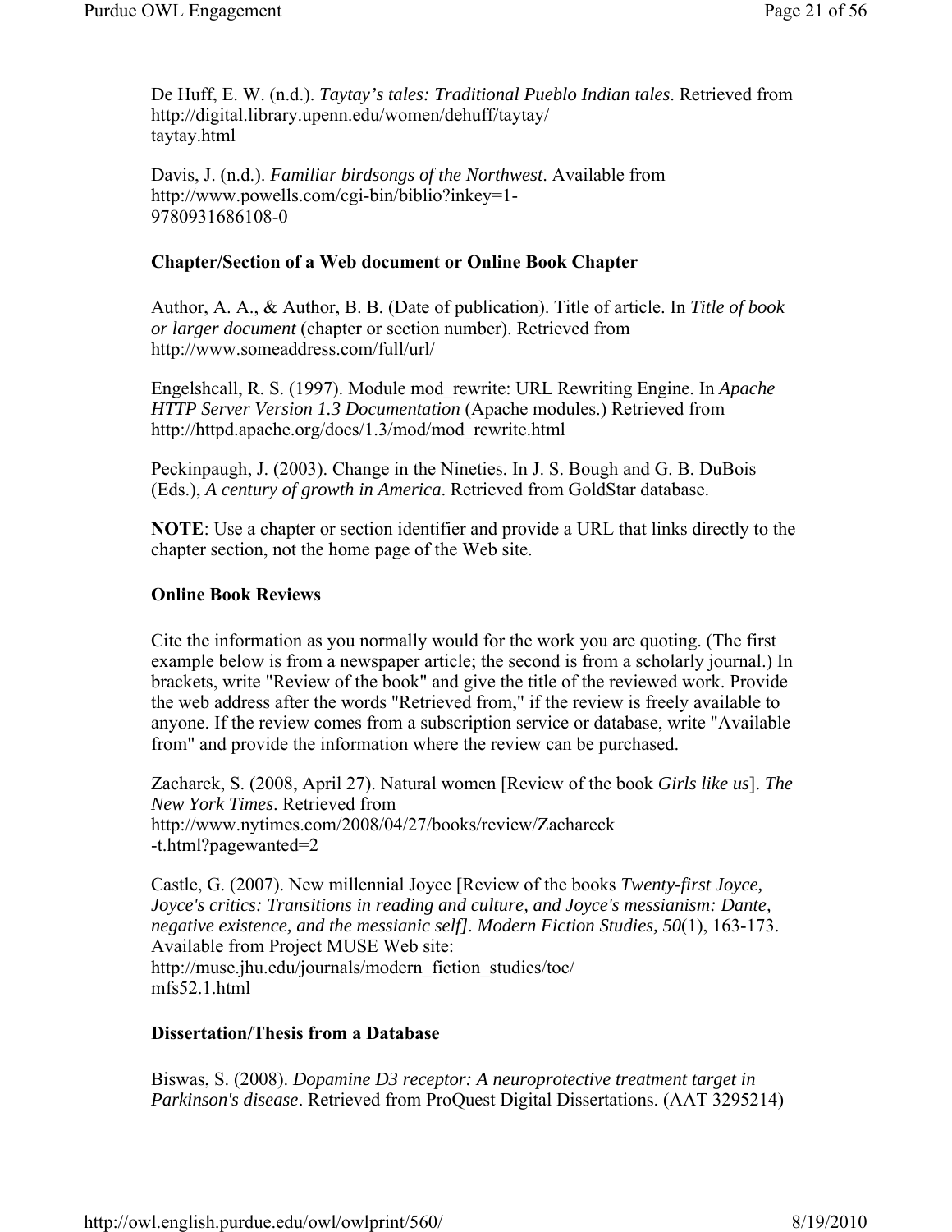De Huff, E. W. (n.d.). *Taytay's tales: Traditional Pueblo Indian tales*. Retrieved from http://digital.library.upenn.edu/women/dehuff/taytay/taytay.html

Davis, J. (n.d.). *Familiar birdsongs of the Northwest*. Available from http://www.powells.com/cgi-bin/biblio?inkey=1-9780931686108-0

**Chapter/Section of a Web document or Online Book Chapter**

Author, A. A., & Author, B. B. (Date of publication). Title of article. In *Title of book or larger document* (chapter or section number). Retrieved from http://www.someaddress.com/full/url/

Engelshcall, R. S. (1997). Module mod_rewrite: URL Rewriting Engine. In *Apache HTTP Server Version 1.3 Documentation* (Apache modules.) Retrieved from http://httpd.apache.org/docs/1.3/mod/mod_rewrite.html

Peckinpaugh, J. (2003). Change in the Nineties. In J. S. Bough and G. B. DuBois (Eds.), *A century of growth in America*. Retrieved from GoldStar database.

**NOTE**: Use a chapter or section identifier and provide a URL that links directly to the chapter section, not the home page of the Web site.

**Online Book Reviews**

Cite the information as you normally would for the work you are quoting. (The first example below is from a newspaper article; the second is from a scholarly journal.) In brackets, write "Review of the book" and give the title of the reviewed work. Provide the web address after the words "Retrieved from," if the review is freely available to anyone. If the review comes from a subscription service or database, write "Available from" and provide the information where the review can be purchased.

Zacharek, S. (2008, April 27). Natural women [Review of the book *Girls like us*]. *The New York Times*. Retrieved from http://www.nytimes.com/2008/04/27/books/review/Zachareck-t.html?pagewanted=2

Castle, G. (2007). New millennial Joyce [Review of the books *Twenty-first Joyce, Joyce's critics: Transitions in reading and culture, and Joyce's messianism: Dante, negative existence, and the messianic self]*. *Modern Fiction Studies, 50*(1), 163-173. Available from Project MUSE Web site: http://muse.jhu.edu/journals/modern_fiction_studies/toc/mfs52.1.html

**Dissertation/Thesis from a Database**

Biswas, S. (2008). *Dopamine D3 receptor: A neuroprotective treatment target in Parkinson's disease*. Retrieved from ProQuest Digital Dissertations. (AAT 3295214)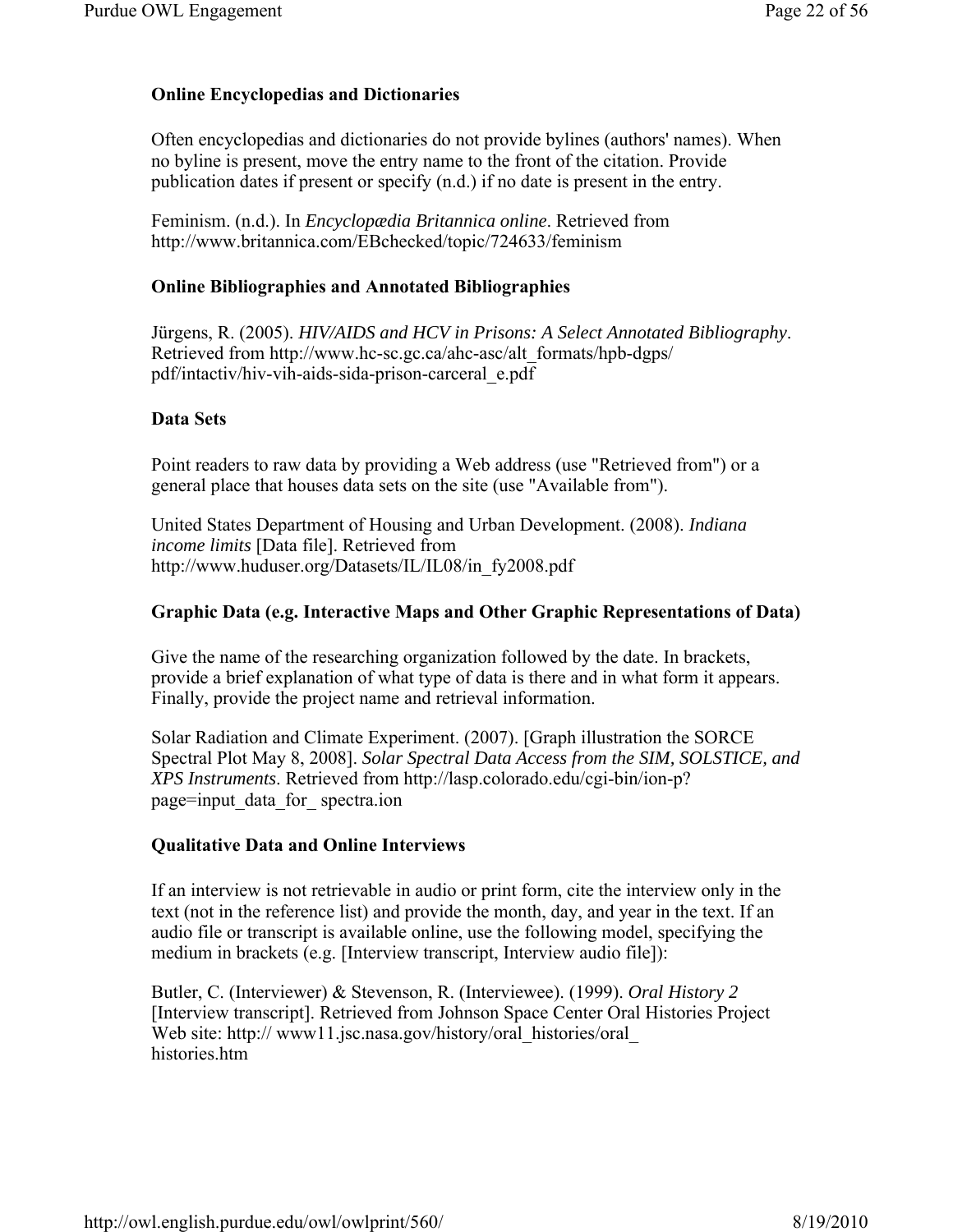### Online Encyclopedias and Dictionaries

Often encyclopedias and dictionaries do not provide bylines (authors' names). When no byline is present, move the entry name to the front of the citation. Provide publication dates if present or specify (n.d.) if no date is present in the entry.

Feminism. (n.d.). In *Encyclopædia Britannica online*. Retrieved from http://www.britannica.com/EBchecked/topic/724633/feminism

### Online Bibliographies and Annotated Bibliographies

Jürgens, R. (2005). *HIV/AIDS and HCV in Prisons: A Select Annotated Bibliography*. Retrieved from http://www.hc-sc.gc.ca/ahc-asc/alt_formats/hpb-dgps/pdf/intactiv/hiv-vih-aids-sida-prison-carceral_e.pdf

### Data Sets

Point readers to raw data by providing a Web address (use "Retrieved from") or a general place that houses data sets on the site (use "Available from").

United States Department of Housing and Urban Development. (2008). *Indiana income limits* [Data file]. Retrieved from http://www.huduser.org/Datasets/IL/IL08/in_fy2008.pdf

### Graphic Data (e.g. Interactive Maps and Other Graphic Representations of Data)

Give the name of the researching organization followed by the date. In brackets, provide a brief explanation of what type of data is there and in what form it appears. Finally, provide the project name and retrieval information.

Solar Radiation and Climate Experiment. (2007). [Graph illustration the SORCE Spectral Plot May 8, 2008]. *Solar Spectral Data Access from the SIM, SOLSTICE, and XPS Instruments*. Retrieved from http://lasp.colorado.edu/cgi-bin/ion-p?page=input_data_for_ spectra.ion

### Qualitative Data and Online Interviews

If an interview is not retrievable in audio or print form, cite the interview only in the text (not in the reference list) and provide the month, day, and year in the text. If an audio file or transcript is available online, use the following model, specifying the medium in brackets (e.g. [Interview transcript, Interview audio file]):

Butler, C. (Interviewer) & Stevenson, R. (Interviewee). (1999). *Oral History 2* [Interview transcript]. Retrieved from Johnson Space Center Oral Histories Project Web site: http:// www11.jsc.nasa.gov/history/oral_histories/oral_histories.htm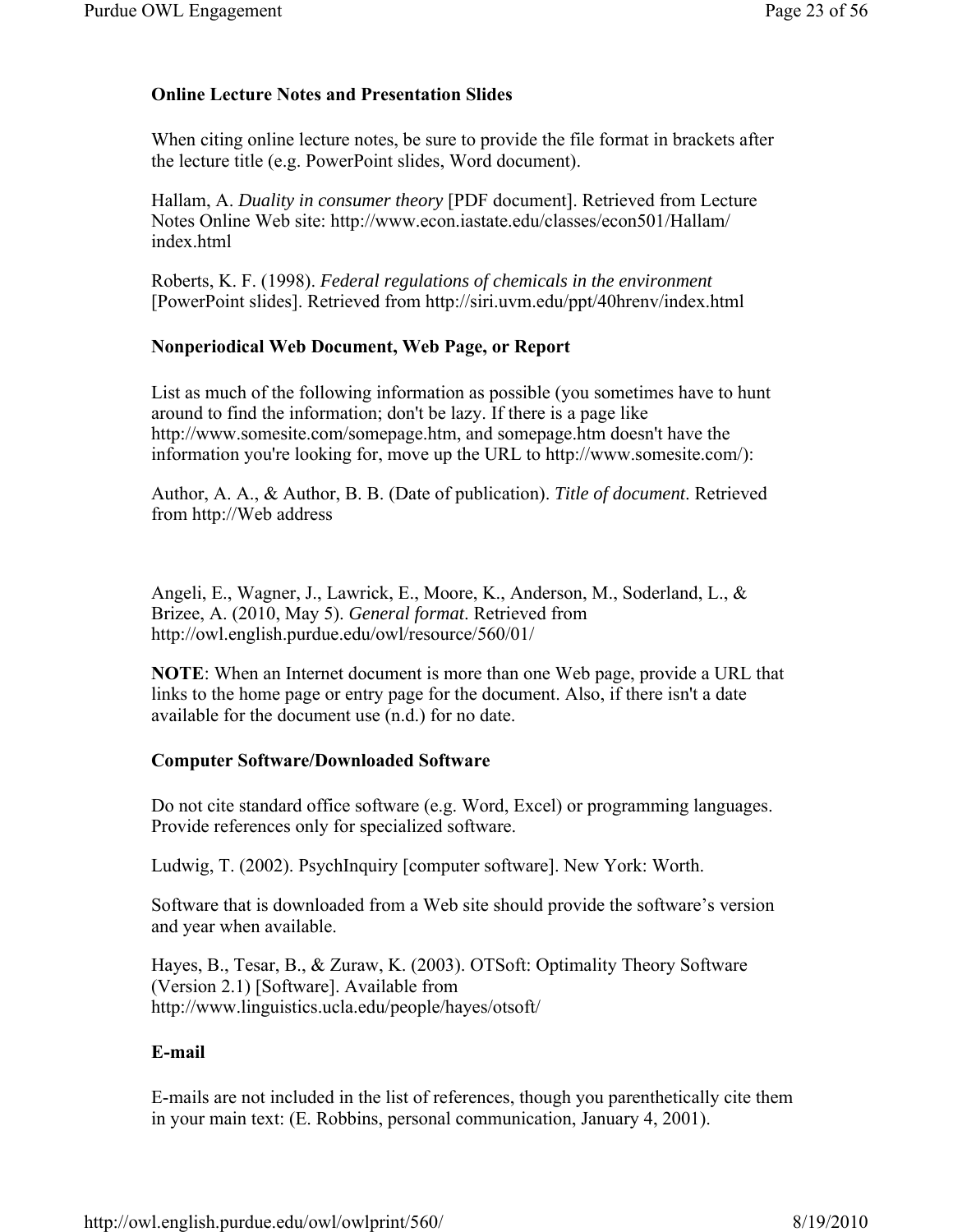### Online Lecture Notes and Presentation Slides

When citing online lecture notes, be sure to provide the file format in brackets after the lecture title (e.g. PowerPoint slides, Word document).

Hallam, A. *Duality in consumer theory* [PDF document]. Retrieved from Lecture Notes Online Web site: http://www.econ.iastate.edu/classes/econ501/Hallam/index.html

Roberts, K. F. (1998). *Federal regulations of chemicals in the environment* [PowerPoint slides]. Retrieved from http://siri.uvm.edu/ppt/40hrenv/index.html

### Nonperiodical Web Document, Web Page, or Report

List as much of the following information as possible (you sometimes have to hunt around to find the information; don't be lazy. If there is a page like http://www.somesite.com/somepage.htm, and somepage.htm doesn't have the information you're looking for, move up the URL to http://www.somesite.com/):

Author, A. A., & Author, B. B. (Date of publication). *Title of document*. Retrieved from http://Web address

Angeli, E., Wagner, J., Lawrick, E., Moore, K., Anderson, M., Soderland, L., & Brizee, A. (2010, May 5). *General format*. Retrieved from http://owl.english.purdue.edu/owl/resource/560/01/

**NOTE**: When an Internet document is more than one Web page, provide a URL that links to the home page or entry page for the document. Also, if there isn't a date available for the document use (n.d.) for no date.

### Computer Software/Downloaded Software

Do not cite standard office software (e.g. Word, Excel) or programming languages. Provide references only for specialized software.

Ludwig, T. (2002). PsychInquiry [computer software]. New York: Worth.

Software that is downloaded from a Web site should provide the software's version and year when available.

Hayes, B., Tesar, B., & Zuraw, K. (2003). OTSoft: Optimality Theory Software (Version 2.1) [Software]. Available from http://www.linguistics.ucla.edu/people/hayes/otsoft/

### E-mail

E-mails are not included in the list of references, though you parenthetically cite them in your main text: (E. Robbins, personal communication, January 4, 2001).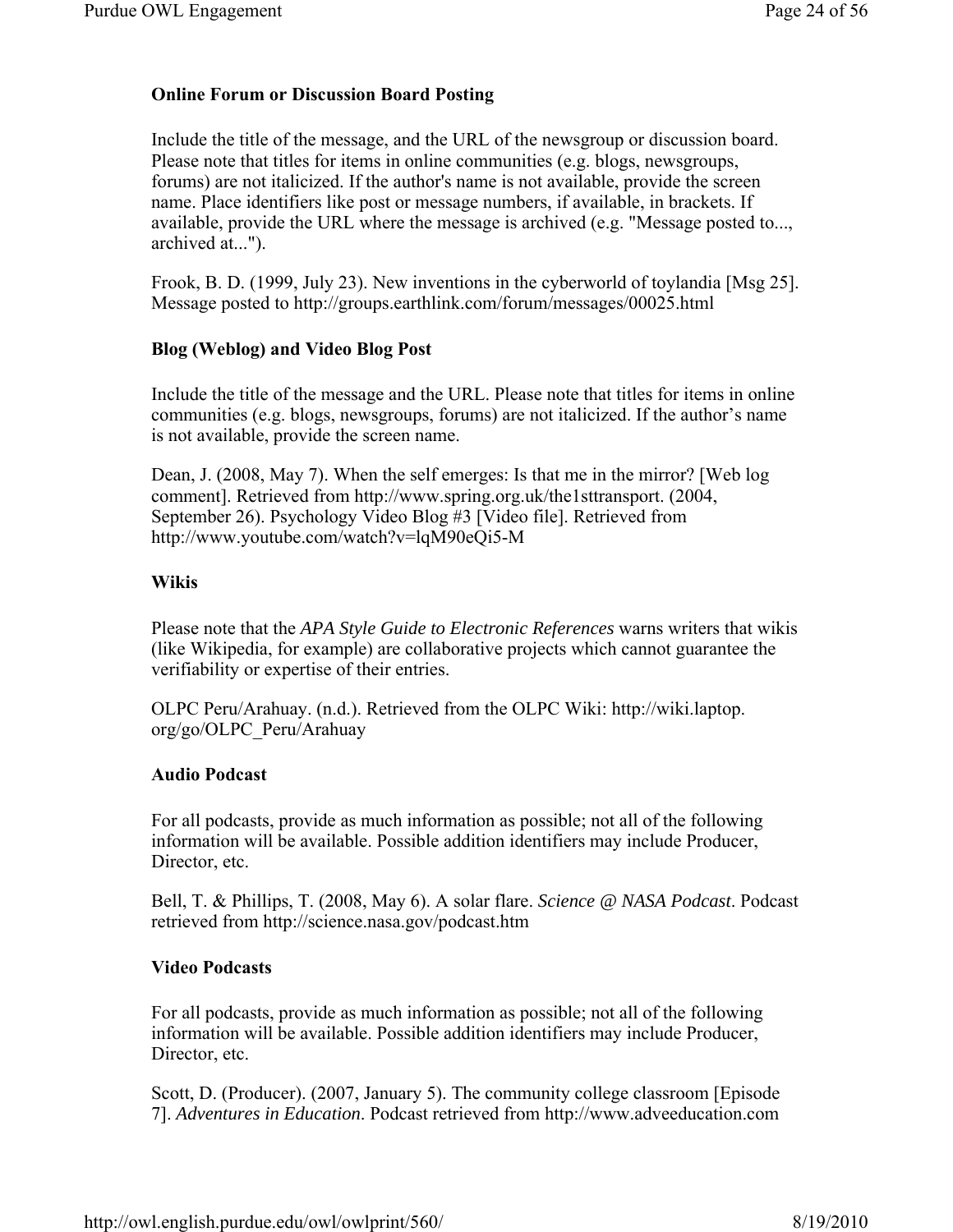### Online Forum or Discussion Board Posting

Include the title of the message, and the URL of the newsgroup or discussion board. Please note that titles for items in online communities (e.g. blogs, newsgroups, forums) are not italicized. If the author's name is not available, provide the screen name. Place identifiers like post or message numbers, if available, in brackets. If available, provide the URL where the message is archived (e.g. "Message posted to..., archived at...").

Frook, B. D. (1999, July 23). New inventions in the cyberworld of toylandia [Msg 25]. Message posted to http://groups.earthlink.com/forum/messages/00025.html

### Blog (Weblog) and Video Blog Post

Include the title of the message and the URL. Please note that titles for items in online communities (e.g. blogs, newsgroups, forums) are not italicized. If the author's name is not available, provide the screen name.

Dean, J. (2008, May 7). When the self emerges: Is that me in the mirror? [Web log comment]. Retrieved from http://www.spring.org.uk/the1sttransport. (2004, September 26). Psychology Video Blog #3 [Video file]. Retrieved from http://www.youtube.com/watch?v=lqM90eQi5-M

### Wikis

Please note that the *APA Style Guide to Electronic References* warns writers that wikis (like Wikipedia, for example) are collaborative projects which cannot guarantee the verifiability or expertise of their entries.

OLPC Peru/Arahuay. (n.d.). Retrieved from the OLPC Wiki: http://wiki.laptop.org/go/OLPC_Peru/Arahuay

### Audio Podcast

For all podcasts, provide as much information as possible; not all of the following information will be available. Possible addition identifiers may include Producer, Director, etc.

Bell, T. & Phillips, T. (2008, May 6). A solar flare. *Science @ NASA Podcast*. Podcast retrieved from http://science.nasa.gov/podcast.htm

### Video Podcasts

For all podcasts, provide as much information as possible; not all of the following information will be available. Possible addition identifiers may include Producer, Director, etc.

Scott, D. (Producer). (2007, January 5). The community college classroom [Episode 7]. *Adventures in Education*. Podcast retrieved from http://www.adveeducation.com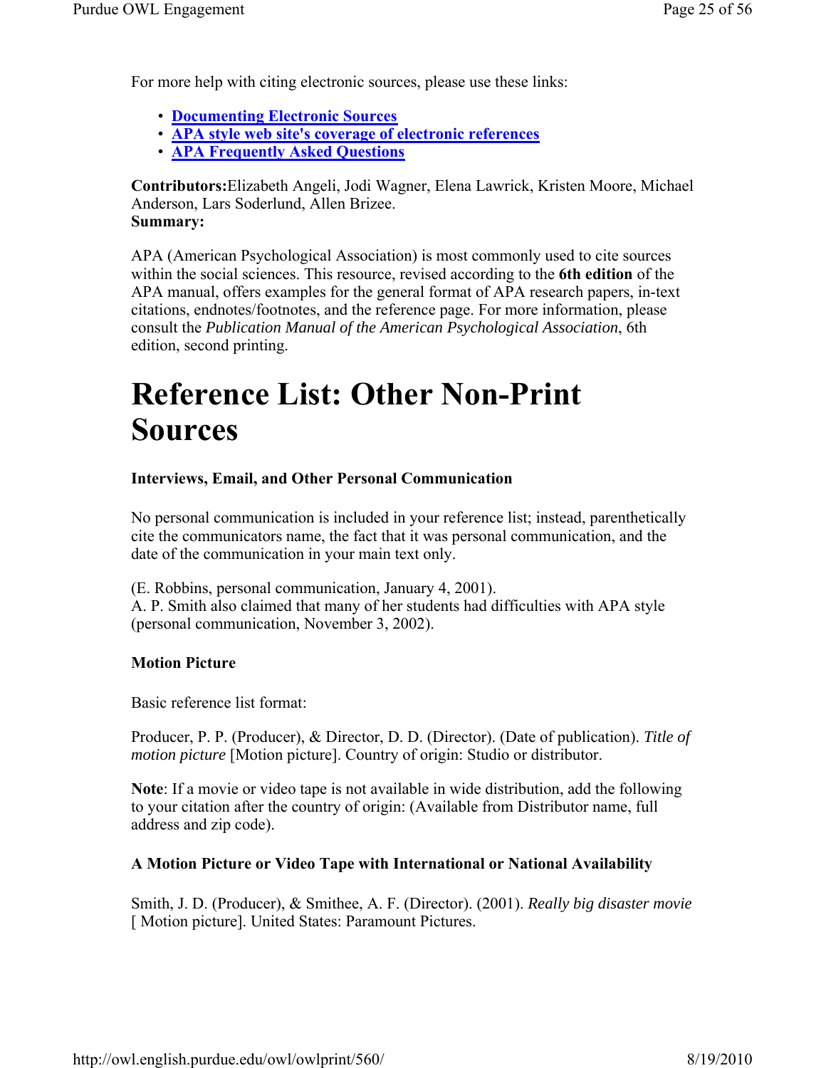For more help with citing electronic sources, please use these links:

- **Documenting Electronic Sources**
- **APA style web site's coverage of electronic references**
- **APA Frequently Asked Questions**

**Contributors:**Elizabeth Angeli, Jodi Wagner, Elena Lawrick, Kristen Moore, Michael Anderson, Lars Soderlund, Allen Brizee.
**Summary:**

APA (American Psychological Association) is most commonly used to cite sources within the social sciences. This resource, revised according to the **6th edition** of the APA manual, offers examples for the general format of APA research papers, in-text citations, endnotes/footnotes, and the reference page. For more information, please consult the *Publication Manual of the American Psychological Association*, 6th edition, second printing.

# Reference List: Other Non-Print Sources

### Interviews, Email, and Other Personal Communication

No personal communication is included in your reference list; instead, parenthetically cite the communicators name, the fact that it was personal communication, and the date of the communication in your main text only.

(E. Robbins, personal communication, January 4, 2001).
A. P. Smith also claimed that many of her students had difficulties with APA style (personal communication, November 3, 2002).

### Motion Picture

Basic reference list format:

Producer, P. P. (Producer), & Director, D. D. (Director). (Date of publication). *Title of motion picture* [Motion picture]. Country of origin: Studio or distributor.

**Note**: If a movie or video tape is not available in wide distribution, add the following to your citation after the country of origin: (Available from Distributor name, full address and zip code).

### A Motion Picture or Video Tape with International or National Availability

Smith, J. D. (Producer), & Smithee, A. F. (Director). (2001). *Really big disaster movie* [ Motion picture]. United States: Paramount Pictures.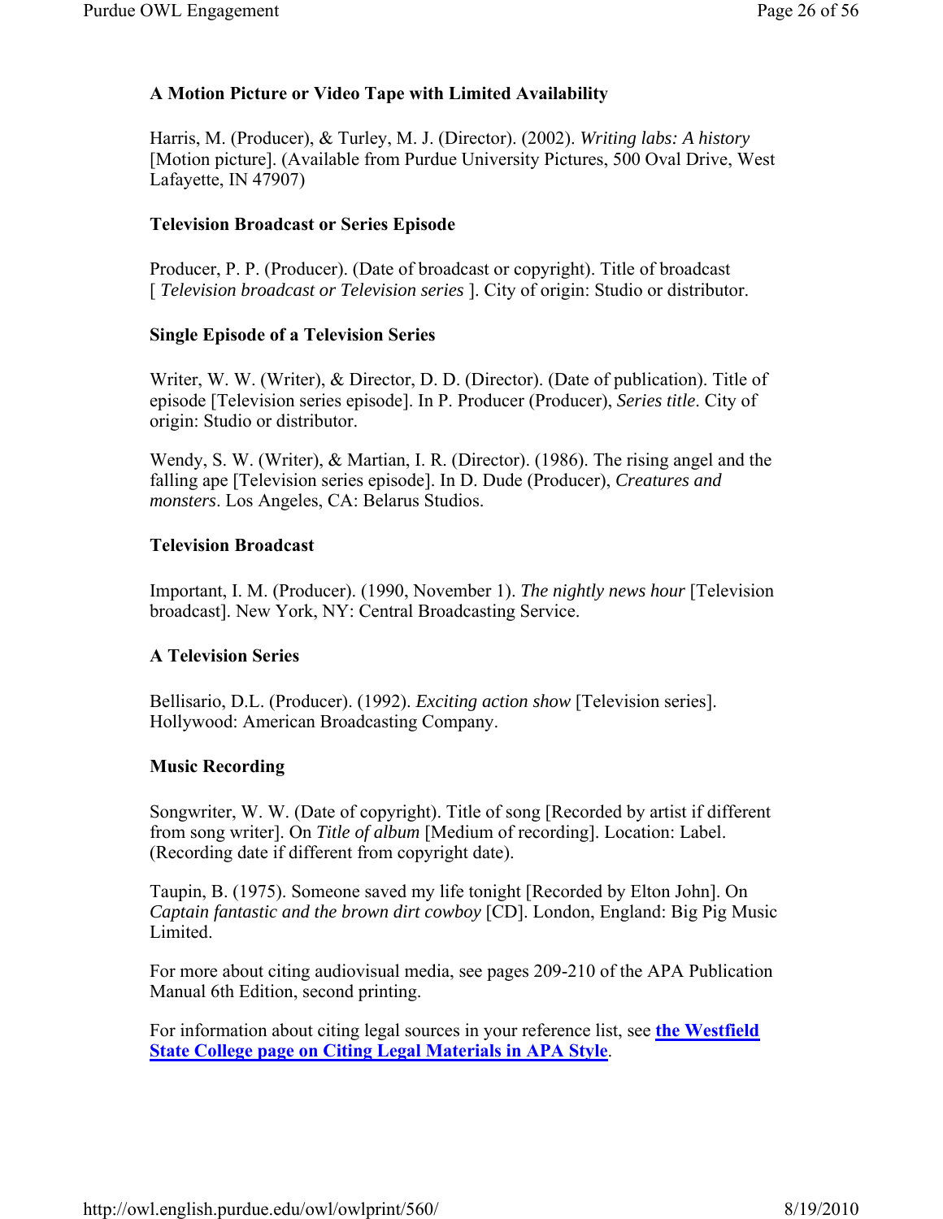### A Motion Picture or Video Tape with Limited Availability

Harris, M. (Producer), & Turley, M. J. (Director). (2002). *Writing labs: A history* [Motion picture]. (Available from Purdue University Pictures, 500 Oval Drive, West Lafayette, IN 47907)

### Television Broadcast or Series Episode

Producer, P. P. (Producer). (Date of broadcast or copyright). Title of broadcast [ *Television broadcast or Television series* ]. City of origin: Studio or distributor.

### Single Episode of a Television Series

Writer, W. W. (Writer), & Director, D. D. (Director). (Date of publication). Title of episode [Television series episode]. In P. Producer (Producer), *Series title*. City of origin: Studio or distributor.

Wendy, S. W. (Writer), & Martian, I. R. (Director). (1986). The rising angel and the falling ape [Television series episode]. In D. Dude (Producer), *Creatures and monsters*. Los Angeles, CA: Belarus Studios.

### Television Broadcast

Important, I. M. (Producer). (1990, November 1). *The nightly news hour* [Television broadcast]. New York, NY: Central Broadcasting Service.

### A Television Series

Bellisario, D.L. (Producer). (1992). *Exciting action show* [Television series]. Hollywood: American Broadcasting Company.

### Music Recording

Songwriter, W. W. (Date of copyright). Title of song [Recorded by artist if different from song writer]. On *Title of album* [Medium of recording]. Location: Label. (Recording date if different from copyright date).

Taupin, B. (1975). Someone saved my life tonight [Recorded by Elton John]. On *Captain fantastic and the brown dirt cowboy* [CD]. London, England: Big Pig Music Limited.

For more about citing audiovisual media, see pages 209-210 of the APA Publication Manual 6th Edition, second printing.

For information about citing legal sources in your reference list, see **the Westfield State College page on Citing Legal Materials in APA Style**.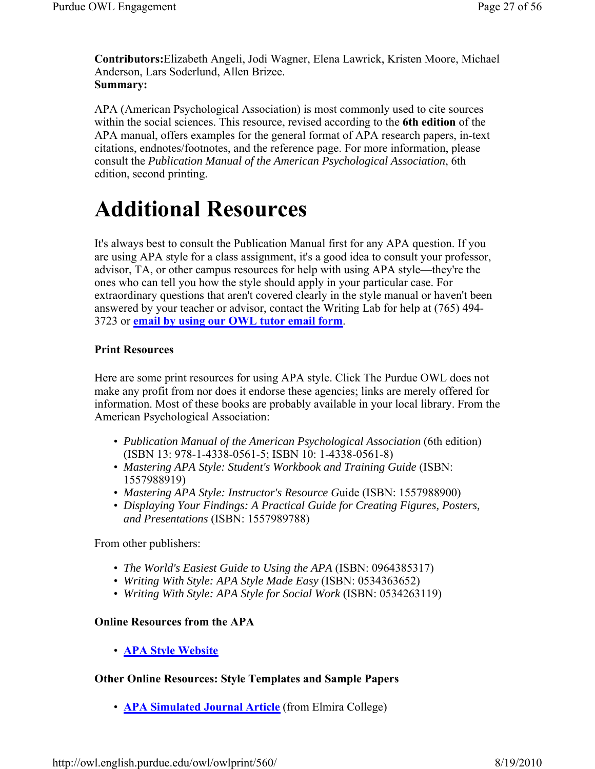**Contributors:**Elizabeth Angeli, Jodi Wagner, Elena Lawrick, Kristen Moore, Michael Anderson, Lars Soderlund, Allen Brizee.
**Summary:**

APA (American Psychological Association) is most commonly used to cite sources within the social sciences. This resource, revised according to the **6th edition** of the APA manual, offers examples for the general format of APA research papers, in-text citations, endnotes/footnotes, and the reference page. For more information, please consult the *Publication Manual of the American Psychological Association*, 6th edition, second printing.

# Additional Resources

It's always best to consult the Publication Manual first for any APA question. If you are using APA style for a class assignment, it's a good idea to consult your professor, advisor, TA, or other campus resources for help with using APA style—they're the ones who can tell you how the style should apply in your particular case. For extraordinary questions that aren't covered clearly in the style manual or haven't been answered by your teacher or advisor, contact the Writing Lab for help at (765) 494-3723 or **email by using our OWL tutor email form**.

**Print Resources**

Here are some print resources for using APA style. Click The Purdue OWL does not make any profit from nor does it endorse these agencies; links are merely offered for information. Most of these books are probably available in your local library. From the American Psychological Association:

- *Publication Manual of the American Psychological Association* (6th edition) (ISBN 13: 978-1-4338-0561-5; ISBN 10: 1-4338-0561-8)
- *Mastering APA Style: Student's Workbook and Training Guide* (ISBN: 1557988919)
- *Mastering APA Style: Instructor's Resource G*uide (ISBN: 1557988900)
- *Displaying Your Findings: A Practical Guide for Creating Figures, Posters, and Presentations* (ISBN: 1557989788)

From other publishers:

- *The World's Easiest Guide to Using the APA* (ISBN: 0964385317)
- *Writing With Style: APA Style Made Easy* (ISBN: 0534363652)
- *Writing With Style: APA Style for Social Work* (ISBN: 0534263119)

**Online Resources from the APA**

- **APA Style Website**

**Other Online Resources: Style Templates and Sample Papers**

- **APA Simulated Journal Article** (from Elmira College)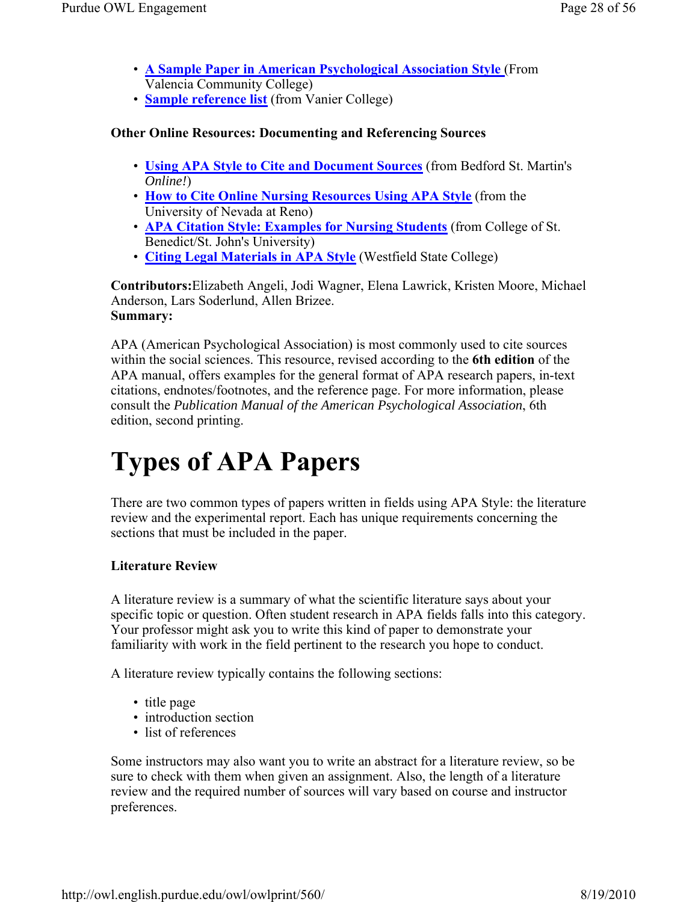- **A Sample Paper in American Psychological Association Style** (From Valencia Community College)
- **Sample reference list** (from Vanier College)

**Other Online Resources: Documenting and Referencing Sources**

- **Using APA Style to Cite and Document Sources** (from Bedford St. Martin's *Online!*)
- **How to Cite Online Nursing Resources Using APA Style** (from the University of Nevada at Reno)
- **APA Citation Style: Examples for Nursing Students** (from College of St. Benedict/St. John's University)
- **Citing Legal Materials in APA Style** (Westfield State College)

**Contributors:**Elizabeth Angeli, Jodi Wagner, Elena Lawrick, Kristen Moore, Michael Anderson, Lars Soderlund, Allen Brizee.
**Summary:**

APA (American Psychological Association) is most commonly used to cite sources within the social sciences. This resource, revised according to the **6th edition** of the APA manual, offers examples for the general format of APA research papers, in-text citations, endnotes/footnotes, and the reference page. For more information, please consult the *Publication Manual of the American Psychological Association*, 6th edition, second printing.

# Types of APA Papers

There are two common types of papers written in fields using APA Style: the literature review and the experimental report. Each has unique requirements concerning the sections that must be included in the paper.

**Literature Review**

A literature review is a summary of what the scientific literature says about your specific topic or question. Often student research in APA fields falls into this category. Your professor might ask you to write this kind of paper to demonstrate your familiarity with work in the field pertinent to the research you hope to conduct.

A literature review typically contains the following sections:

- title page
- introduction section
- list of references

Some instructors may also want you to write an abstract for a literature review, so be sure to check with them when given an assignment. Also, the length of a literature review and the required number of sources will vary based on course and instructor preferences.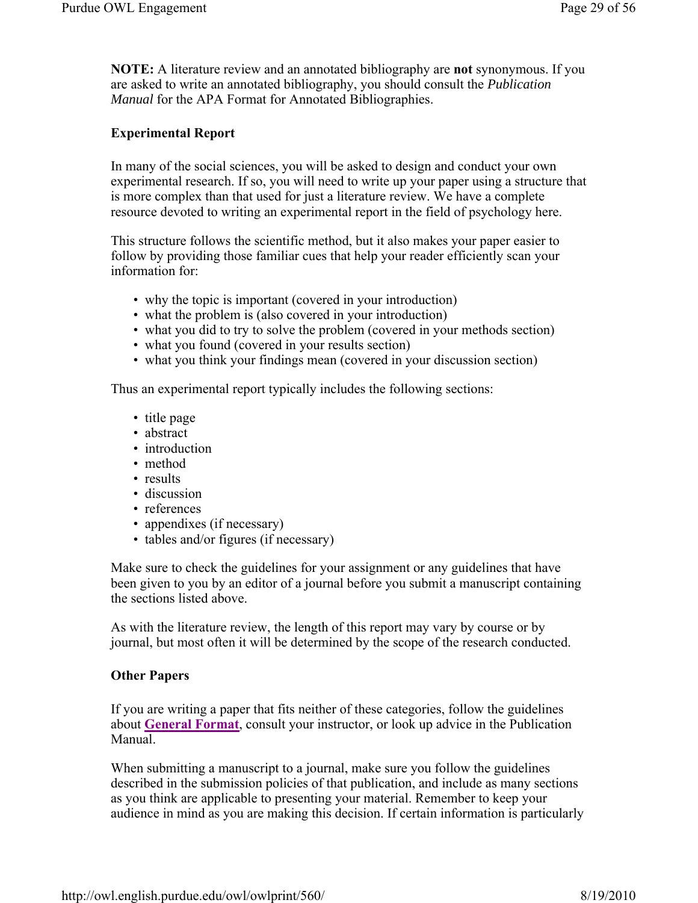**NOTE:** A literature review and an annotated bibliography are **not** synonymous. If you are asked to write an annotated bibliography, you should consult the *Publication Manual* for the APA Format for Annotated Bibliographies.

### Experimental Report

In many of the social sciences, you will be asked to design and conduct your own experimental research. If so, you will need to write up your paper using a structure that is more complex than that used for just a literature review. We have a complete resource devoted to writing an experimental report in the field of psychology here.

This structure follows the scientific method, but it also makes your paper easier to follow by providing those familiar cues that help your reader efficiently scan your information for:

- why the topic is important (covered in your introduction)
- what the problem is (also covered in your introduction)
- what you did to try to solve the problem (covered in your methods section)
- what you found (covered in your results section)
- what you think your findings mean (covered in your discussion section)

Thus an experimental report typically includes the following sections:

- title page
- abstract
- introduction
- method
- results
- discussion
- references
- appendixes (if necessary)
- tables and/or figures (if necessary)

Make sure to check the guidelines for your assignment or any guidelines that have been given to you by an editor of a journal before you submit a manuscript containing the sections listed above.

As with the literature review, the length of this report may vary by course or by journal, but most often it will be determined by the scope of the research conducted.

### Other Papers

If you are writing a paper that fits neither of these categories, follow the guidelines about **General Format**, consult your instructor, or look up advice in the Publication Manual.

When submitting a manuscript to a journal, make sure you follow the guidelines described in the submission policies of that publication, and include as many sections as you think are applicable to presenting your material. Remember to keep your audience in mind as you are making this decision. If certain information is particularly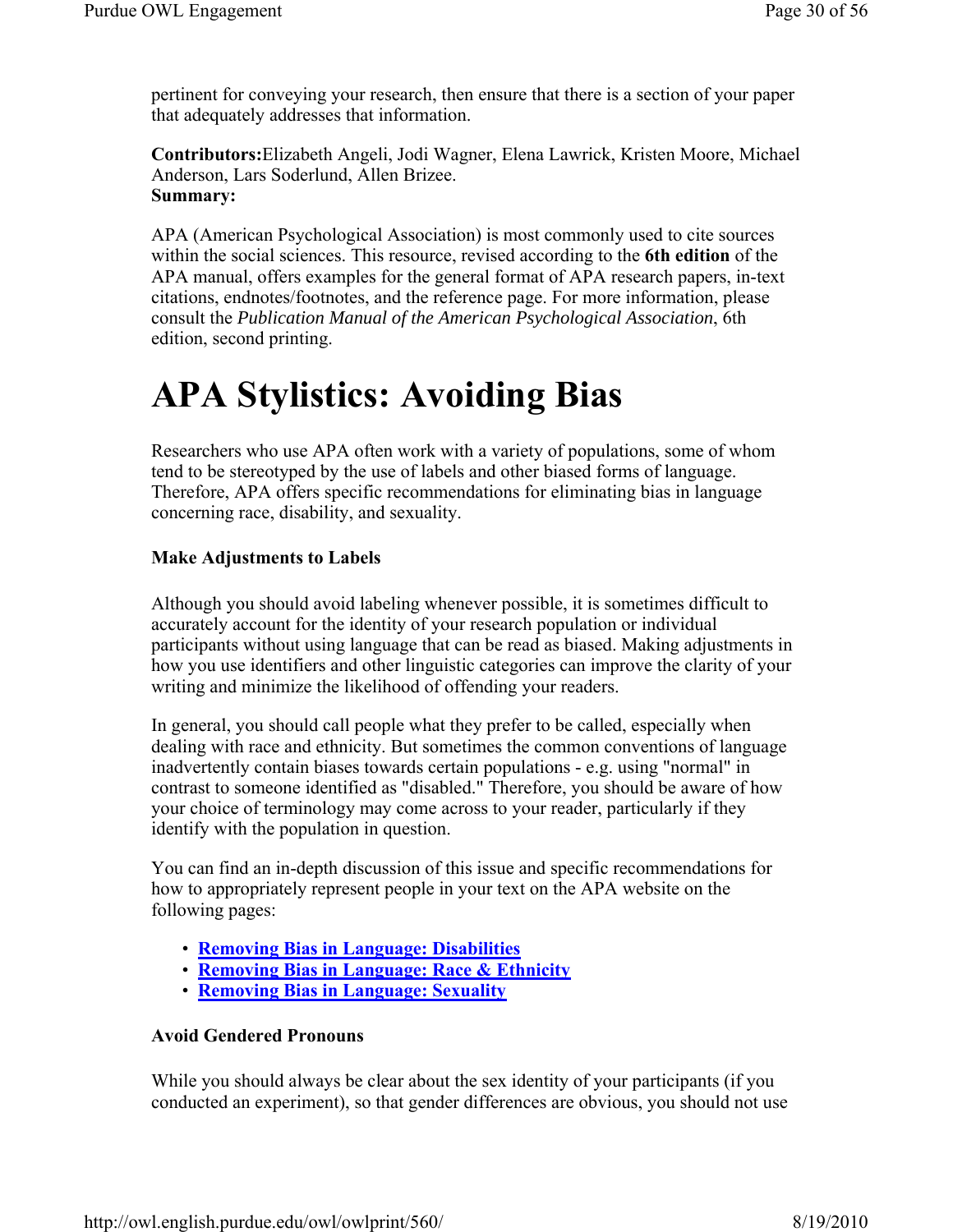pertinent for conveying your research, then ensure that there is a section of your paper that adequately addresses that information.

**Contributors:**Elizabeth Angeli, Jodi Wagner, Elena Lawrick, Kristen Moore, Michael Anderson, Lars Soderlund, Allen Brizee.
**Summary:**

APA (American Psychological Association) is most commonly used to cite sources within the social sciences. This resource, revised according to the **6th edition** of the APA manual, offers examples for the general format of APA research papers, in-text citations, endnotes/footnotes, and the reference page. For more information, please consult the *Publication Manual of the American Psychological Association*, 6th edition, second printing.

# APA Stylistics: Avoiding Bias

Researchers who use APA often work with a variety of populations, some of whom tend to be stereotyped by the use of labels and other biased forms of language. Therefore, APA offers specific recommendations for eliminating bias in language concerning race, disability, and sexuality.

**Make Adjustments to Labels**

Although you should avoid labeling whenever possible, it is sometimes difficult to accurately account for the identity of your research population or individual participants without using language that can be read as biased. Making adjustments in how you use identifiers and other linguistic categories can improve the clarity of your writing and minimize the likelihood of offending your readers.

In general, you should call people what they prefer to be called, especially when dealing with race and ethnicity. But sometimes the common conventions of language inadvertently contain biases towards certain populations - e.g. using "normal" in contrast to someone identified as "disabled." Therefore, you should be aware of how your choice of terminology may come across to your reader, particularly if they identify with the population in question.

You can find an in-depth discussion of this issue and specific recommendations for how to appropriately represent people in your text on the APA website on the following pages:

- **Removing Bias in Language: Disabilities**
- **Removing Bias in Language: Race & Ethnicity**
- **Removing Bias in Language: Sexuality**

**Avoid Gendered Pronouns**

While you should always be clear about the sex identity of your participants (if you conducted an experiment), so that gender differences are obvious, you should not use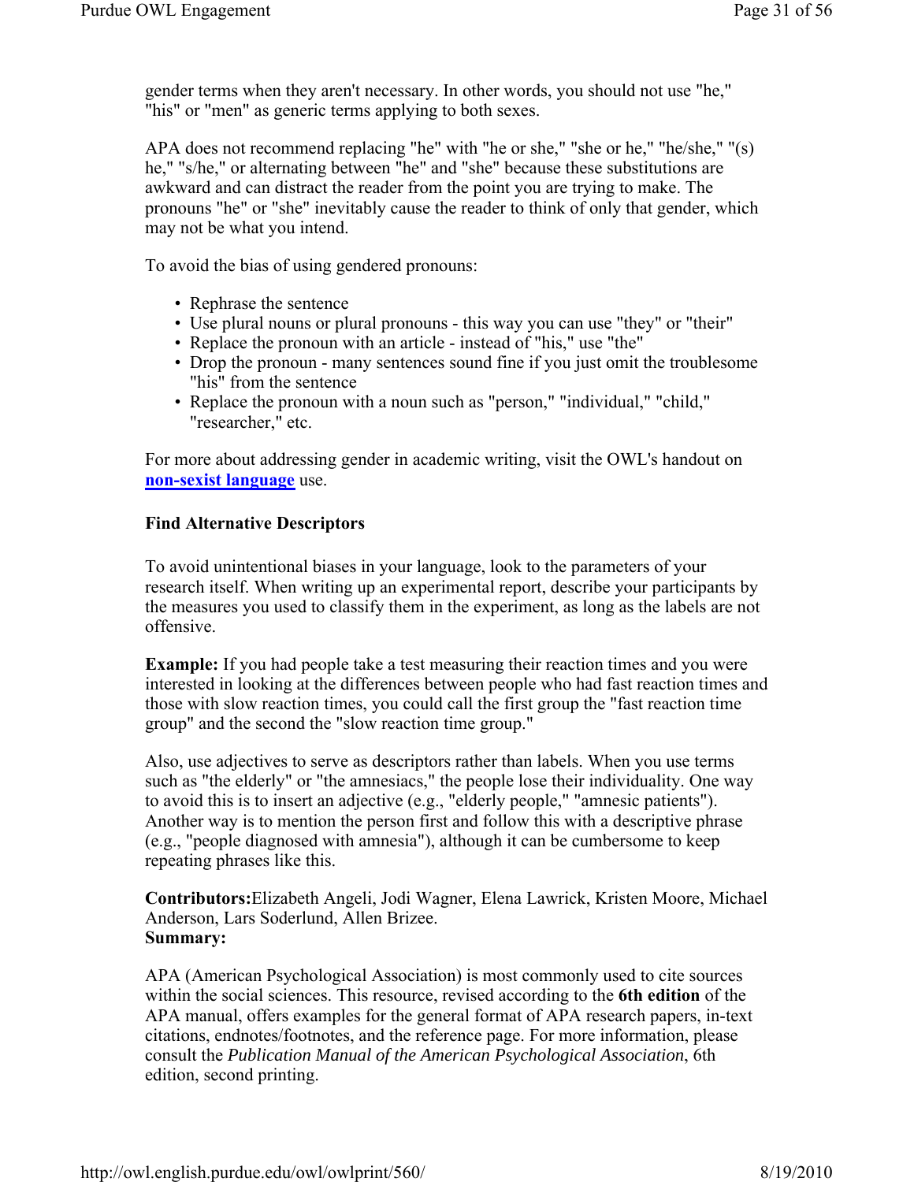gender terms when they aren't necessary. In other words, you should not use "he," "his" or "men" as generic terms applying to both sexes.

APA does not recommend replacing "he" with "he or she," "she or he," "he/she," "(s) he," "s/he," or alternating between "he" and "she" because these substitutions are awkward and can distract the reader from the point you are trying to make. The pronouns "he" or "she" inevitably cause the reader to think of only that gender, which may not be what you intend.

To avoid the bias of using gendered pronouns:

- Rephrase the sentence
- Use plural nouns or plural pronouns - this way you can use "they" or "their"
- Replace the pronoun with an article - instead of "his," use "the"
- Drop the pronoun - many sentences sound fine if you just omit the troublesome "his" from the sentence
- Replace the pronoun with a noun such as "person," "individual," "child," "researcher," etc.

For more about addressing gender in academic writing, visit the OWL's handout on **non-sexist language** use.

### Find Alternative Descriptors

To avoid unintentional biases in your language, look to the parameters of your research itself. When writing up an experimental report, describe your participants by the measures you used to classify them in the experiment, as long as the labels are not offensive.

**Example:** If you had people take a test measuring their reaction times and you were interested in looking at the differences between people who had fast reaction times and those with slow reaction times, you could call the first group the "fast reaction time group" and the second the "slow reaction time group."

Also, use adjectives to serve as descriptors rather than labels. When you use terms such as "the elderly" or "the amnesiacs," the people lose their individuality. One way to avoid this is to insert an adjective (e.g., "elderly people," "amnesic patients"). Another way is to mention the person first and follow this with a descriptive phrase (e.g., "people diagnosed with amnesia"), although it can be cumbersome to keep repeating phrases like this.

**Contributors:** Elizabeth Angeli, Jodi Wagner, Elena Lawrick, Kristen Moore, Michael Anderson, Lars Soderlund, Allen Brizee.
**Summary:**

APA (American Psychological Association) is most commonly used to cite sources within the social sciences. This resource, revised according to the **6th edition** of the APA manual, offers examples for the general format of APA research papers, in-text citations, endnotes/footnotes, and the reference page. For more information, please consult the *Publication Manual of the American Psychological Association*, 6th edition, second printing.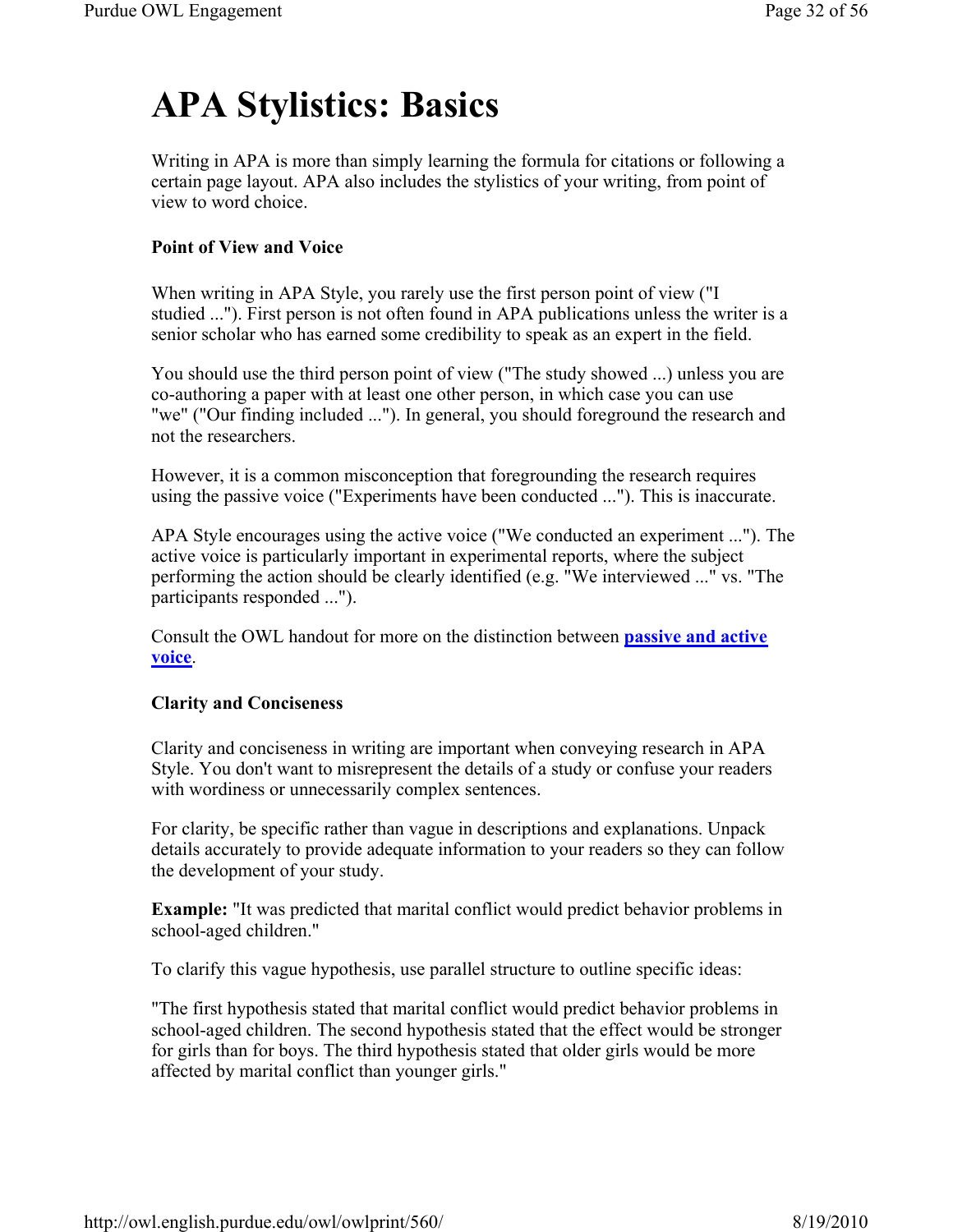# APA Stylistics: Basics

Writing in APA is more than simply learning the formula for citations or following a certain page layout. APA also includes the stylistics of your writing, from point of view to word choice.

**Point of View and Voice**

When writing in APA Style, you rarely use the first person point of view ("I studied ..."). First person is not often found in APA publications unless the writer is a senior scholar who has earned some credibility to speak as an expert in the field.

You should use the third person point of view ("The study showed ...) unless you are co-authoring a paper with at least one other person, in which case you can use "we" ("Our finding included ..."). In general, you should foreground the research and not the researchers.

However, it is a common misconception that foregrounding the research requires using the passive voice ("Experiments have been conducted ..."). This is inaccurate.

APA Style encourages using the active voice ("We conducted an experiment ..."). The active voice is particularly important in experimental reports, where the subject performing the action should be clearly identified (e.g. "We interviewed ..." vs. "The participants responded ...").

Consult the OWL handout for more on the distinction between **passive and active voice**.

**Clarity and Conciseness**

Clarity and conciseness in writing are important when conveying research in APA Style. You don't want to misrepresent the details of a study or confuse your readers with wordiness or unnecessarily complex sentences.

For clarity, be specific rather than vague in descriptions and explanations. Unpack details accurately to provide adequate information to your readers so they can follow the development of your study.

**Example:** "It was predicted that marital conflict would predict behavior problems in school-aged children."

To clarify this vague hypothesis, use parallel structure to outline specific ideas:

"The first hypothesis stated that marital conflict would predict behavior problems in school-aged children. The second hypothesis stated that the effect would be stronger for girls than for boys. The third hypothesis stated that older girls would be more affected by marital conflict than younger girls."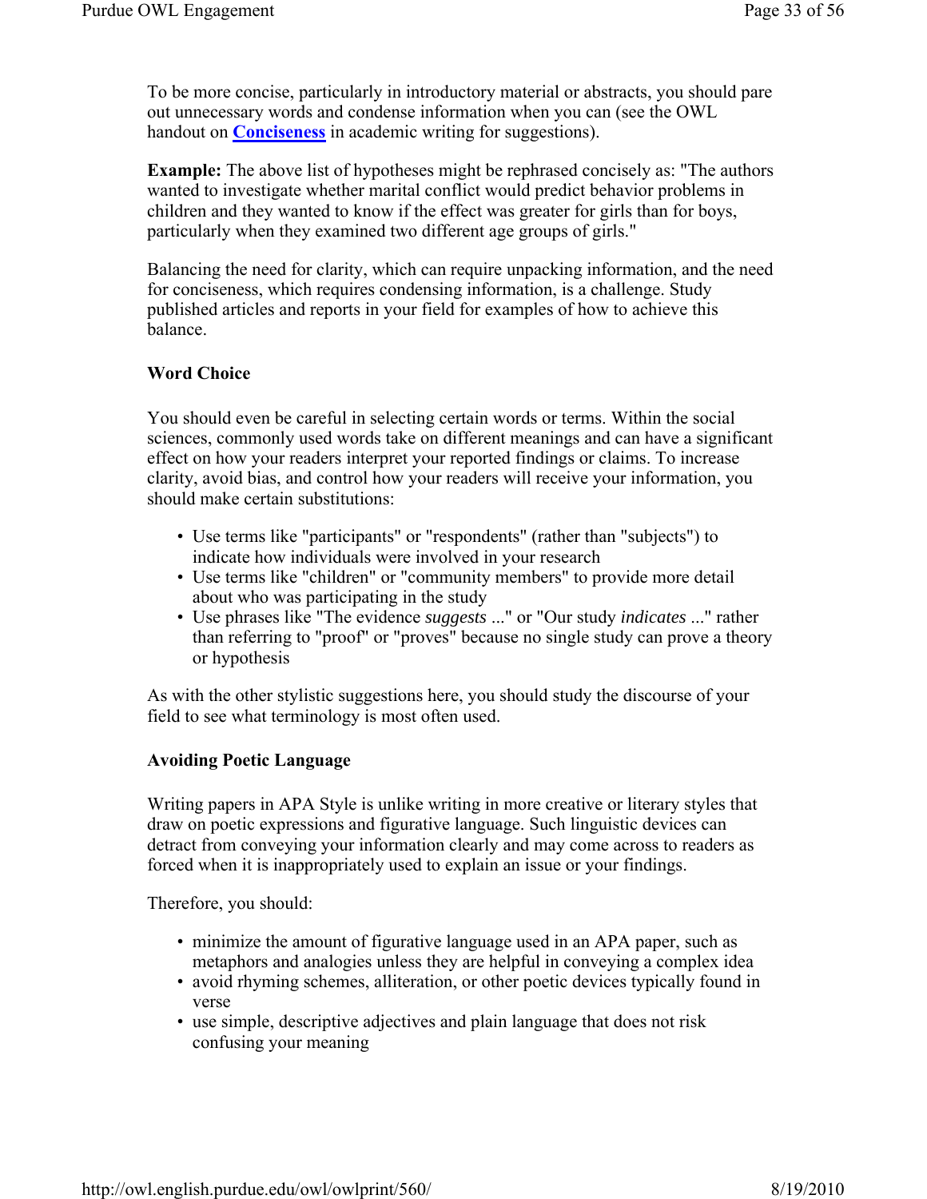To be more concise, particularly in introductory material or abstracts, you should pare out unnecessary words and condense information when you can (see the OWL handout on **Conciseness** in academic writing for suggestions).

**Example:** The above list of hypotheses might be rephrased concisely as: "The authors wanted to investigate whether marital conflict would predict behavior problems in children and they wanted to know if the effect was greater for girls than for boys, particularly when they examined two different age groups of girls."

Balancing the need for clarity, which can require unpacking information, and the need for conciseness, which requires condensing information, is a challenge. Study published articles and reports in your field for examples of how to achieve this balance.

**Word Choice**

You should even be careful in selecting certain words or terms. Within the social sciences, commonly used words take on different meanings and can have a significant effect on how your readers interpret your reported findings or claims. To increase clarity, avoid bias, and control how your readers will receive your information, you should make certain substitutions:

- Use terms like "participants" or "respondents" (rather than "subjects") to indicate how individuals were involved in your research
- Use terms like "children" or "community members" to provide more detail about who was participating in the study
- Use phrases like "The evidence *suggests* ..." or "Our study *indicates* ..." rather than referring to "proof" or "proves" because no single study can prove a theory or hypothesis

As with the other stylistic suggestions here, you should study the discourse of your field to see what terminology is most often used.

**Avoiding Poetic Language**

Writing papers in APA Style is unlike writing in more creative or literary styles that draw on poetic expressions and figurative language. Such linguistic devices can detract from conveying your information clearly and may come across to readers as forced when it is inappropriately used to explain an issue or your findings.

Therefore, you should:

- minimize the amount of figurative language used in an APA paper, such as metaphors and analogies unless they are helpful in conveying a complex idea
- avoid rhyming schemes, alliteration, or other poetic devices typically found in verse
- use simple, descriptive adjectives and plain language that does not risk confusing your meaning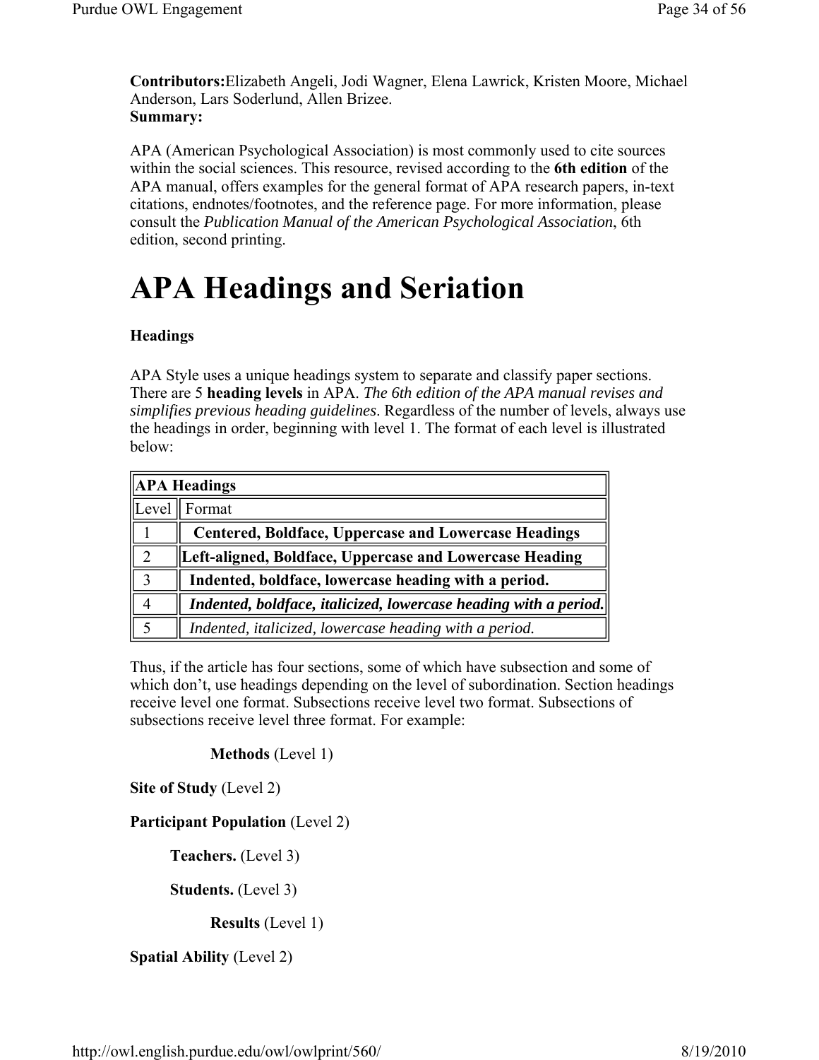**Contributors:**Elizabeth Angeli, Jodi Wagner, Elena Lawrick, Kristen Moore, Michael Anderson, Lars Soderlund, Allen Brizee.
**Summary:**

APA (American Psychological Association) is most commonly used to cite sources within the social sciences. This resource, revised according to the **6th edition** of the APA manual, offers examples for the general format of APA research papers, in-text citations, endnotes/footnotes, and the reference page. For more information, please consult the *Publication Manual of the American Psychological Association*, 6th edition, second printing.

# APA Headings and Seriation

**Headings**

APA Style uses a unique headings system to separate and classify paper sections. There are 5 **heading levels** in APA. *The 6th edition of the APA manual revises and simplifies previous heading guidelines*. Regardless of the number of levels, always use the headings in order, beginning with level 1. The format of each level is illustrated below:

| **APA Headings** | |
|---|---|
| Level | Format |
| 1 | **Centered, Boldface, Uppercase and Lowercase Headings** |
| 2 | **Left-aligned, Boldface, Uppercase and Lowercase Heading** |
| 3 | **Indented, boldface, lowercase heading with a period.** |
| 4 | ***Indented, boldface, italicized, lowercase heading with a period.*** |
| 5 | *Indented, italicized, lowercase heading with a period.* |

Thus, if the article has four sections, some of which have subsection and some of which don't, use headings depending on the level of subordination. Section headings receive level one format. Subsections receive level two format. Subsections of subsections receive level three format. For example:

**Methods** (Level 1)

**Site of Study** (Level 2)

**Participant Population** (Level 2)

**Teachers.** (Level 3)

**Students.** (Level 3)

**Results** (Level 1)

**Spatial Ability** (Level 2)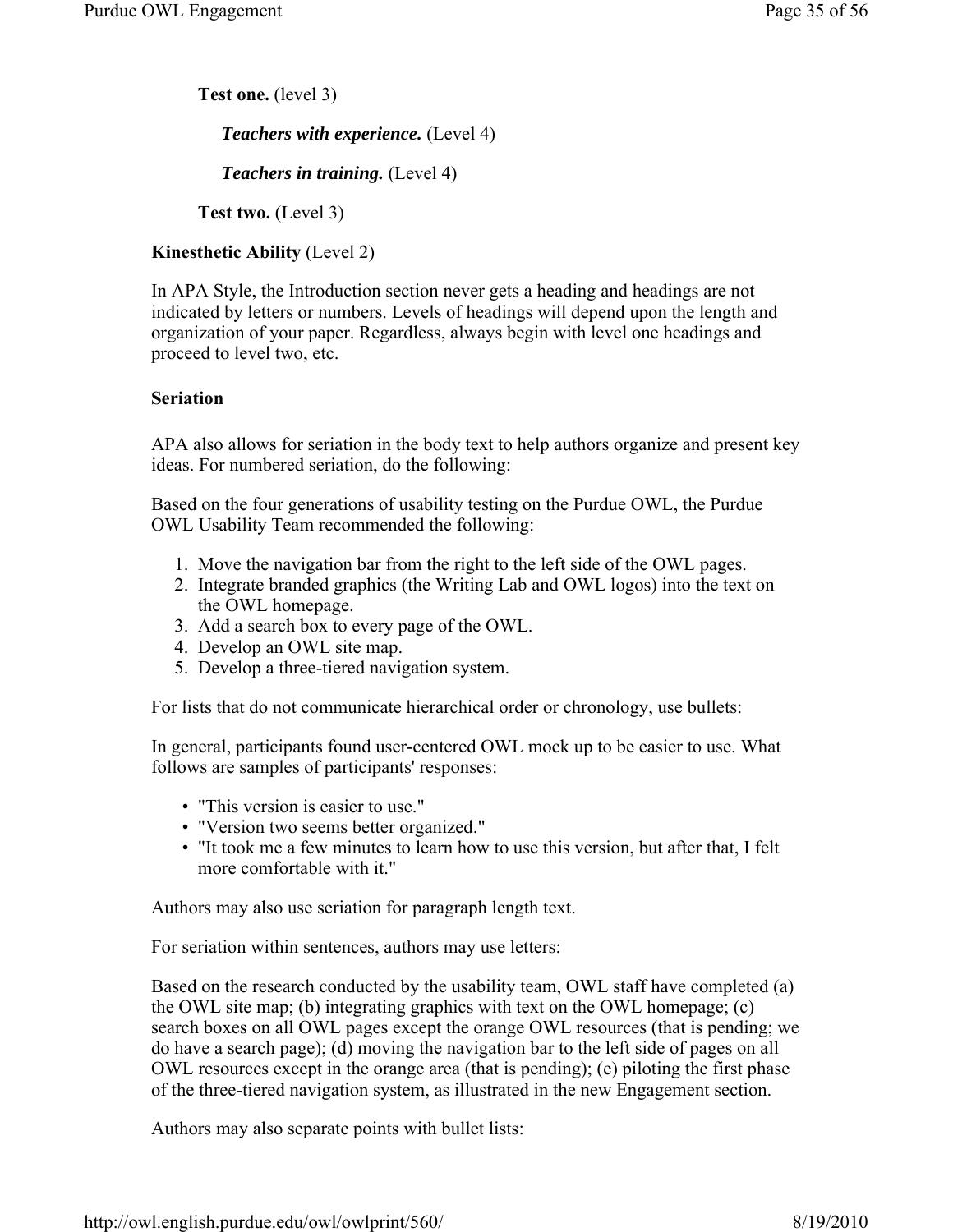**Test one.** (level 3)

***Teachers with experience.*** (Level 4)

***Teachers in training.*** (Level 4)

**Test two.** (Level 3)

**Kinesthetic Ability** (Level 2)

In APA Style, the Introduction section never gets a heading and headings are not indicated by letters or numbers. Levels of headings will depend upon the length and organization of your paper. Regardless, always begin with level one headings and proceed to level two, etc.

**Seriation**

APA also allows for seriation in the body text to help authors organize and present key ideas. For numbered seriation, do the following:

Based on the four generations of usability testing on the Purdue OWL, the Purdue OWL Usability Team recommended the following:

1. Move the navigation bar from the right to the left side of the OWL pages.
2. Integrate branded graphics (the Writing Lab and OWL logos) into the text on the OWL homepage.
3. Add a search box to every page of the OWL.
4. Develop an OWL site map.
5. Develop a three-tiered navigation system.

For lists that do not communicate hierarchical order or chronology, use bullets:

In general, participants found user-centered OWL mock up to be easier to use. What follows are samples of participants' responses:

- "This version is easier to use."
- "Version two seems better organized."
- "It took me a few minutes to learn how to use this version, but after that, I felt more comfortable with it."

Authors may also use seriation for paragraph length text.

For seriation within sentences, authors may use letters:

Based on the research conducted by the usability team, OWL staff have completed (a) the OWL site map; (b) integrating graphics with text on the OWL homepage; (c) search boxes on all OWL pages except the orange OWL resources (that is pending; we do have a search page); (d) moving the navigation bar to the left side of pages on all OWL resources except in the orange area (that is pending); (e) piloting the first phase of the three-tiered navigation system, as illustrated in the new Engagement section.

Authors may also separate points with bullet lists: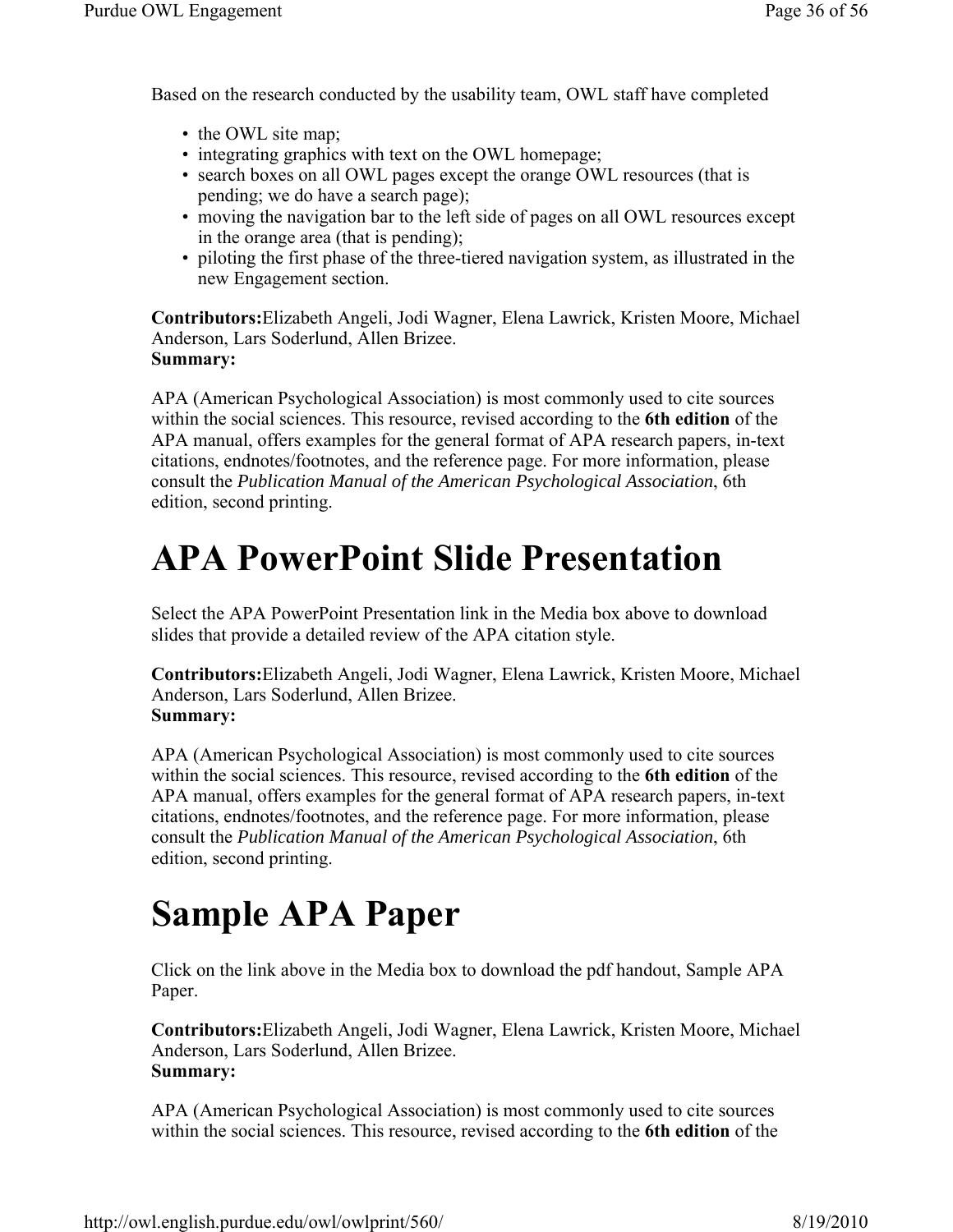Based on the research conducted by the usability team, OWL staff have completed

- the OWL site map;
- integrating graphics with text on the OWL homepage;
- search boxes on all OWL pages except the orange OWL resources (that is pending; we do have a search page);
- moving the navigation bar to the left side of pages on all OWL resources except in the orange area (that is pending);
- piloting the first phase of the three-tiered navigation system, as illustrated in the new Engagement section.

**Contributors:**Elizabeth Angeli, Jodi Wagner, Elena Lawrick, Kristen Moore, Michael Anderson, Lars Soderlund, Allen Brizee.
**Summary:**

APA (American Psychological Association) is most commonly used to cite sources within the social sciences. This resource, revised according to the **6th edition** of the APA manual, offers examples for the general format of APA research papers, in-text citations, endnotes/footnotes, and the reference page. For more information, please consult the *Publication Manual of the American Psychological Association*, 6th edition, second printing.

# APA PowerPoint Slide Presentation

Select the APA PowerPoint Presentation link in the Media box above to download slides that provide a detailed review of the APA citation style.

**Contributors:**Elizabeth Angeli, Jodi Wagner, Elena Lawrick, Kristen Moore, Michael Anderson, Lars Soderlund, Allen Brizee.
**Summary:**

APA (American Psychological Association) is most commonly used to cite sources within the social sciences. This resource, revised according to the **6th edition** of the APA manual, offers examples for the general format of APA research papers, in-text citations, endnotes/footnotes, and the reference page. For more information, please consult the *Publication Manual of the American Psychological Association*, 6th edition, second printing.

# Sample APA Paper

Click on the link above in the Media box to download the pdf handout, Sample APA Paper.

**Contributors:**Elizabeth Angeli, Jodi Wagner, Elena Lawrick, Kristen Moore, Michael Anderson, Lars Soderlund, Allen Brizee.
**Summary:**

APA (American Psychological Association) is most commonly used to cite sources within the social sciences. This resource, revised according to the **6th edition** of the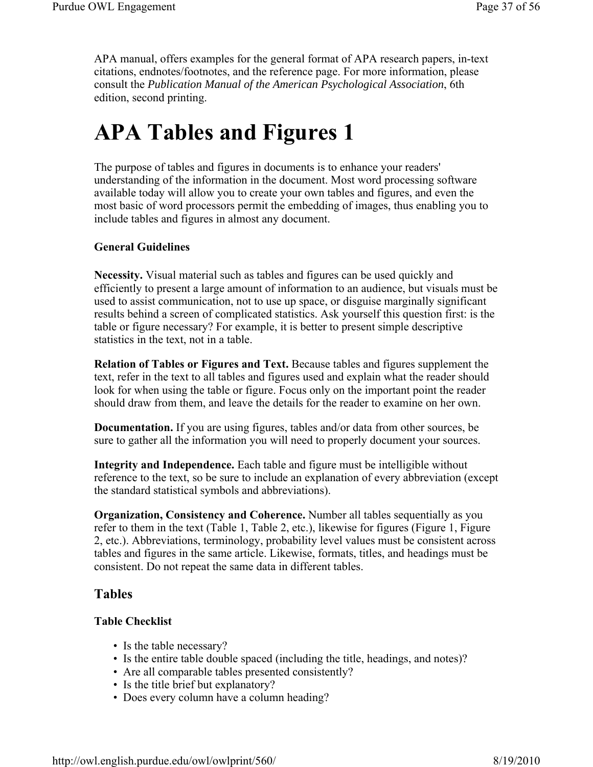APA manual, offers examples for the general format of APA research papers, in-text citations, endnotes/footnotes, and the reference page. For more information, please consult the *Publication Manual of the American Psychological Association*, 6th edition, second printing.

# APA Tables and Figures 1

The purpose of tables and figures in documents is to enhance your readers' understanding of the information in the document. Most word processing software available today will allow you to create your own tables and figures, and even the most basic of word processors permit the embedding of images, thus enabling you to include tables and figures in almost any document.

**General Guidelines**

**Necessity.** Visual material such as tables and figures can be used quickly and efficiently to present a large amount of information to an audience, but visuals must be used to assist communication, not to use up space, or disguise marginally significant results behind a screen of complicated statistics. Ask yourself this question first: is the table or figure necessary? For example, it is better to present simple descriptive statistics in the text, not in a table.

**Relation of Tables or Figures and Text.** Because tables and figures supplement the text, refer in the text to all tables and figures used and explain what the reader should look for when using the table or figure. Focus only on the important point the reader should draw from them, and leave the details for the reader to examine on her own.

**Documentation.** If you are using figures, tables and/or data from other sources, be sure to gather all the information you will need to properly document your sources.

**Integrity and Independence.** Each table and figure must be intelligible without reference to the text, so be sure to include an explanation of every abbreviation (except the standard statistical symbols and abbreviations).

**Organization, Consistency and Coherence.** Number all tables sequentially as you refer to them in the text (Table 1, Table 2, etc.), likewise for figures (Figure 1, Figure 2, etc.). Abbreviations, terminology, probability level values must be consistent across tables and figures in the same article. Likewise, formats, titles, and headings must be consistent. Do not repeat the same data in different tables.

## Tables

**Table Checklist**

- Is the table necessary?
- Is the entire table double spaced (including the title, headings, and notes)?
- Are all comparable tables presented consistently?
- Is the title brief but explanatory?
- Does every column have a column heading?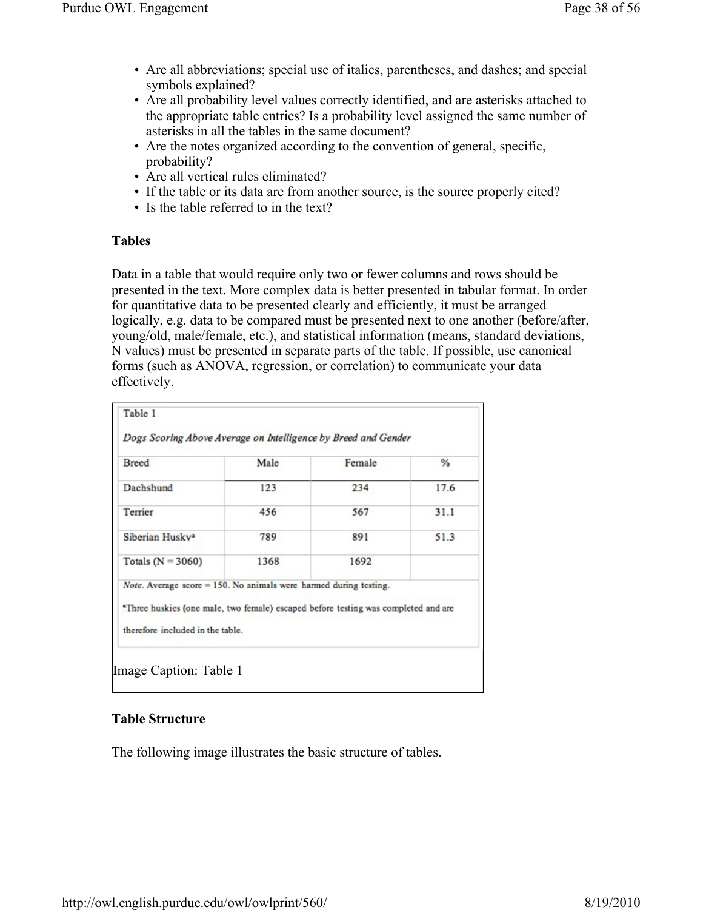- Are all abbreviations; special use of italics, parentheses, and dashes; and special symbols explained?
- Are all probability level values correctly identified, and are asterisks attached to the appropriate table entries? Is a probability level assigned the same number of asterisks in all the tables in the same document?
- Are the notes organized according to the convention of general, specific, probability?
- Are all vertical rules eliminated?
- If the table or its data are from another source, is the source properly cited?
- Is the table referred to in the text?

**Tables**

Data in a table that would require only two or fewer columns and rows should be presented in the text. More complex data is better presented in tabular format. In order for quantitative data to be presented clearly and efficiently, it must be arranged logically, e.g. data to be compared must be presented next to one another (before/after, young/old, male/female, etc.), and statistical information (means, standard deviations, N values) must be presented in separate parts of the table. If possible, use canonical forms (such as ANOVA, regression, or correlation) to communicate your data effectively.

Table 1

*Dogs Scoring Above Average on Intelligence by Breed and Gender*

| Breed | Male | Female | % |
|---|---|---|---|
| Dachshund | 123 | 234 | 17.6 |
| Terrier | 456 | 567 | 31.1 |
| Siberian Husky[a] | 789 | 891 | 51.3 |
| Totals (N = 3060) | 1368 | 1692 | |

*Note.* Average score = 150. No animals were harmed during testing.

[a]Three huskies (one male, two female) escaped before testing was completed and are therefore included in the table.

Image Caption: Table 1

**Table Structure**

The following image illustrates the basic structure of tables.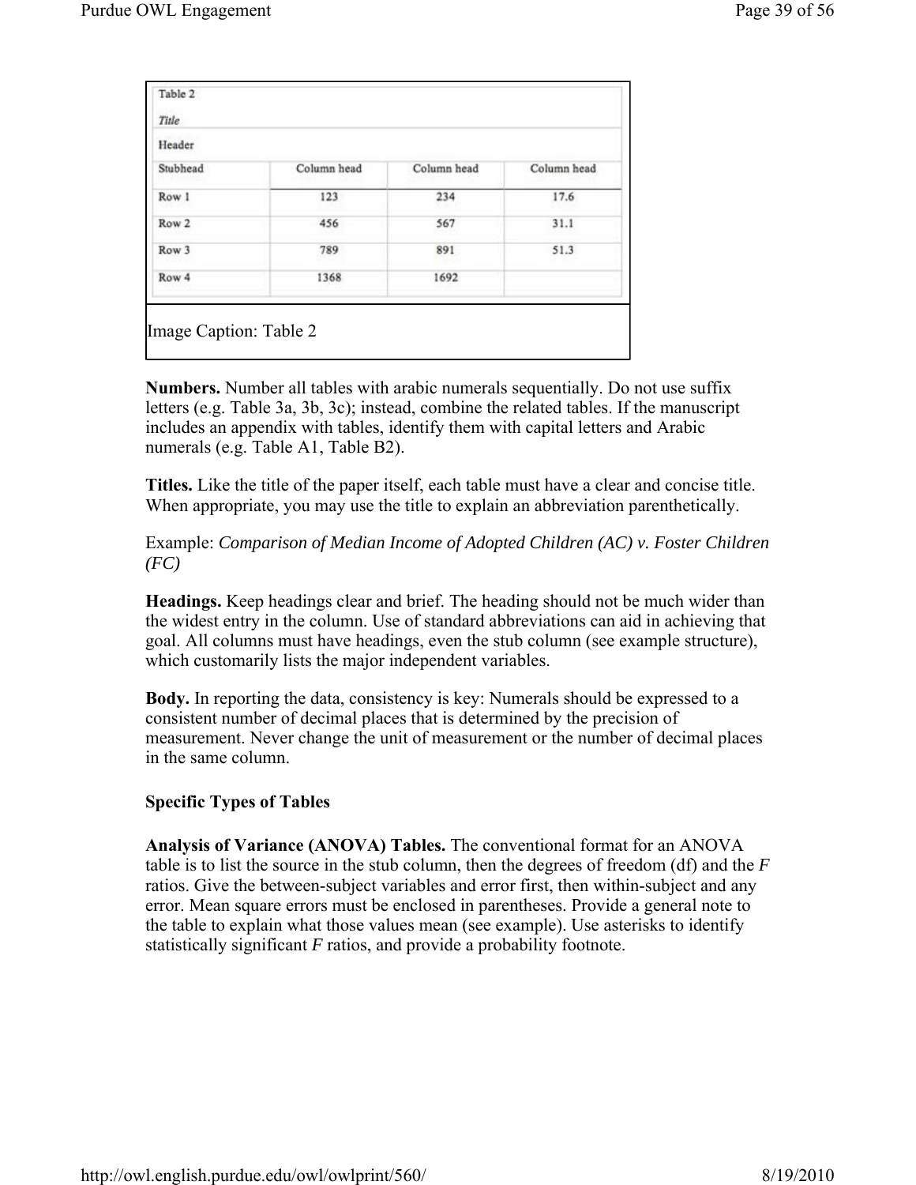| Table 2 | | | |
|---|---|---|---|
| *Title* | | | |
| Header | | | |
| Stubhead | Column head | Column head | Column head |
| Row 1 | 123 | 234 | 17.6 |
| Row 2 | 456 | 567 | 31.1 |
| Row 3 | 789 | 891 | 51.3 |
| Row 4 | 1368 | 1692 | |

Image Caption: Table 2

**Numbers.** Number all tables with arabic numerals sequentially. Do not use suffix letters (e.g. Table 3a, 3b, 3c); instead, combine the related tables. If the manuscript includes an appendix with tables, identify them with capital letters and Arabic numerals (e.g. Table A1, Table B2).

**Titles.** Like the title of the paper itself, each table must have a clear and concise title. When appropriate, you may use the title to explain an abbreviation parenthetically.

Example: *Comparison of Median Income of Adopted Children (AC) v. Foster Children (FC)*

**Headings.** Keep headings clear and brief. The heading should not be much wider than the widest entry in the column. Use of standard abbreviations can aid in achieving that goal. All columns must have headings, even the stub column (see example structure), which customarily lists the major independent variables.

**Body.** In reporting the data, consistency is key: Numerals should be expressed to a consistent number of decimal places that is determined by the precision of measurement. Never change the unit of measurement or the number of decimal places in the same column.

**Specific Types of Tables**

**Analysis of Variance (ANOVA) Tables.** The conventional format for an ANOVA table is to list the source in the stub column, then the degrees of freedom (df) and the *F* ratios. Give the between-subject variables and error first, then within-subject and any error. Mean square errors must be enclosed in parentheses. Provide a general note to the table to explain what those values mean (see example). Use asterisks to identify statistically significant *F* ratios, and provide a probability footnote.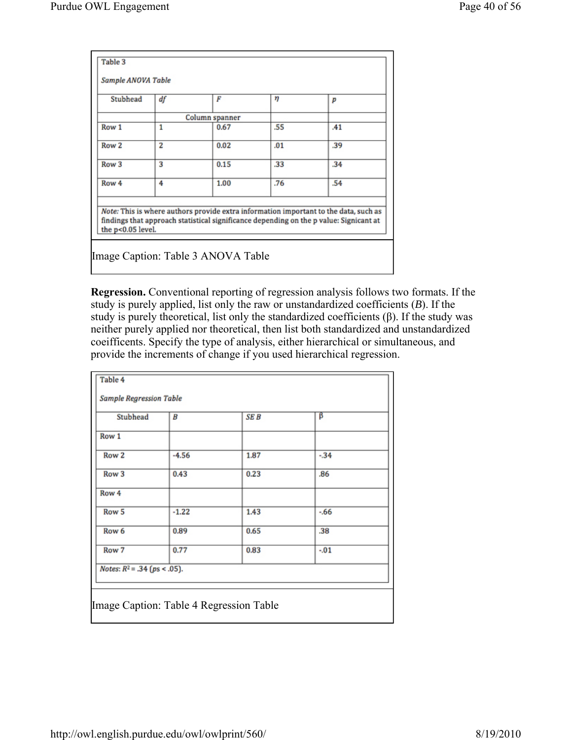Table 3

*Sample ANOVA Table*

| Stubhead | *df* | *F* | *η* | *p* |
|---|---|---|---|---|
| | Column spanner | | | |
| Row 1 | 1 | 0.67 | .55 | .41 |
| Row 2 | 2 | 0.02 | .01 | .39 |
| Row 3 | 3 | 0.15 | .33 | .34 |
| Row 4 | 4 | 1.00 | .76 | .54 |

*Note:* This is where authors provide extra information important to the data, such as findings that approach statistical significance depending on the p value: Signicant at the $p<0.05$ level.

Image Caption: Table 3 ANOVA Table

**Regression.** Conventional reporting of regression analysis follows two formats. If the study is purely applied, list only the raw or unstandardized coefficients (*B*). If the study is purely theoretical, list only the standardized coefficients (β). If the study was neither purely applied nor theoretical, then list both standardized and unstandardized coeifficents. Specify the type of analysis, either hierarchical or simultaneous, and provide the increments of change if you used hierarchical regression.

Table 4

*Sample Regression Table*

| Stubhead | *B* | *SE B* | β |
|---|---|---|---|
| Row 1 | | | |
| Row 2 | -4.56 | 1.87 | -.34 |
| Row 3 | 0.43 | 0.23 | .86 |
| Row 4 | | | |
| Row 5 | -1.22 | 1.43 | -.66 |
| Row 6 | 0.89 | 0.65 | .38 |
| Row 7 | 0.77 | 0.83 | -.01 |

*Notes*: $R^2 = .34$ ($ps < .05$).

Image Caption: Table 4 Regression Table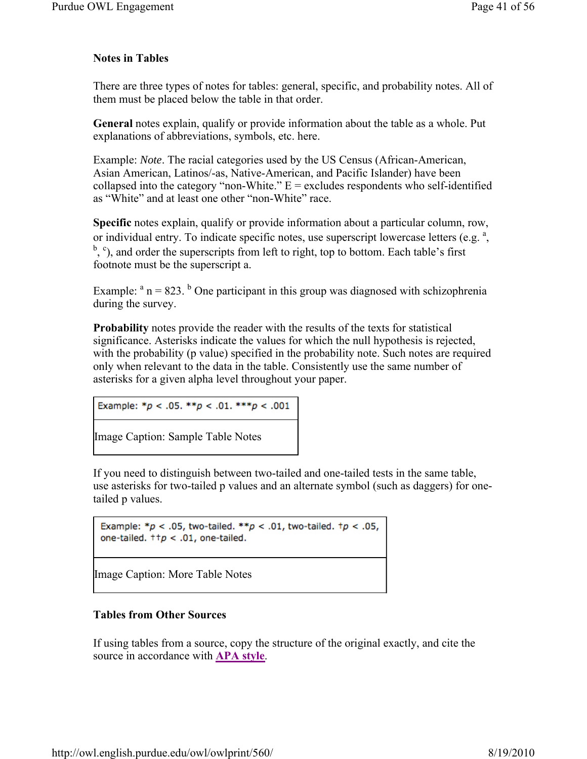### Notes in Tables

There are three types of notes for tables: general, specific, and probability notes. All of them must be placed below the table in that order.

**General** notes explain, qualify or provide information about the table as a whole. Put explanations of abbreviations, symbols, etc. here.

Example: *Note*. The racial categories used by the US Census (African-American, Asian American, Latinos/-as, Native-American, and Pacific Islander) have been collapsed into the category "non-White." E = excludes respondents who self-identified as "White" and at least one other "non-White" race.

**Specific** notes explain, qualify or provide information about a particular column, row, or individual entry. To indicate specific notes, use superscript lowercase letters (e.g. [a], [b], [c]), and order the superscripts from left to right, top to bottom. Each table's first footnote must be the superscript a.

Example: [a] n = 823. [b] One participant in this group was diagnosed with schizophrenia during the survey.

**Probability** notes provide the reader with the results of the texts for statistical significance. Asterisks indicate the values for which the null hypothesis is rejected, with the probability (p value) specified in the probability note. Such notes are required only when relevant to the data in the table. Consistently use the same number of asterisks for a given alpha level throughout your paper.

| Example: *$p$ < .05. **$p$ < .01. ***$p$ < .001 |
|---|
| Image Caption: Sample Table Notes |

If you need to distinguish between two-tailed and one-tailed tests in the same table, use asterisks for two-tailed p values and an alternate symbol (such as daggers) for one-tailed p values.

| Example: *$p$ < .05, two-tailed. **$p$ < .01, two-tailed. †$p$ < .05, one-tailed. ††$p$ < .01, one-tailed. |
|---|
| Image Caption: More Table Notes |

### Tables from Other Sources

If using tables from a source, copy the structure of the original exactly, and cite the source in accordance with **APA style**.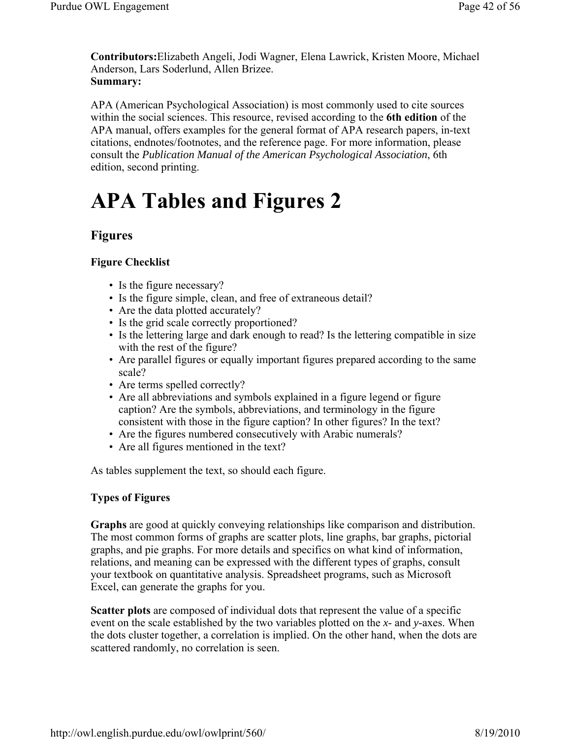**Contributors:**Elizabeth Angeli, Jodi Wagner, Elena Lawrick, Kristen Moore, Michael Anderson, Lars Soderlund, Allen Brizee.
**Summary:**

APA (American Psychological Association) is most commonly used to cite sources within the social sciences. This resource, revised according to the **6th edition** of the APA manual, offers examples for the general format of APA research papers, in-text citations, endnotes/footnotes, and the reference page. For more information, please consult the *Publication Manual of the American Psychological Association*, 6th edition, second printing.

# APA Tables and Figures 2

## Figures

### Figure Checklist

- Is the figure necessary?
- Is the figure simple, clean, and free of extraneous detail?
- Are the data plotted accurately?
- Is the grid scale correctly proportioned?
- Is the lettering large and dark enough to read? Is the lettering compatible in size with the rest of the figure?
- Are parallel figures or equally important figures prepared according to the same scale?
- Are terms spelled correctly?
- Are all abbreviations and symbols explained in a figure legend or figure caption? Are the symbols, abbreviations, and terminology in the figure consistent with those in the figure caption? In other figures? In the text?
- Are the figures numbered consecutively with Arabic numerals?
- Are all figures mentioned in the text?

As tables supplement the text, so should each figure.

### Types of Figures

**Graphs** are good at quickly conveying relationships like comparison and distribution. The most common forms of graphs are scatter plots, line graphs, bar graphs, pictorial graphs, and pie graphs. For more details and specifics on what kind of information, relations, and meaning can be expressed with the different types of graphs, consult your textbook on quantitative analysis. Spreadsheet programs, such as Microsoft Excel, can generate the graphs for you.

**Scatter plots** are composed of individual dots that represent the value of a specific event on the scale established by the two variables plotted on the *x*- and *y*-axes. When the dots cluster together, a correlation is implied. On the other hand, when the dots are scattered randomly, no correlation is seen.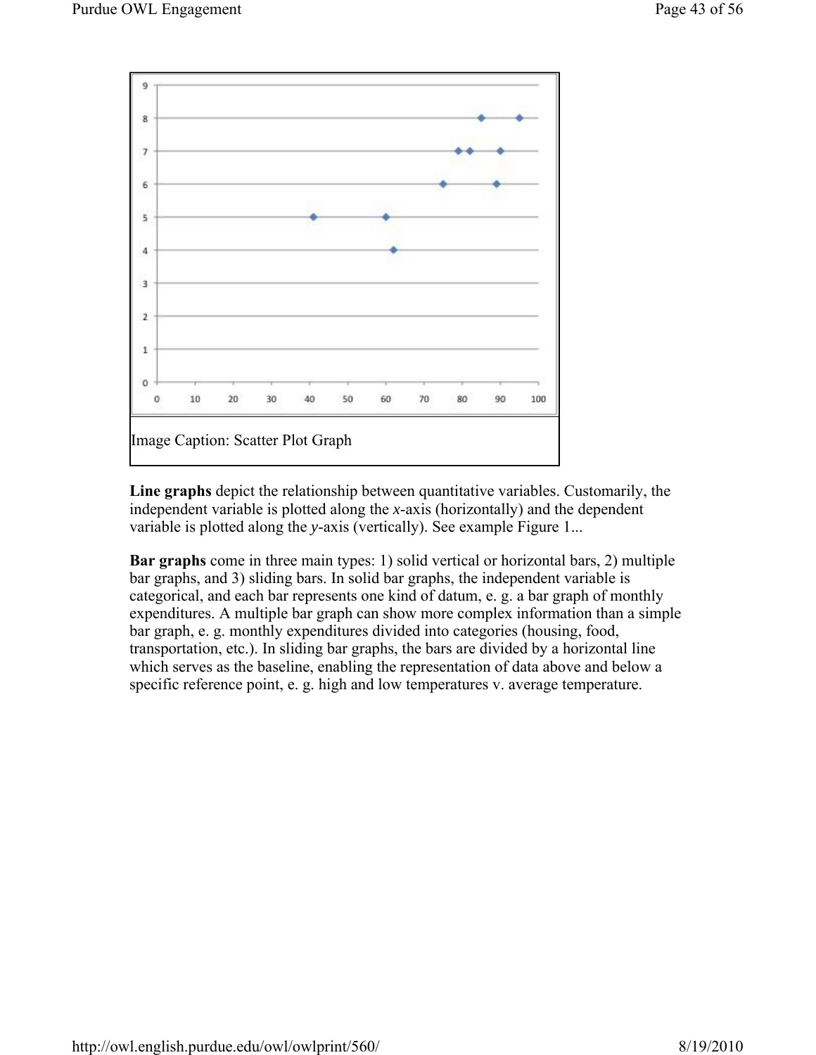Image Caption: Scatter Plot Graph

**Line graphs** depict the relationship between quantitative variables. Customarily, the independent variable is plotted along the *x*-axis (horizontally) and the dependent variable is plotted along the *y*-axis (vertically). See example Figure 1...

**Bar graphs** come in three main types: 1) solid vertical or horizontal bars, 2) multiple bar graphs, and 3) sliding bars. In solid bar graphs, the independent variable is categorical, and each bar represents one kind of datum, e. g. a bar graph of monthly expenditures. A multiple bar graph can show more complex information than a simple bar graph, e. g. monthly expenditures divided into categories (housing, food, transportation, etc.). In sliding bar graphs, the bars are divided by a horizontal line which serves as the baseline, enabling the representation of data above and below a specific reference point, e. g. high and low temperatures v. average temperature.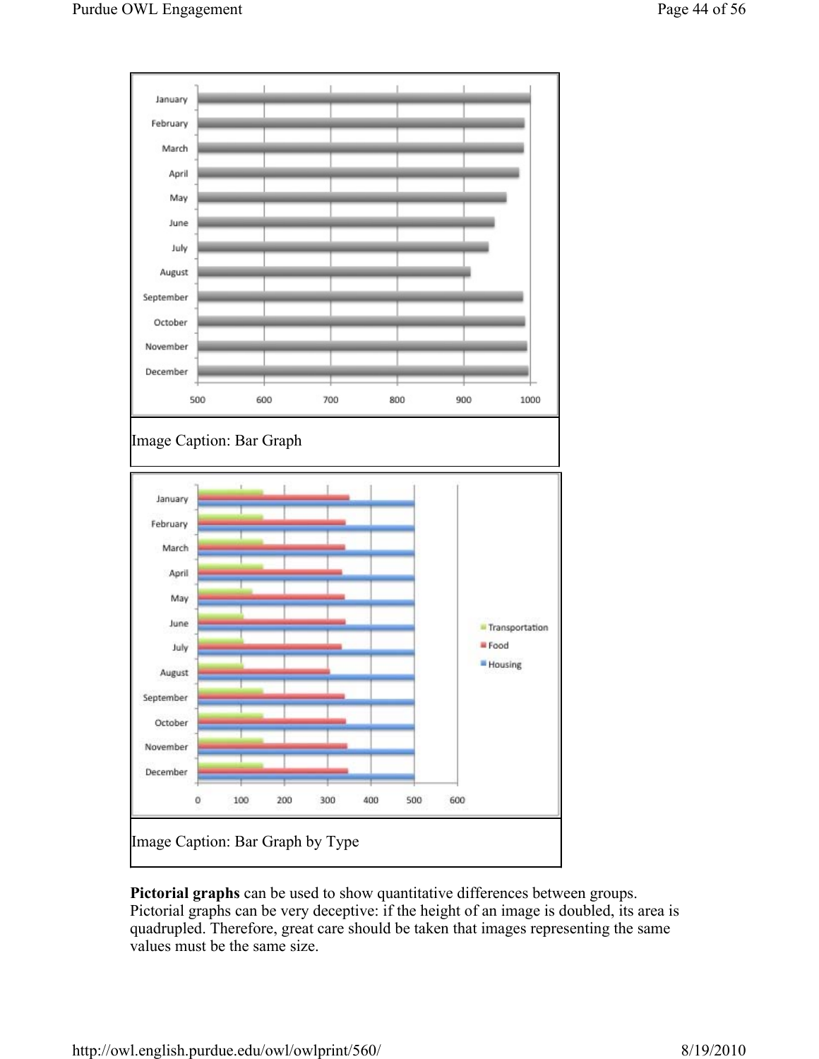Image Caption: Bar Graph

Image Caption: Bar Graph by Type

**Pictorial graphs** can be used to show quantitative differences between groups. Pictorial graphs can be very deceptive: if the height of an image is doubled, its area is quadrupled. Therefore, great care should be taken that images representing the same values must be the same size.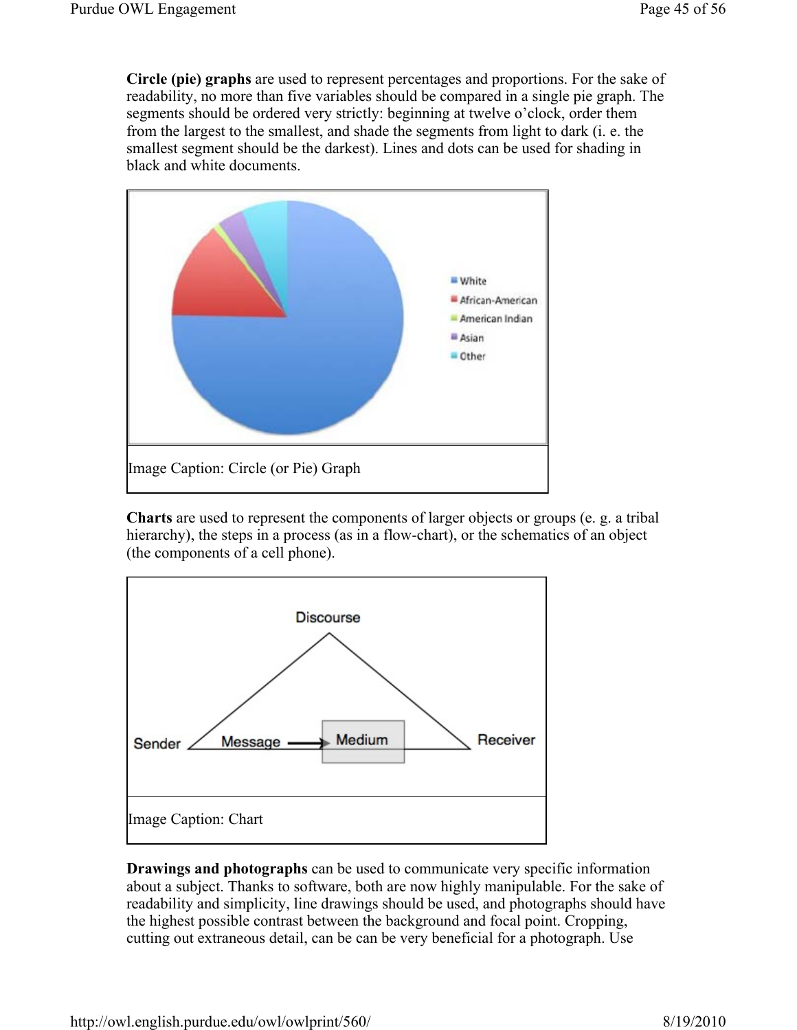**Circle (pie) graphs** are used to represent percentages and proportions. For the sake of readability, no more than five variables should be compared in a single pie graph. The segments should be ordered very strictly: beginning at twelve o'clock, order them from the largest to the smallest, and shade the segments from light to dark (i. e. the smallest segment should be the darkest). Lines and dots can be used for shading in black and white documents.

| Image Caption: Circle (or Pie) Graph |
|---|

**Charts** are used to represent the components of larger objects or groups (e. g. a tribal hierarchy), the steps in a process (as in a flow-chart), or the schematics of an object (the components of a cell phone).

| Image Caption: Chart |
|---|

**Drawings and photographs** can be used to communicate very specific information about a subject. Thanks to software, both are now highly manipulable. For the sake of readability and simplicity, line drawings should be used, and photographs should have the highest possible contrast between the background and focal point. Cropping, cutting out extraneous detail, can be can be very beneficial for a photograph. Use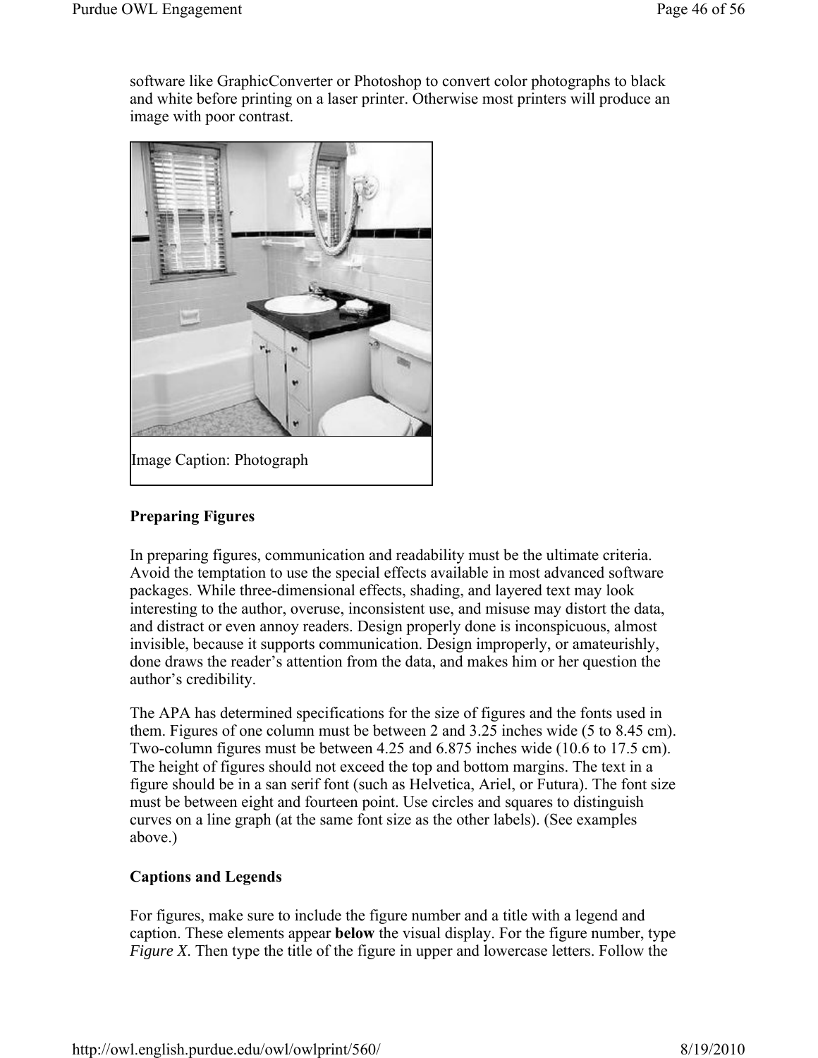software like GraphicConverter or Photoshop to convert color photographs to black and white before printing on a laser printer. Otherwise most printers will produce an image with poor contrast.

Image Caption: Photograph

**Preparing Figures**

In preparing figures, communication and readability must be the ultimate criteria. Avoid the temptation to use the special effects available in most advanced software packages. While three-dimensional effects, shading, and layered text may look interesting to the author, overuse, inconsistent use, and misuse may distort the data, and distract or even annoy readers. Design properly done is inconspicuous, almost invisible, because it supports communication. Design improperly, or amateurishly, done draws the reader's attention from the data, and makes him or her question the author's credibility.

The APA has determined specifications for the size of figures and the fonts used in them. Figures of one column must be between 2 and 3.25 inches wide (5 to 8.45 cm). Two-column figures must be between 4.25 and 6.875 inches wide (10.6 to 17.5 cm). The height of figures should not exceed the top and bottom margins. The text in a figure should be in a san serif font (such as Helvetica, Ariel, or Futura). The font size must be between eight and fourteen point. Use circles and squares to distinguish curves on a line graph (at the same font size as the other labels). (See examples above.)

**Captions and Legends**

For figures, make sure to include the figure number and a title with a legend and caption. These elements appear **below** the visual display. For the figure number, type *Figure X*. Then type the title of the figure in upper and lowercase letters. Follow the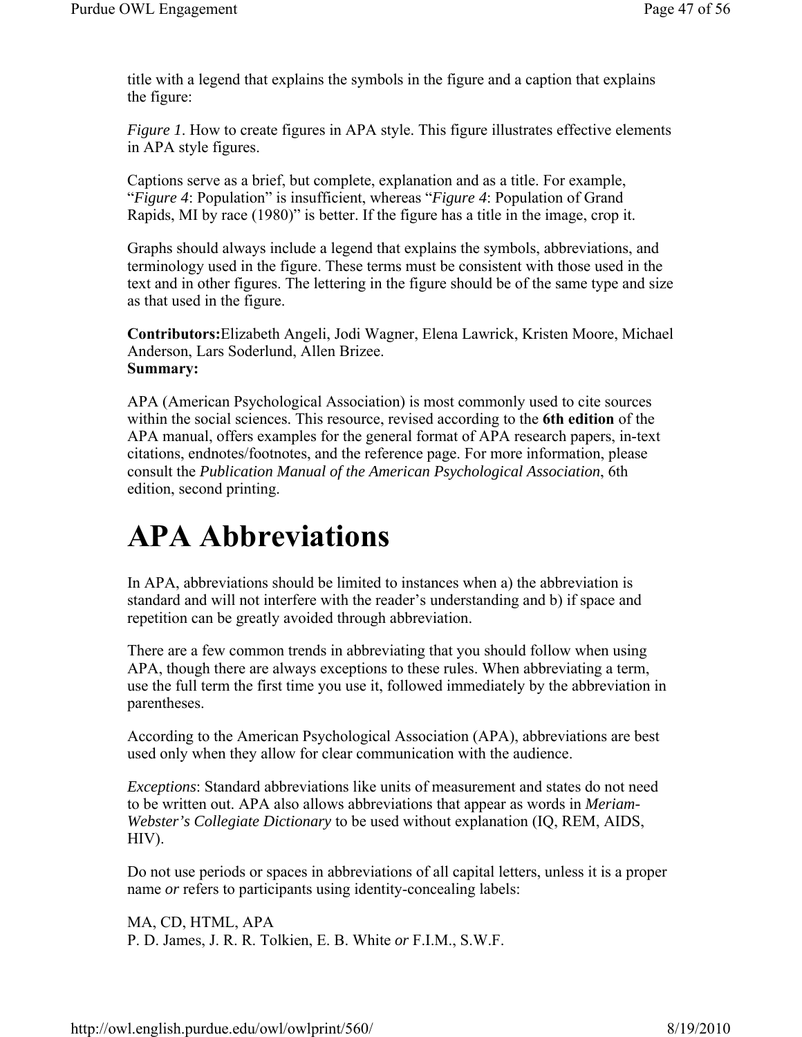title with a legend that explains the symbols in the figure and a caption that explains the figure:

*Figure 1*. How to create figures in APA style. This figure illustrates effective elements in APA style figures.

Captions serve as a brief, but complete, explanation and as a title. For example, "*Figure 4*: Population" is insufficient, whereas "*Figure 4*: Population of Grand Rapids, MI by race (1980)" is better. If the figure has a title in the image, crop it.

Graphs should always include a legend that explains the symbols, abbreviations, and terminology used in the figure. These terms must be consistent with those used in the text and in other figures. The lettering in the figure should be of the same type and size as that used in the figure.

**Contributors:**Elizabeth Angeli, Jodi Wagner, Elena Lawrick, Kristen Moore, Michael Anderson, Lars Soderlund, Allen Brizee.
**Summary:**

APA (American Psychological Association) is most commonly used to cite sources within the social sciences. This resource, revised according to the **6th edition** of the APA manual, offers examples for the general format of APA research papers, in-text citations, endnotes/footnotes, and the reference page. For more information, please consult the *Publication Manual of the American Psychological Association*, 6th edition, second printing.

# APA Abbreviations

In APA, abbreviations should be limited to instances when a) the abbreviation is standard and will not interfere with the reader's understanding and b) if space and repetition can be greatly avoided through abbreviation.

There are a few common trends in abbreviating that you should follow when using APA, though there are always exceptions to these rules. When abbreviating a term, use the full term the first time you use it, followed immediately by the abbreviation in parentheses.

According to the American Psychological Association (APA), abbreviations are best used only when they allow for clear communication with the audience.

*Exceptions*: Standard abbreviations like units of measurement and states do not need to be written out. APA also allows abbreviations that appear as words in *Meriam-Webster's Collegiate Dictionary* to be used without explanation (IQ, REM, AIDS, HIV).

Do not use periods or spaces in abbreviations of all capital letters, unless it is a proper name *or* refers to participants using identity-concealing labels:

MA, CD, HTML, APA
P. D. James, J. R. R. Tolkien, E. B. White *or* F.I.M., S.W.F.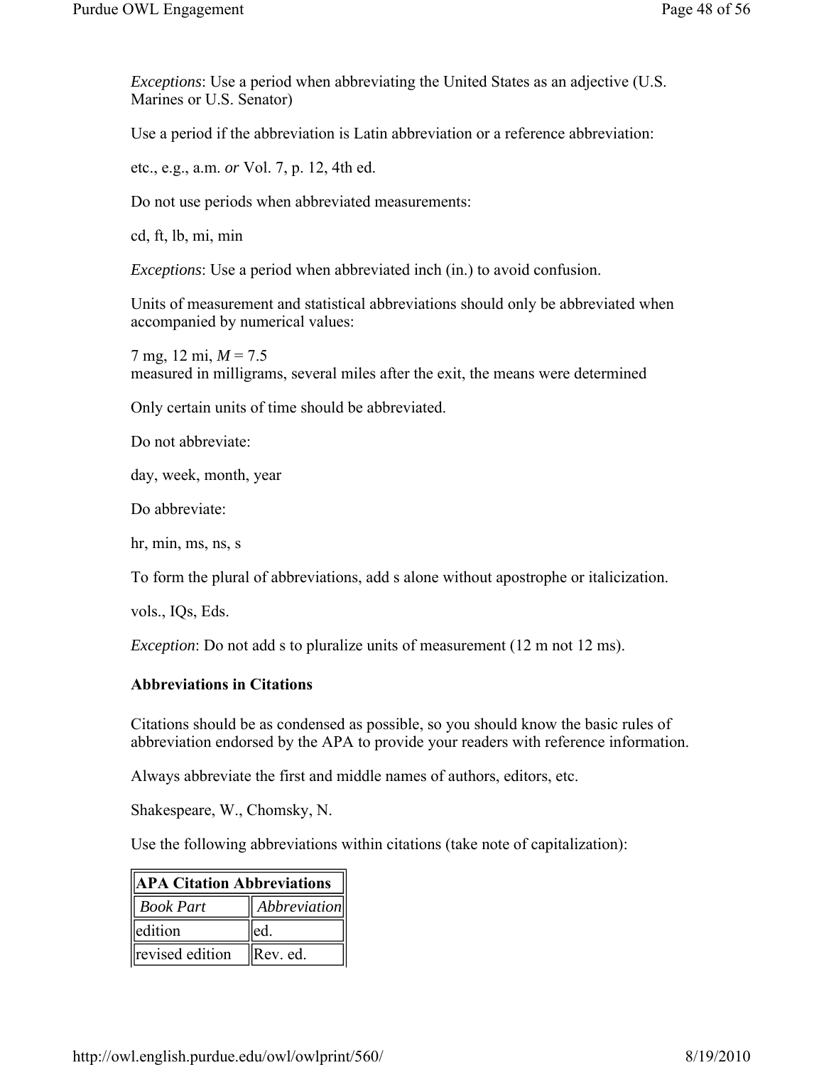*Exceptions*: Use a period when abbreviating the United States as an adjective (U.S. Marines or U.S. Senator)

Use a period if the abbreviation is Latin abbreviation or a reference abbreviation:

etc., e.g., a.m. *or* Vol. 7, p. 12, 4th ed.

Do not use periods when abbreviated measurements:

cd, ft, lb, mi, min

*Exceptions*: Use a period when abbreviated inch (in.) to avoid confusion.

Units of measurement and statistical abbreviations should only be abbreviated when accompanied by numerical values:

7 mg, 12 mi, $M = 7.5$
measured in milligrams, several miles after the exit, the means were determined

Only certain units of time should be abbreviated.

Do not abbreviate:

day, week, month, year

Do abbreviate:

hr, min, ms, ns, s

To form the plural of abbreviations, add s alone without apostrophe or italicization.

vols., IQs, Eds.

*Exception*: Do not add s to pluralize units of measurement (12 m not 12 ms).

### Abbreviations in Citations

Citations should be as condensed as possible, so you should know the basic rules of abbreviation endorsed by the APA to provide your readers with reference information.

Always abbreviate the first and middle names of authors, editors, etc.

Shakespeare, W., Chomsky, N.

Use the following abbreviations within citations (take note of capitalization):

| **APA Citation Abbreviations** | |
|---|---|
| *Book Part* | *Abbreviation* |
| edition | ed. |
| revised edition | Rev. ed. |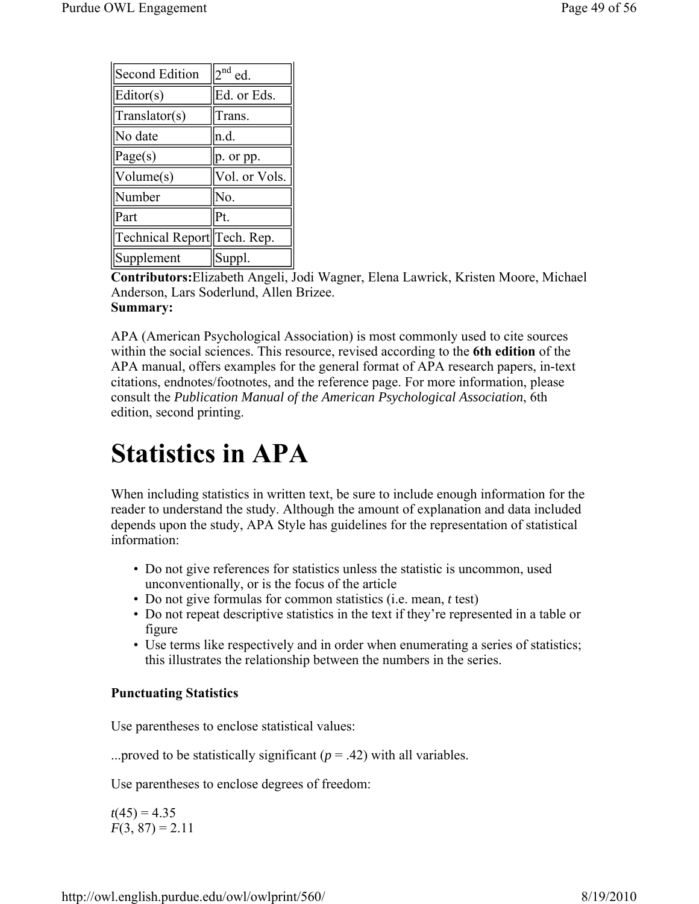| Second Edition | $2^{nd}$ ed. |
|---|---|
| Editor(s) | Ed. or Eds. |
| Translator(s) | Trans. |
| No date | n.d. |
| Page(s) | p. or pp. |
| Volume(s) | Vol. or Vols. |
| Number | No. |
| Part | Pt. |
| Technical Report | Tech. Rep. |
| Supplement | Suppl. |

**Contributors:**Elizabeth Angeli, Jodi Wagner, Elena Lawrick, Kristen Moore, Michael Anderson, Lars Soderlund, Allen Brizee.
**Summary:**

APA (American Psychological Association) is most commonly used to cite sources within the social sciences. This resource, revised according to the **6th edition** of the APA manual, offers examples for the general format of APA research papers, in-text citations, endnotes/footnotes, and the reference page. For more information, please consult the *Publication Manual of the American Psychological Association*, 6th edition, second printing.

# Statistics in APA

When including statistics in written text, be sure to include enough information for the reader to understand the study. Although the amount of explanation and data included depends upon the study, APA Style has guidelines for the representation of statistical information:

- Do not give references for statistics unless the statistic is uncommon, used unconventionally, or is the focus of the article
- Do not give formulas for common statistics (i.e. mean, *t* test)
- Do not repeat descriptive statistics in the text if they're represented in a table or figure
- Use terms like respectively and in order when enumerating a series of statistics; this illustrates the relationship between the numbers in the series.

**Punctuating Statistics**

Use parentheses to enclose statistical values:

...proved to be statistically significant ($p = .42$) with all variables.

Use parentheses to enclose degrees of freedom:

$t(45) = 4.35$
$F(3, 87) = 2.11$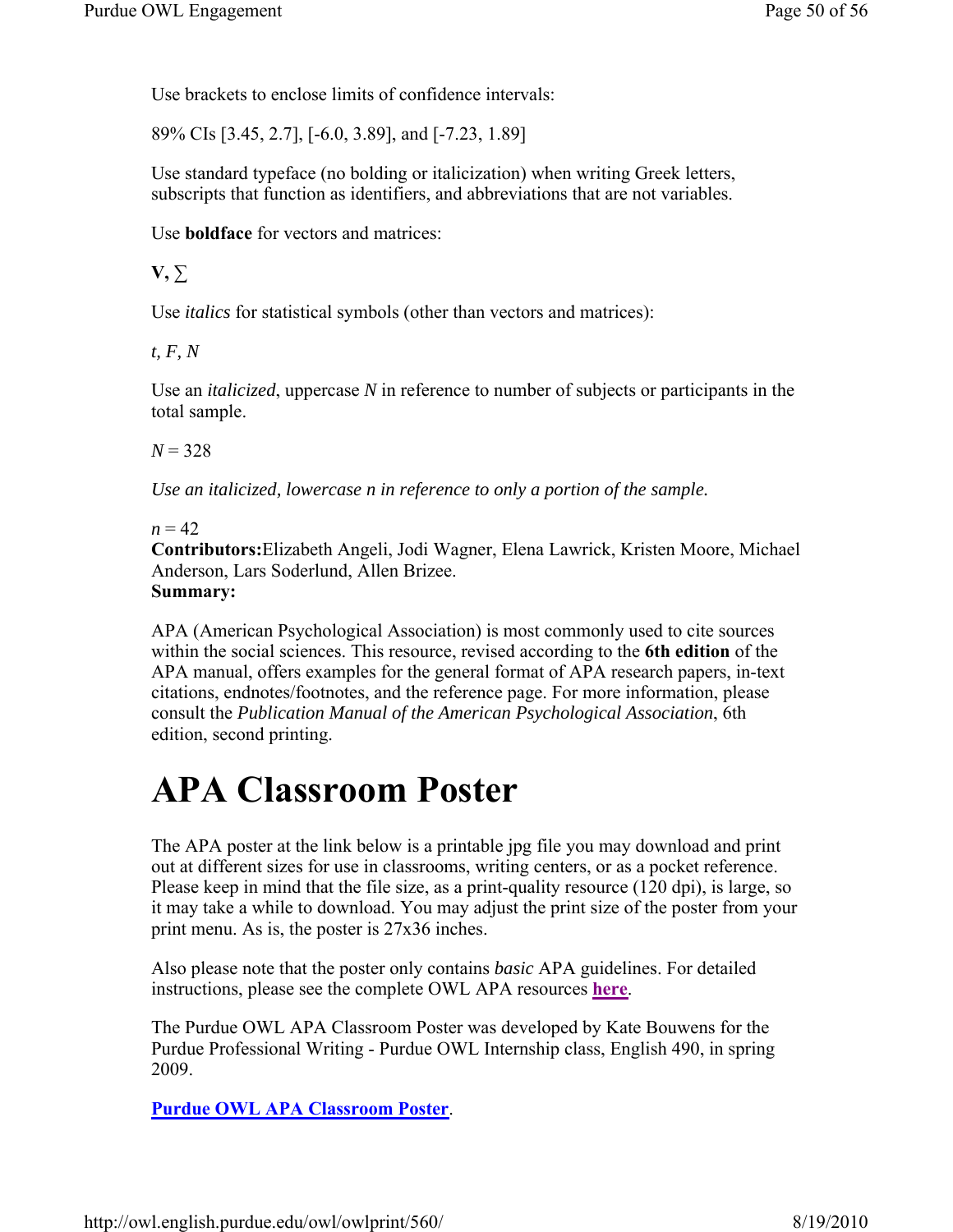Use brackets to enclose limits of confidence intervals:

89% CIs [3.45, 2.7], [-6.0, 3.89], and [-7.23, 1.89]

Use standard typeface (no bolding or italicization) when writing Greek letters, subscripts that function as identifiers, and abbreviations that are not variables.

Use **boldface** for vectors and matrices:

**V,** ∑

Use *italics* for statistical symbols (other than vectors and matrices):

*t, F, N*

Use an *italicized*, uppercase *N* in reference to number of subjects or participants in the total sample.

$N = 328$

*Use an italicized, lowercase n in reference to only a portion of the sample.*

$n = 42$

**Contributors:**Elizabeth Angeli, Jodi Wagner, Elena Lawrick, Kristen Moore, Michael Anderson, Lars Soderlund, Allen Brizee.

**Summary:**

APA (American Psychological Association) is most commonly used to cite sources within the social sciences. This resource, revised according to the **6th edition** of the APA manual, offers examples for the general format of APA research papers, in-text citations, endnotes/footnotes, and the reference page. For more information, please consult the *Publication Manual of the American Psychological Association*, 6th edition, second printing.

# APA Classroom Poster

The APA poster at the link below is a printable jpg file you may download and print out at different sizes for use in classrooms, writing centers, or as a pocket reference. Please keep in mind that the file size, as a print-quality resource (120 dpi), is large, so it may take a while to download. You may adjust the print size of the poster from your print menu. As is, the poster is 27x36 inches.

Also please note that the poster only contains *basic* APA guidelines. For detailed instructions, please see the complete OWL APA resources **here**.

The Purdue OWL APA Classroom Poster was developed by Kate Bouwens for the Purdue Professional Writing - Purdue OWL Internship class, English 490, in spring 2009.

**Purdue OWL APA Classroom Poster**.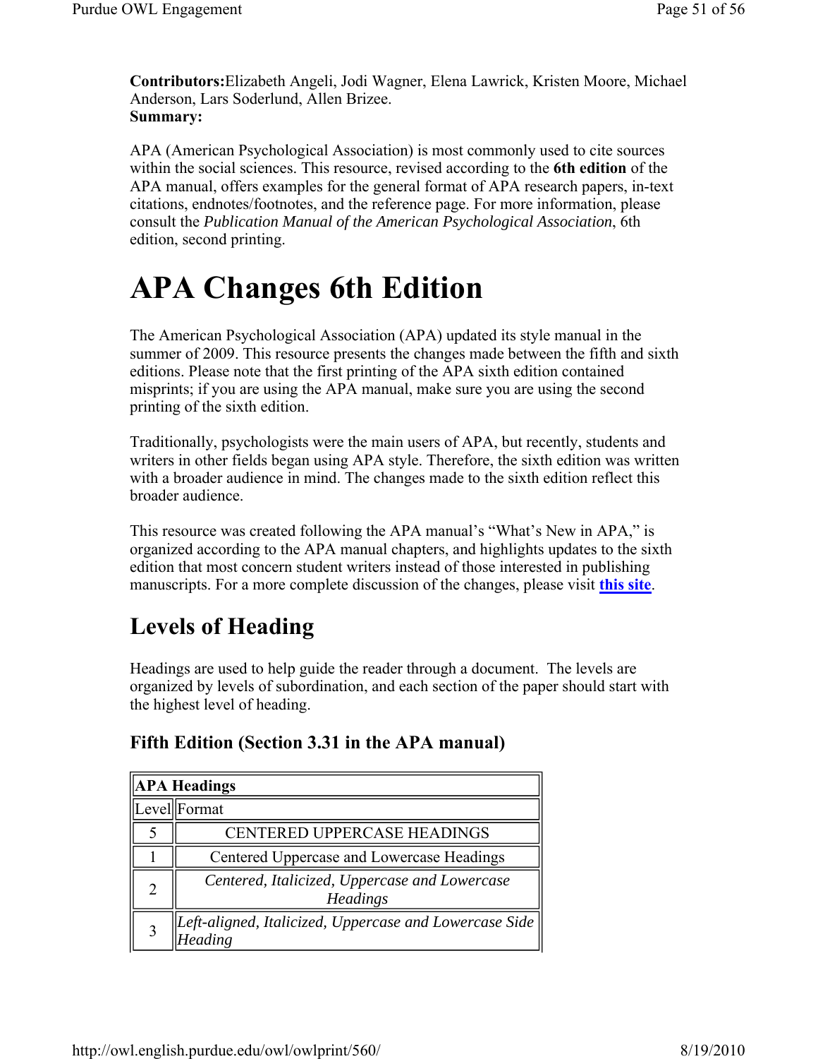**Contributors:**Elizabeth Angeli, Jodi Wagner, Elena Lawrick, Kristen Moore, Michael Anderson, Lars Soderlund, Allen Brizee.
**Summary:**

APA (American Psychological Association) is most commonly used to cite sources within the social sciences. This resource, revised according to the **6th edition** of the APA manual, offers examples for the general format of APA research papers, in-text citations, endnotes/footnotes, and the reference page. For more information, please consult the *Publication Manual of the American Psychological Association*, 6th edition, second printing.

# APA Changes 6th Edition

The American Psychological Association (APA) updated its style manual in the summer of 2009. This resource presents the changes made between the fifth and sixth editions. Please note that the first printing of the APA sixth edition contained misprints; if you are using the APA manual, make sure you are using the second printing of the sixth edition.

Traditionally, psychologists were the main users of APA, but recently, students and writers in other fields began using APA style. Therefore, the sixth edition was written with a broader audience in mind. The changes made to the sixth edition reflect this broader audience.

This resource was created following the APA manual's "What's New in APA," is organized according to the APA manual chapters, and highlights updates to the sixth edition that most concern student writers instead of those interested in publishing manuscripts. For a more complete discussion of the changes, please visit **this site**.

## Levels of Heading

Headings are used to help guide the reader through a document. The levels are organized by levels of subordination, and each section of the paper should start with the highest level of heading.

### Fifth Edition (Section 3.31 in the APA manual)

| **APA Headings** | |
|---|---|
| Level | Format |
| 5 | CENTERED UPPERCASE HEADINGS |
| 1 | Centered Uppercase and Lowercase Headings |
| 2 | *Centered, Italicized, Uppercase and Lowercase Headings* |
| 3 | *Left-aligned, Italicized, Uppercase and Lowercase Side Heading* |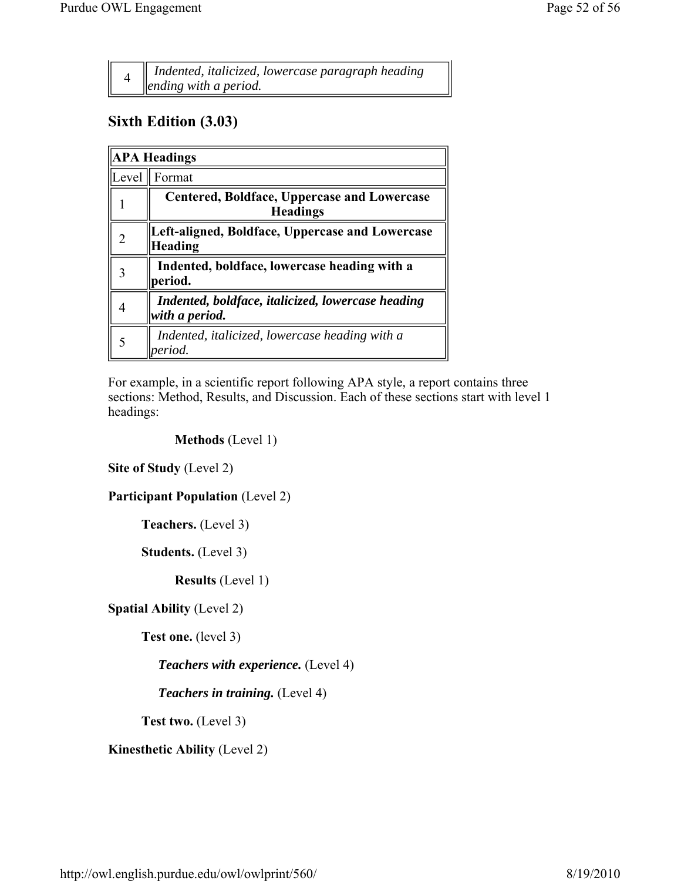| 4 | *Indented, italicized, lowercase paragraph heading ending with a period.* |
|---|---|

## Sixth Edition (3.03)

| APA Headings | |
|---|---|
| Level | Format |
| 1 | **Centered, Boldface, Uppercase and Lowercase Headings** |
| 2 | **Left-aligned, Boldface, Uppercase and Lowercase Heading** |
| 3 | **Indented, boldface, lowercase heading with a period.** |
| 4 | ***Indented, boldface, italicized, lowercase heading with a period.*** |
| 5 | *Indented, italicized, lowercase heading with a period.* |

For example, in a scientific report following APA style, a report contains three sections: Method, Results, and Discussion. Each of these sections start with level 1 headings:

**Methods** (Level 1)

**Site of Study** (Level 2)

**Participant Population** (Level 2)

**Teachers.** (Level 3)

**Students.** (Level 3)

**Results** (Level 1)

**Spatial Ability** (Level 2)

**Test one.** (level 3)

***Teachers with experience.*** (Level 4)

***Teachers in training.*** (Level 4)

**Test two.** (Level 3)

**Kinesthetic Ability** (Level 2)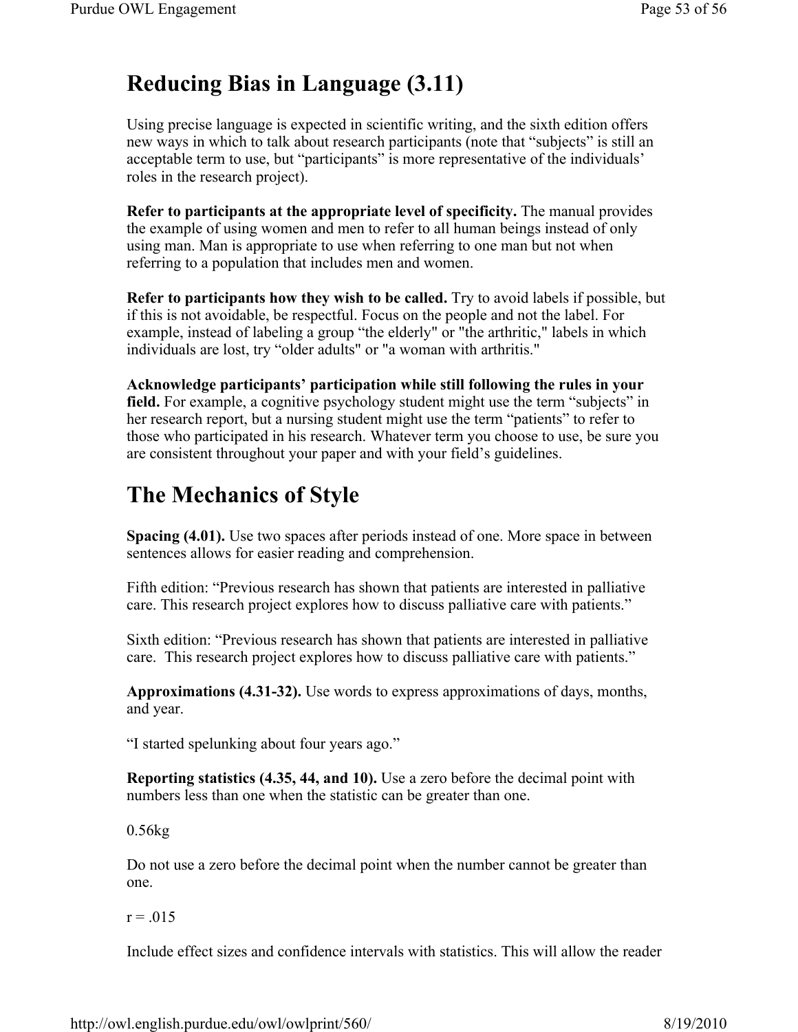# Reducing Bias in Language (3.11)

Using precise language is expected in scientific writing, and the sixth edition offers new ways in which to talk about research participants (note that "subjects" is still an acceptable term to use, but "participants" is more representative of the individuals' roles in the research project).

**Refer to participants at the appropriate level of specificity.** The manual provides the example of using women and men to refer to all human beings instead of only using man. Man is appropriate to use when referring to one man but not when referring to a population that includes men and women.

**Refer to participants how they wish to be called.** Try to avoid labels if possible, but if this is not avoidable, be respectful. Focus on the people and not the label. For example, instead of labeling a group "the elderly" or "the arthritic," labels in which individuals are lost, try "older adults" or "a woman with arthritis."

**Acknowledge participants' participation while still following the rules in your field.** For example, a cognitive psychology student might use the term "subjects" in her research report, but a nursing student might use the term "patients" to refer to those who participated in his research. Whatever term you choose to use, be sure you are consistent throughout your paper and with your field's guidelines.

# The Mechanics of Style

**Spacing (4.01).** Use two spaces after periods instead of one. More space in between sentences allows for easier reading and comprehension.

Fifth edition: "Previous research has shown that patients are interested in palliative care. This research project explores how to discuss palliative care with patients."

Sixth edition: "Previous research has shown that patients are interested in palliative care.  This research project explores how to discuss palliative care with patients."

**Approximations (4.31-32).** Use words to express approximations of days, months, and year.

"I started spelunking about four years ago."

**Reporting statistics (4.35, 44, and 10).** Use a zero before the decimal point with numbers less than one when the statistic can be greater than one.

0.56kg

Do not use a zero before the decimal point when the number cannot be greater than one.

$r = .015$

Include effect sizes and confidence intervals with statistics. This will allow the reader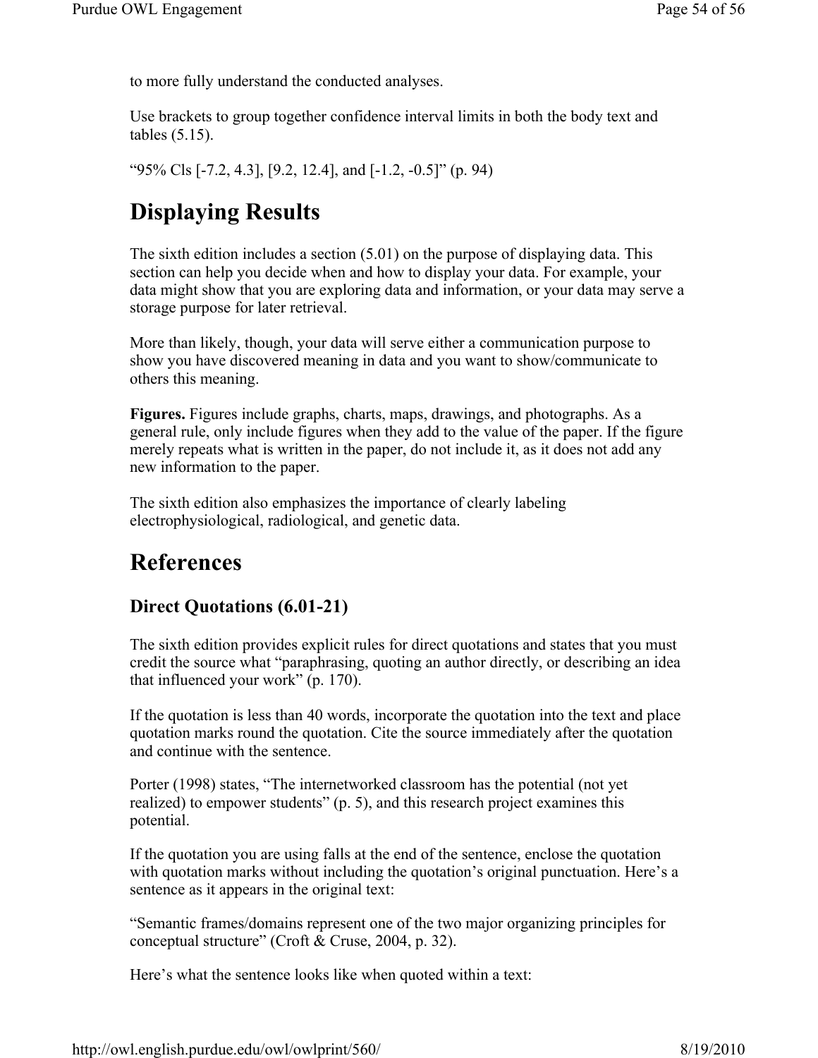to more fully understand the conducted analyses.

Use brackets to group together confidence interval limits in both the body text and tables (5.15).

“95% Cls [-7.2, 4.3], [9.2, 12.4], and [-1.2, -0.5]” (p. 94)

# Displaying Results

The sixth edition includes a section (5.01) on the purpose of displaying data. This section can help you decide when and how to display your data. For example, your data might show that you are exploring data and information, or your data may serve a storage purpose for later retrieval.

More than likely, though, your data will serve either a communication purpose to show you have discovered meaning in data and you want to show/communicate to others this meaning.

**Figures.** Figures include graphs, charts, maps, drawings, and photographs. As a general rule, only include figures when they add to the value of the paper. If the figure merely repeats what is written in the paper, do not include it, as it does not add any new information to the paper.

The sixth edition also emphasizes the importance of clearly labeling electrophysiological, radiological, and genetic data.

# References

## Direct Quotations (6.01-21)

The sixth edition provides explicit rules for direct quotations and states that you must credit the source what “paraphrasing, quoting an author directly, or describing an idea that influenced your work” (p. 170).

If the quotation is less than 40 words, incorporate the quotation into the text and place quotation marks round the quotation. Cite the source immediately after the quotation and continue with the sentence.

Porter (1998) states, “The internetworked classroom has the potential (not yet realized) to empower students” (p. 5), and this research project examines this potential.

If the quotation you are using falls at the end of the sentence, enclose the quotation with quotation marks without including the quotation’s original punctuation. Here’s a sentence as it appears in the original text:

“Semantic frames/domains represent one of the two major organizing principles for conceptual structure” (Croft & Cruse, 2004, p. 32).

Here’s what the sentence looks like when quoted within a text: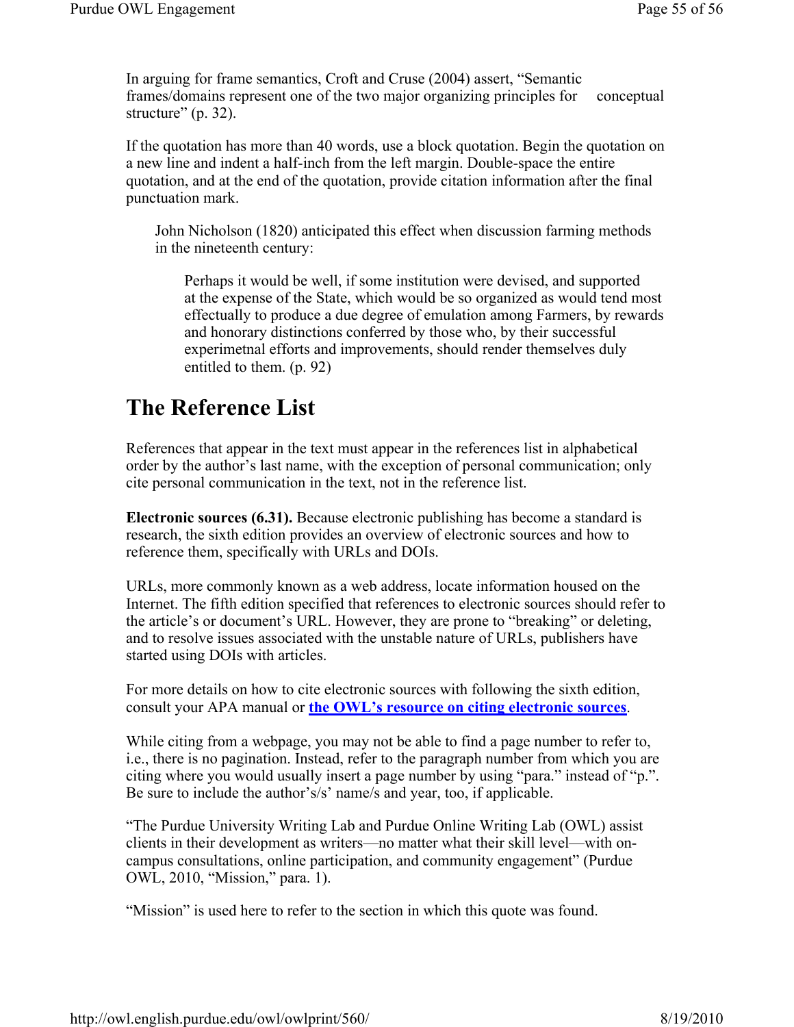In arguing for frame semantics, Croft and Cruse (2004) assert, “Semantic frames/domains represent one of the two major organizing principles for conceptual structure” (p. 32).

If the quotation has more than 40 words, use a block quotation. Begin the quotation on a new line and indent a half-inch from the left margin. Double-space the entire quotation, and at the end of the quotation, provide citation information after the final punctuation mark.

> John Nicholson (1820) anticipated this effect when discussion farming methods in the nineteenth century:
>
> > Perhaps it would be well, if some institution were devised, and supported at the expense of the State, which would be so organized as would tend most effectually to produce a due degree of emulation among Farmers, by rewards and honorary distinctions conferred by those who, by their successful experimetnal efforts and improvements, should render themselves duly entitled to them. (p. 92)

## The Reference List

References that appear in the text must appear in the references list in alphabetical order by the author’s last name, with the exception of personal communication; only cite personal communication in the text, not in the reference list.

**Electronic sources (6.31).** Because electronic publishing has become a standard is research, the sixth edition provides an overview of electronic sources and how to reference them, specifically with URLs and DOIs.

URLs, more commonly known as a web address, locate information housed on the Internet. The fifth edition specified that references to electronic sources should refer to the article’s or document’s URL. However, they are prone to “breaking” or deleting, and to resolve issues associated with the unstable nature of URLs, publishers have started using DOIs with articles.

For more details on how to cite electronic sources with following the sixth edition, consult your APA manual or **the OWL’s resource on citing electronic sources**.

While citing from a webpage, you may not be able to find a page number to refer to, i.e., there is no pagination. Instead, refer to the paragraph number from which you are citing where you would usually insert a page number by using “para.” instead of “p.”. Be sure to include the author’s/s’ name/s and year, too, if applicable.

“The Purdue University Writing Lab and Purdue Online Writing Lab (OWL) assist clients in their development as writers—no matter what their skill level—with on-campus consultations, online participation, and community engagement” (Purdue OWL, 2010, “Mission,” para. 1).

“Mission” is used here to refer to the section in which this quote was found.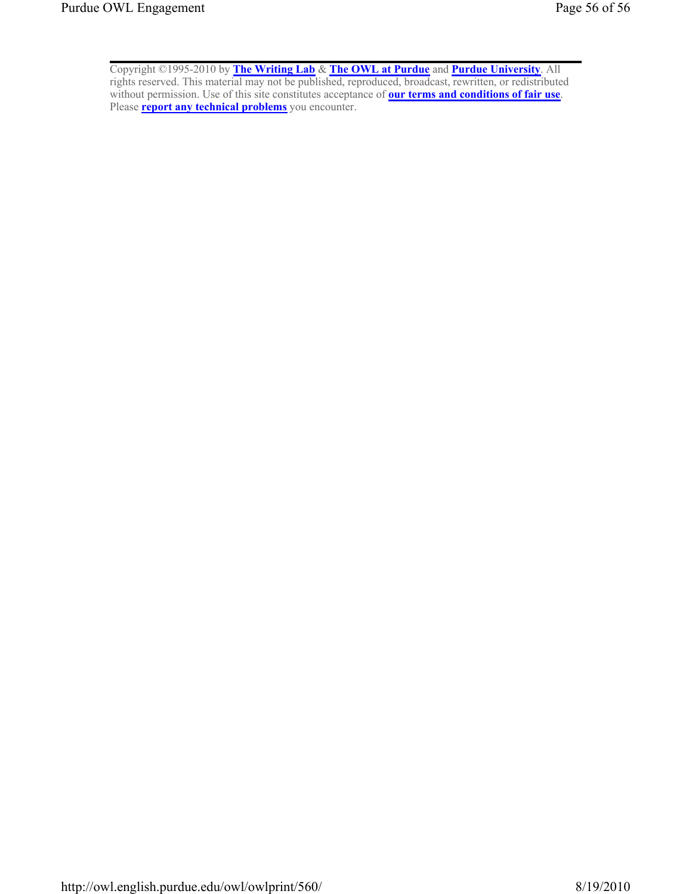---

Copyright ©1995-2010 by **The Writing Lab** & **The OWL at Purdue** and **Purdue University**. All rights reserved. This material may not be published, reproduced, broadcast, rewritten, or redistributed without permission. Use of this site constitutes acceptance of **our terms and conditions of fair use**. Please **report any technical problems** you encounter.